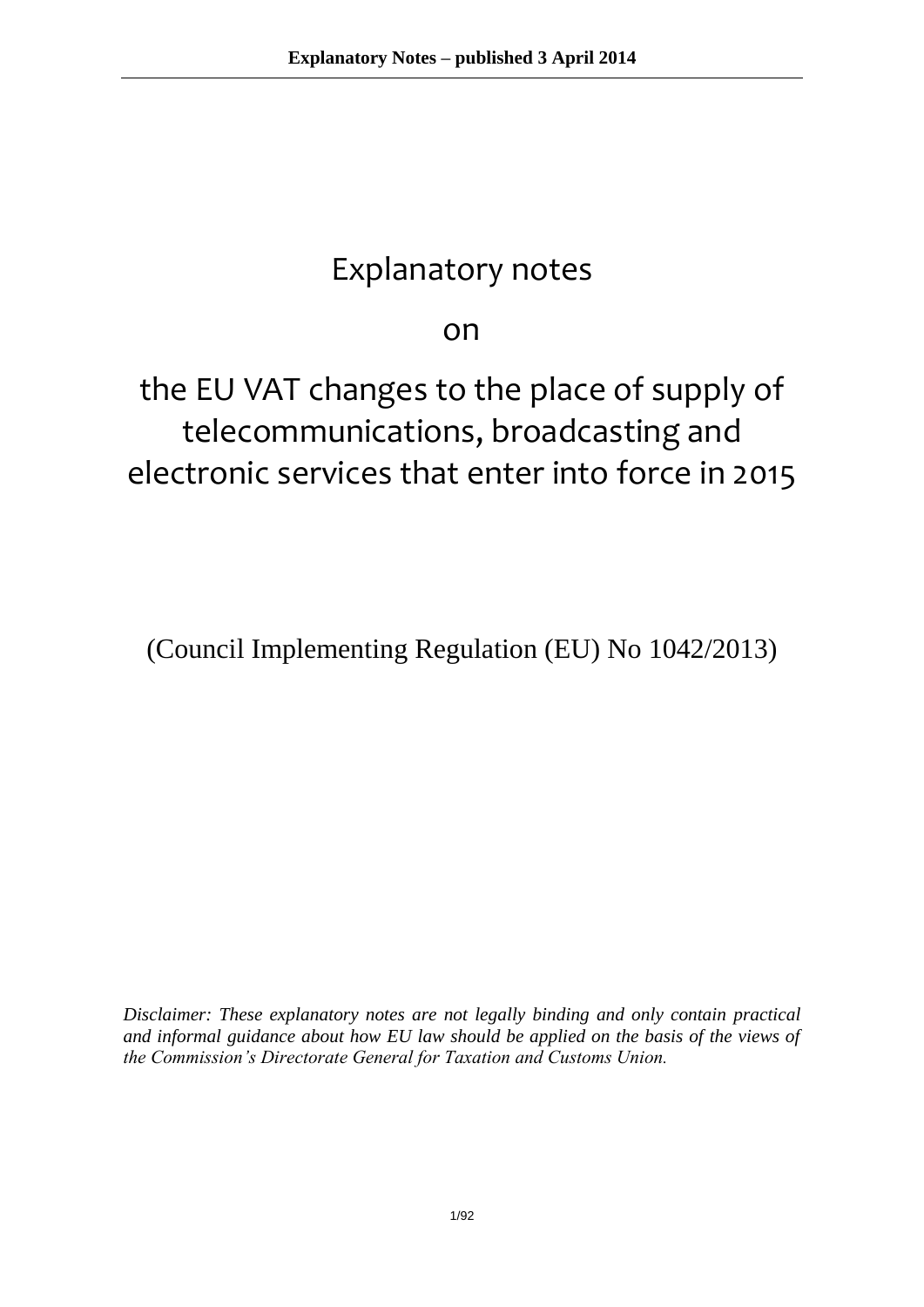# Explanatory notes

on

# the EU VAT changes to the place of supply of telecommunications, broadcasting and electronic services that enter into force in 2015

(Council Implementing Regulation (EU) No 1042/2013)

*Disclaimer: These explanatory notes are not legally binding and only contain practical and informal guidance about how EU law should be applied on the basis of the views of the Commission's Directorate General for Taxation and Customs Union.*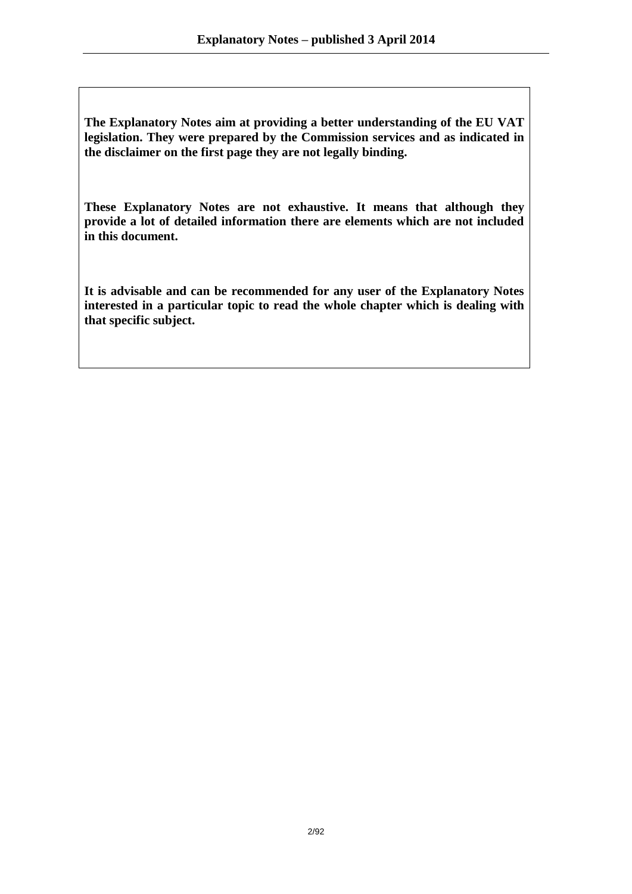**The Explanatory Notes aim at providing a better understanding of the EU VAT legislation. They were prepared by the Commission services and as indicated in the disclaimer on the first page they are not legally binding.**

**These Explanatory Notes are not exhaustive. It means that although they provide a lot of detailed information there are elements which are not included in this document.**

**It is advisable and can be recommended for any user of the Explanatory Notes interested in a particular topic to read the whole chapter which is dealing with that specific subject.**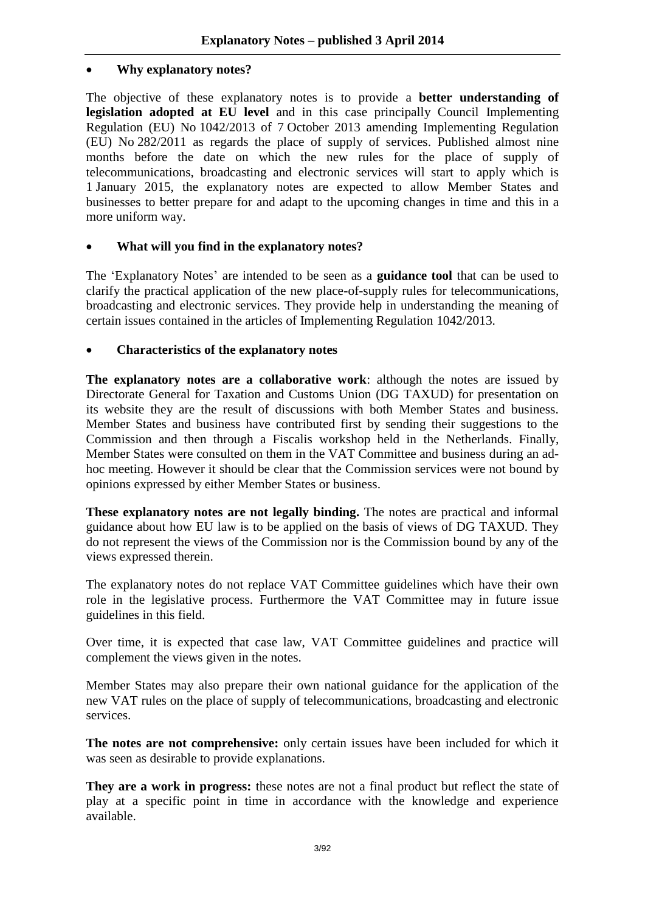- **Why explanatory notes?**

The objective of these explanatory notes is to provide a **better understanding of legislation adopted at EU level** and in this case principally Council Implementing Regulation (EU) No 1042/2013 of 7 October 2013 amending Implementing Regulation (EU) No 282/2011 as regards the place of supply of services. Published almost nine months before the date on which the new rules for the place of supply of telecommunications, broadcasting and electronic services will start to apply which is 1 January 2015, the explanatory notes are expected to allow Member States and businesses to better prepare for and adapt to the upcoming changes in time and this in a more uniform way.

- **What will you find in the explanatory notes?**

The 'Explanatory Notes' are intended to be seen as a **guidance tool** that can be used to clarify the practical application of the new place-of-supply rules for telecommunications, broadcasting and electronic services. They provide help in understanding the meaning of certain issues contained in the articles of Implementing Regulation 1042/2013.

- **Characteristics of the explanatory notes**

**The explanatory notes are a collaborative work**: although the notes are issued by Directorate General for Taxation and Customs Union (DG TAXUD) for presentation on its website they are the result of discussions with both Member States and business. Member States and business have contributed first by sending their suggestions to the Commission and then through a Fiscalis workshop held in the Netherlands. Finally, Member States were consulted on them in the VAT Committee and business during an ad-hoc meeting. However it should be clear that the Commission services were not bound by opinions expressed by either Member States or business.

**These explanatory notes are not legally binding.** The notes are practical and informal guidance about how EU law is to be applied on the basis of views of DG TAXUD. They do not represent the views of the Commission nor is the Commission bound by any of the views expressed therein.

The explanatory notes do not replace VAT Committee guidelines which have their own role in the legislative process. Furthermore the VAT Committee may in future issue guidelines in this field.

Over time, it is expected that case law, VAT Committee guidelines and practice will complement the views given in the notes.

Member States may also prepare their own national guidance for the application of the new VAT rules on the place of supply of telecommunications, broadcasting and electronic services.

**The notes are not comprehensive:** only certain issues have been included for which it was seen as desirable to provide explanations.

**They are a work in progress:** these notes are not a final product but reflect the state of play at a specific point in time in accordance with the knowledge and experience available.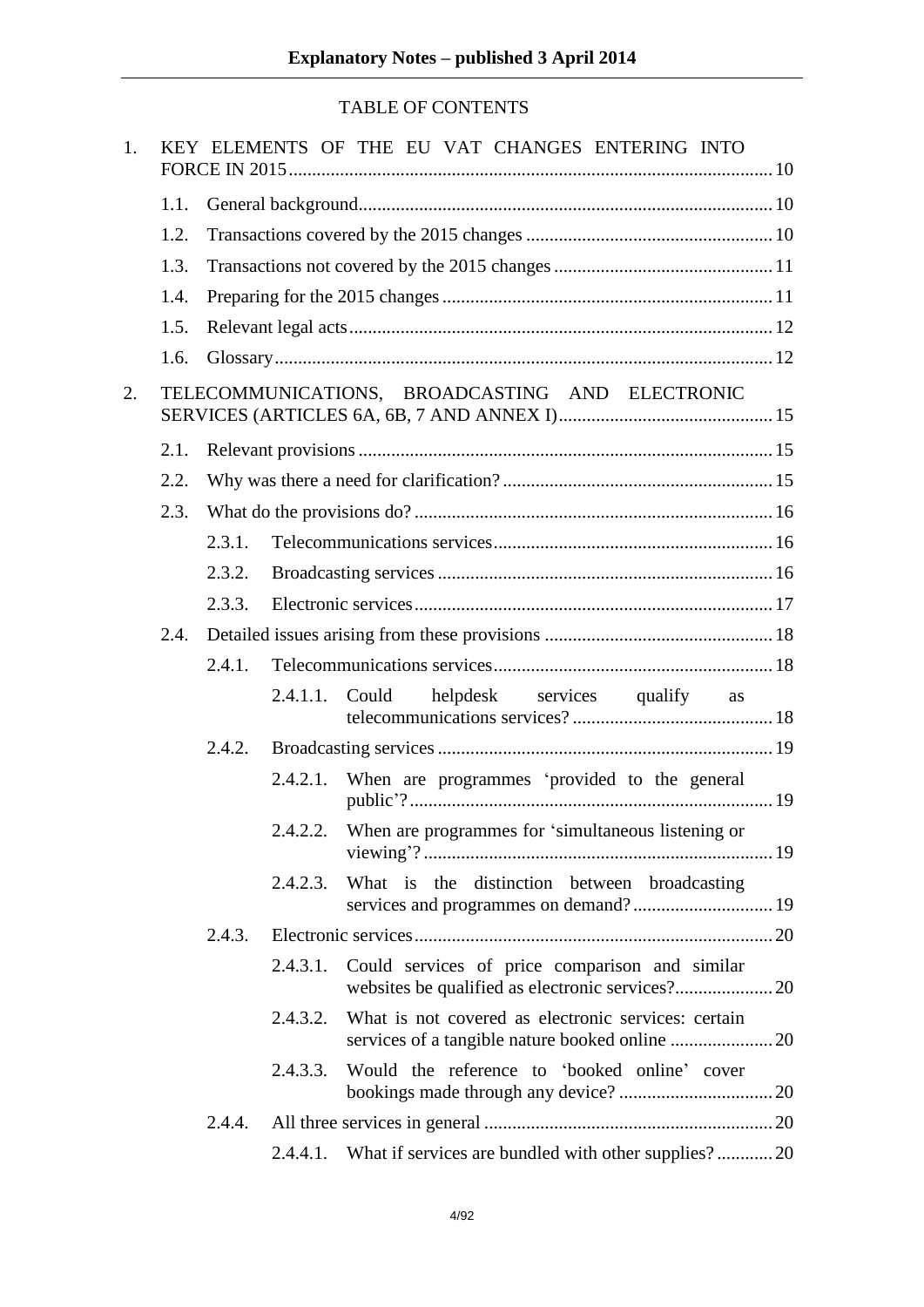TABLE OF CONTENTS

1. KEY ELEMENTS OF THE EU VAT CHANGES ENTERING INTO FORCE IN 2015 ........ 10
   - 1.1. General background ........ 10
   - 1.2. Transactions covered by the 2015 changes ........ 10
   - 1.3. Transactions not covered by the 2015 changes ........ 11
   - 1.4. Preparing for the 2015 changes ........ 11
   - 1.5. Relevant legal acts ........ 12
   - 1.6. Glossary ........ 12
2. TELECOMMUNICATIONS, BROADCASTING AND ELECTRONIC SERVICES (ARTICLES 6A, 6B, 7 AND ANNEX I) ........ 15
   - 2.1. Relevant provisions ........ 15
   - 2.2. Why was there a need for clarification? ........ 15
   - 2.3. What do the provisions do? ........ 16
     - 2.3.1. Telecommunications services ........ 16
     - 2.3.2. Broadcasting services ........ 16
     - 2.3.3. Electronic services ........ 17
   - 2.4. Detailed issues arising from these provisions ........ 18
     - 2.4.1. Telecommunications services ........ 18
       - 2.4.1.1. Could helpdesk services qualify as telecommunications services? ........ 18
     - 2.4.2. Broadcasting services ........ 19
       - 2.4.2.1. When are programmes 'provided to the general public'? ........ 19
       - 2.4.2.2. When are programmes for 'simultaneous listening or viewing'? ........ 19
       - 2.4.2.3. What is the distinction between broadcasting services and programmes on demand? ........ 19
     - 2.4.3. Electronic services ........ 20
       - 2.4.3.1. Could services of price comparison and similar websites be qualified as electronic services? ........ 20
       - 2.4.3.2. What is not covered as electronic services: certain services of a tangible nature booked online ........ 20
       - 2.4.3.3. Would the reference to 'booked online' cover bookings made through any device? ........ 20
     - 2.4.4. All three services in general ........ 20
       - 2.4.4.1. What if services are bundled with other supplies? ........ 20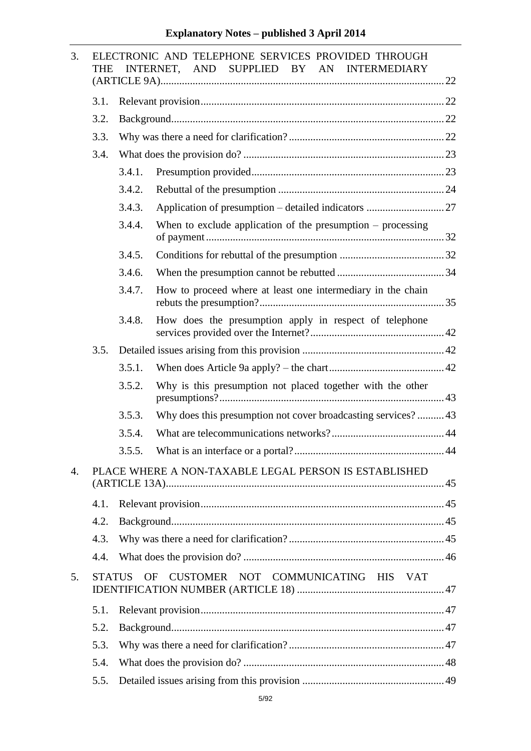3. ELECTRONIC AND TELEPHONE SERVICES PROVIDED THROUGH THE INTERNET, AND SUPPLIED BY AN INTERMEDIARY (ARTICLE 9A)........22
   - 3.1. Relevant provision........22
   - 3.2. Background........22
   - 3.3. Why was there a need for clarification?........22
   - 3.4. What does the provision do?........23
     - 3.4.1. Presumption provided........23
     - 3.4.2. Rebuttal of the presumption........24
     - 3.4.3. Application of presumption – detailed indicators........27
     - 3.4.4. When to exclude application of the presumption – processing of payment........32
     - 3.4.5. Conditions for rebuttal of the presumption........32
     - 3.4.6. When the presumption cannot be rebutted........34
     - 3.4.7. How to proceed where at least one intermediary in the chain rebuts the presumption?........35
     - 3.4.8. How does the presumption apply in respect of telephone services provided over the Internet?........42
   - 3.5. Detailed issues arising from this provision........42
     - 3.5.1. When does Article 9a apply? – the chart........42
     - 3.5.2. Why is this presumption not placed together with the other presumptions?........43
     - 3.5.3. Why does this presumption not cover broadcasting services?........43
     - 3.5.4. What are telecommunications networks?........44
     - 3.5.5. What is an interface or a portal?........44

4. PLACE WHERE A NON-TAXABLE LEGAL PERSON IS ESTABLISHED (ARTICLE 13A)........45
   - 4.1. Relevant provision........45
   - 4.2. Background........45
   - 4.3. Why was there a need for clarification?........45
   - 4.4. What does the provision do?........46

5. STATUS OF CUSTOMER NOT COMMUNICATING HIS VAT IDENTIFICATION NUMBER (ARTICLE 18)........47
   - 5.1. Relevant provision........47
   - 5.2. Background........47
   - 5.3. Why was there a need for clarification?........47
   - 5.4. What does the provision do?........48
   - 5.5. Detailed issues arising from this provision........49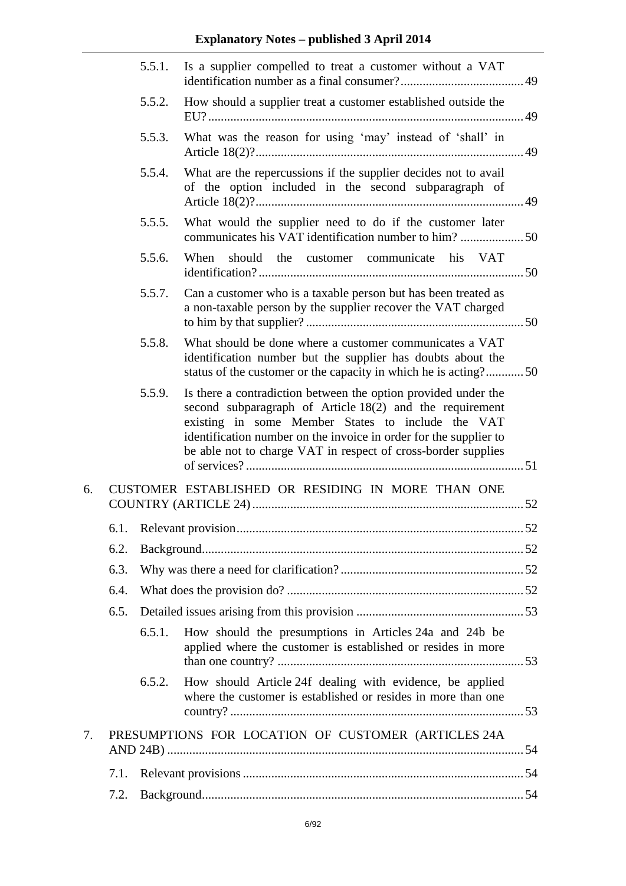5.5.1. Is a supplier compelled to treat a customer without a VAT identification number as a final consumer? ....... 49

5.5.2. How should a supplier treat a customer established outside the EU? ....... 49

5.5.3. What was the reason for using 'may' instead of 'shall' in Article 18(2)? ....... 49

5.5.4. What are the repercussions if the supplier decides not to avail of the option included in the second subparagraph of Article 18(2)? ....... 49

5.5.5. What would the supplier need to do if the customer later communicates his VAT identification number to him? ....... 50

5.5.6. When should the customer communicate his VAT identification? ....... 50

5.5.7. Can a customer who is a taxable person but has been treated as a non-taxable person by the supplier recover the VAT charged to him by that supplier? ....... 50

5.5.8. What should be done where a customer communicates a VAT identification number but the supplier has doubts about the status of the customer or the capacity in which he is acting? ....... 50

5.5.9. Is there a contradiction between the option provided under the second subparagraph of Article 18(2) and the requirement existing in some Member States to include the VAT identification number on the invoice in order for the supplier to be able not to charge VAT in respect of cross-border supplies of services? ....... 51

6. CUSTOMER ESTABLISHED OR RESIDING IN MORE THAN ONE COUNTRY (ARTICLE 24) ....... 52

6.1. Relevant provision ....... 52

6.2. Background ....... 52

6.3. Why was there a need for clarification? ....... 52

6.4. What does the provision do? ....... 52

6.5. Detailed issues arising from this provision ....... 53

6.5.1. How should the presumptions in Articles 24a and 24b be applied where the customer is established or resides in more than one country? ....... 53

6.5.2. How should Article 24f dealing with evidence, be applied where the customer is established or resides in more than one country? ....... 53

7. PRESUMPTIONS FOR LOCATION OF CUSTOMER (ARTICLES 24A AND 24B) ....... 54

7.1. Relevant provisions ....... 54

7.2. Background ....... 54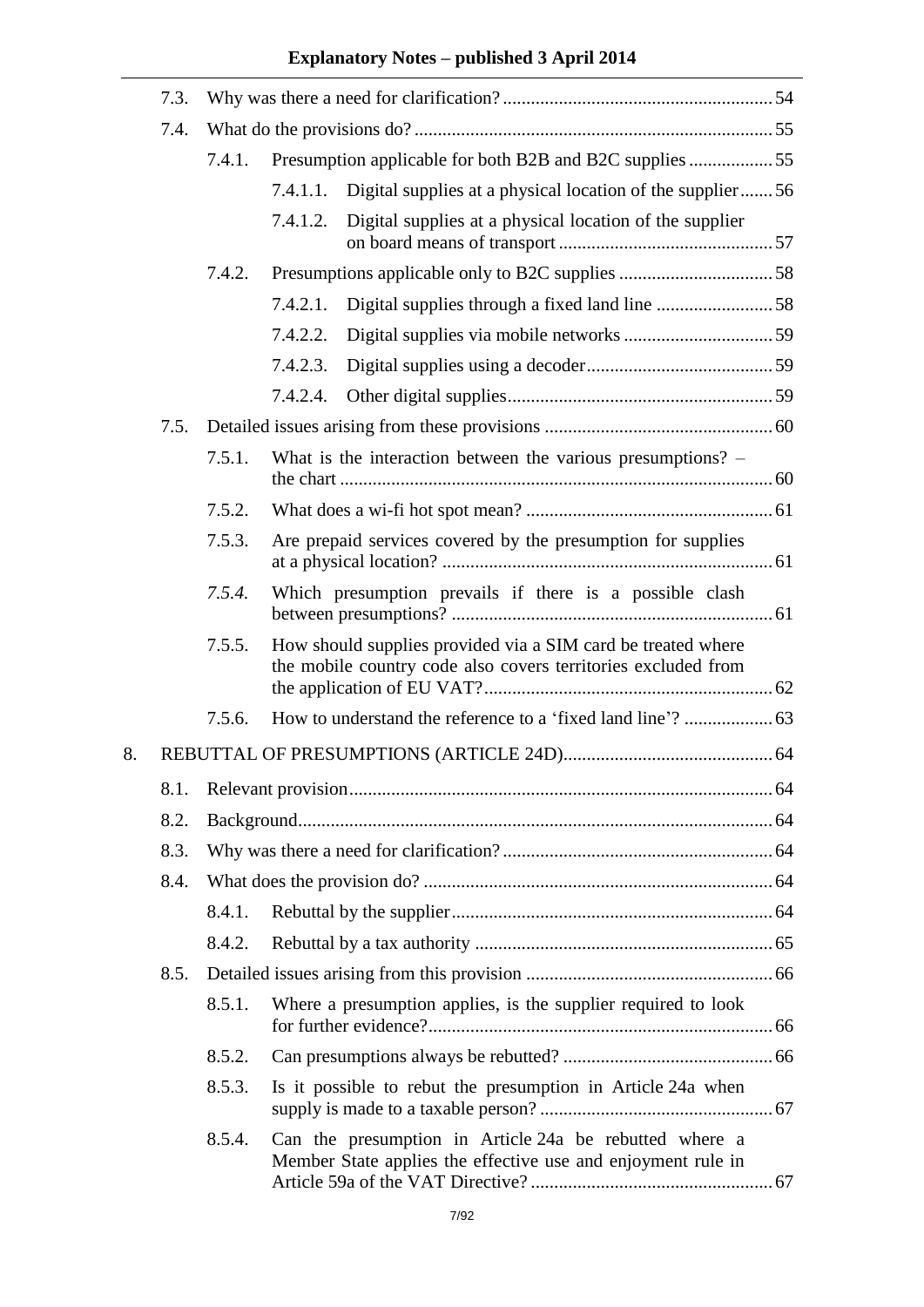| | | | | |
|---|---|---|---|---|
| 7.3. | Why was there a need for clarification? | | | 54 |
| 7.4. | What do the provisions do? | | | 55 |
| | 7.4.1. | Presumption applicable for both B2B and B2C supplies | | 55 |
| | | 7.4.1.1. | Digital supplies at a physical location of the supplier | 56 |
| | | 7.4.1.2. | Digital supplies at a physical location of the supplier on board means of transport | 57 |
| | 7.4.2. | Presumptions applicable only to B2C supplies | | 58 |
| | | 7.4.2.1. | Digital supplies through a fixed land line | 58 |
| | | 7.4.2.2. | Digital supplies via mobile networks | 59 |
| | | 7.4.2.3. | Digital supplies using a decoder | 59 |
| | | 7.4.2.4. | Other digital supplies | 59 |
| 7.5. | Detailed issues arising from these provisions | | | 60 |
| | 7.5.1. | What is the interaction between the various presumptions? – the chart | | 60 |
| | 7.5.2. | What does a wi-fi hot spot mean? | | 61 |
| | 7.5.3. | Are prepaid services covered by the presumption for supplies at a physical location? | | 61 |
| | *7.5.4.* | Which presumption prevails if there is a possible clash between presumptions? | | 61 |
| | 7.5.5. | How should supplies provided via a SIM card be treated where the mobile country code also covers territories excluded from the application of EU VAT? | | 62 |
| | 7.5.6. | How to understand the reference to a 'fixed land line'? | | 63 |

8. REBUTTAL OF PRESUMPTIONS (ARTICLE 24D) ........ 64

| | | | |
|---|---|---|---|
| 8.1. | Relevant provision | | 64 |
| 8.2. | Background | | 64 |
| 8.3. | Why was there a need for clarification? | | 64 |
| 8.4. | What does the provision do? | | 64 |
| | 8.4.1. | Rebuttal by the supplier | 64 |
| | 8.4.2. | Rebuttal by a tax authority | 65 |
| 8.5. | Detailed issues arising from this provision | | 66 |
| | 8.5.1. | Where a presumption applies, is the supplier required to look for further evidence? | 66 |
| | 8.5.2. | Can presumptions always be rebutted? | 66 |
| | 8.5.3. | Is it possible to rebut the presumption in Article 24a when supply is made to a taxable person? | 67 |
| | 8.5.4. | Can the presumption in Article 24a be rebutted where a Member State applies the effective use and enjoyment rule in Article 59a of the VAT Directive? | 67 |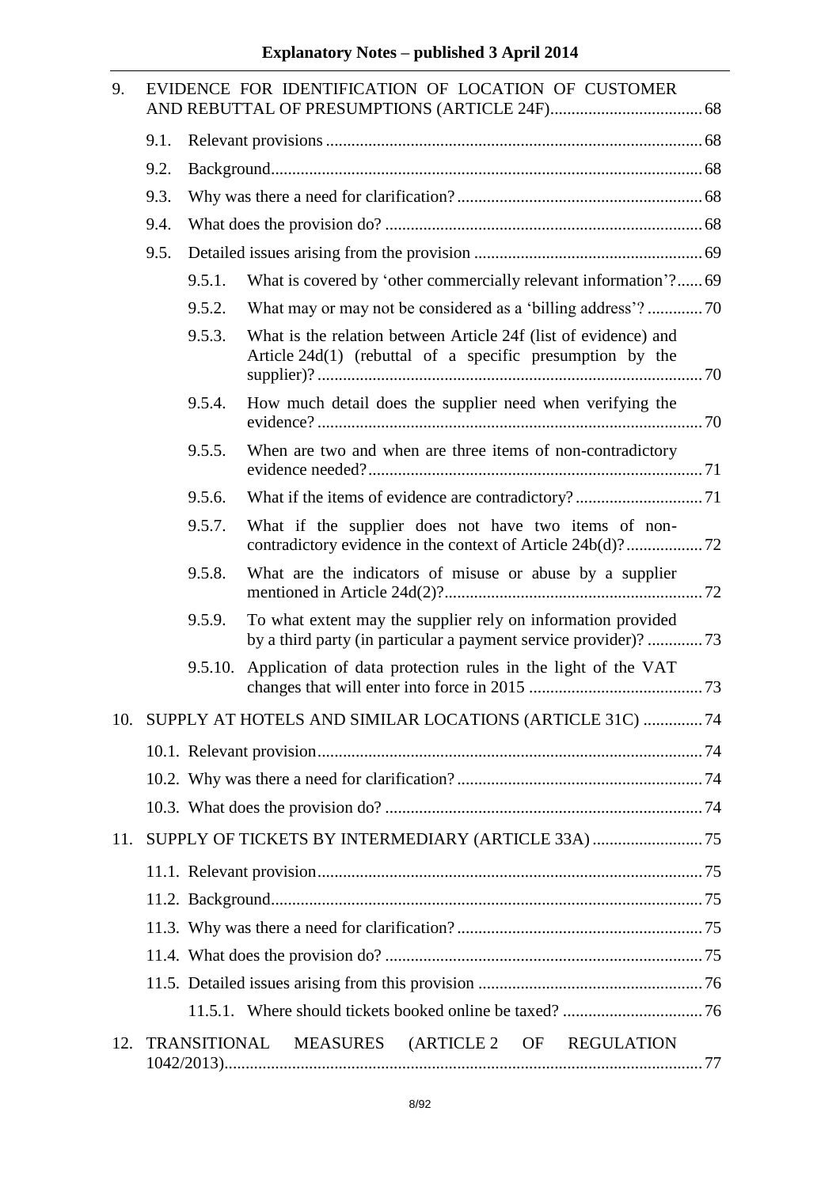| | | | |
|---|---|---|---|
| 9. | EVIDENCE FOR IDENTIFICATION OF LOCATION OF CUSTOMER AND REBUTTAL OF PRESUMPTIONS (ARTICLE 24F) | | 68 |
| | 9.1. | Relevant provisions | 68 |
| | 9.2. | Background | 68 |
| | 9.3. | Why was there a need for clarification? | 68 |
| | 9.4. | What does the provision do? | 68 |
| | 9.5. | Detailed issues arising from the provision | 69 |
| | 9.5.1. | What is covered by 'other commercially relevant information'? | 69 |
| | 9.5.2. | What may or may not be considered as a 'billing address'? | 70 |
| | 9.5.3. | What is the relation between Article 24f (list of evidence) and Article 24d(1) (rebuttal of a specific presumption by the supplier)? | 70 |
| | 9.5.4. | How much detail does the supplier need when verifying the evidence? | 70 |
| | 9.5.5. | When are two and when are three items of non-contradictory evidence needed? | 71 |
| | 9.5.6. | What if the items of evidence are contradictory? | 71 |
| | 9.5.7. | What if the supplier does not have two items of non-contradictory evidence in the context of Article 24b(d)? | 72 |
| | 9.5.8. | What are the indicators of misuse or abuse by a supplier mentioned in Article 24d(2)? | 72 |
| | 9.5.9. | To what extent may the supplier rely on information provided by a third party (in particular a payment service provider)? | 73 |
| | 9.5.10. | Application of data protection rules in the light of the VAT changes that will enter into force in 2015 | 73 |
| 10. | SUPPLY AT HOTELS AND SIMILAR LOCATIONS (ARTICLE 31C) | | 74 |
| | 10.1. | Relevant provision | 74 |
| | 10.2. | Why was there a need for clarification? | 74 |
| | 10.3. | What does the provision do? | 74 |
| 11. | SUPPLY OF TICKETS BY INTERMEDIARY (ARTICLE 33A) | | 75 |
| | 11.1. | Relevant provision | 75 |
| | 11.2. | Background | 75 |
| | 11.3. | Why was there a need for clarification? | 75 |
| | 11.4. | What does the provision do? | 75 |
| | 11.5. | Detailed issues arising from this provision | 76 |
| | 11.5.1. | Where should tickets booked online be taxed? | 76 |
| 12. | TRANSITIONAL MEASURES (ARTICLE 2 OF REGULATION 1042/2013) | | 77 |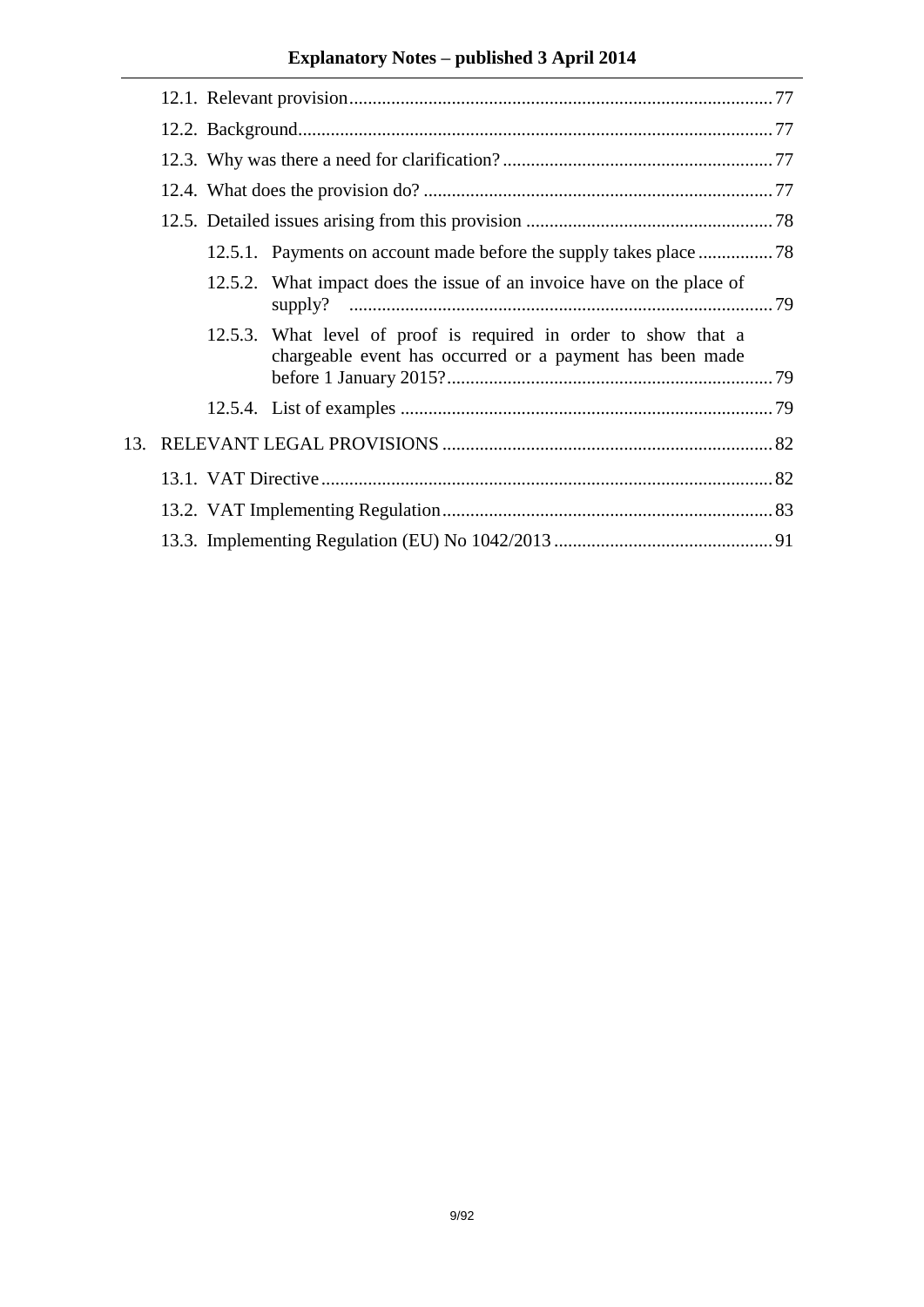12.1. Relevant provision .......................................................................................... 77

12.2. Background..................................................................................................... 77

12.3. Why was there a need for clarification? .......................................................... 77

12.4. What does the provision do? ........................................................................... 77

12.5. Detailed issues arising from this provision ..................................................... 78

12.5.1. Payments on account made before the supply takes place ................ 78

12.5.2. What impact does the issue of an invoice have on the place of supply? ........................................................................................... 79

12.5.3. What level of proof is required in order to show that a chargeable event has occurred or a payment has been made before 1 January 2015? ...................................................................... 79

12.5.4. List of examples ................................................................................ 79

13. RELEVANT LEGAL PROVISIONS ....................................................................... 82

13.1. VAT Directive ................................................................................................. 82

13.2. VAT Implementing Regulation ....................................................................... 83

13.3. Implementing Regulation (EU) No 1042/2013 ............................................... 91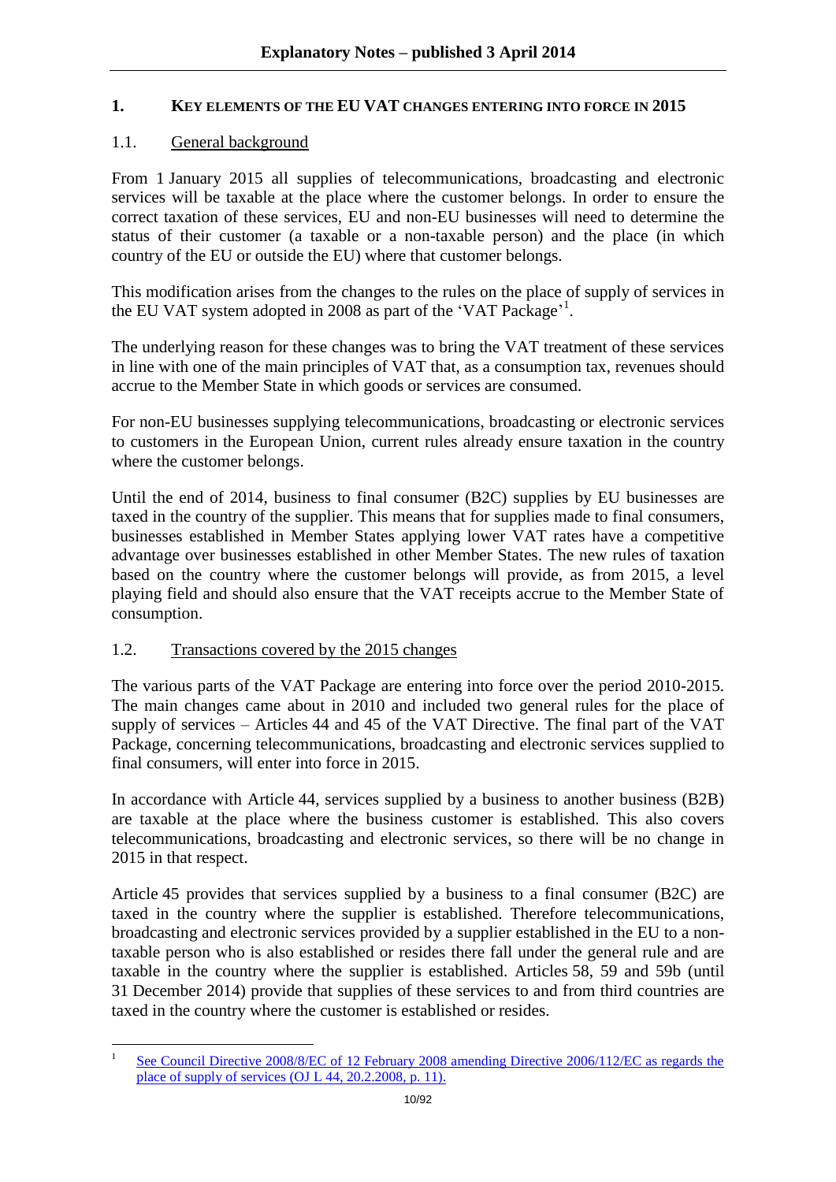## 1. KEY ELEMENTS OF THE EU VAT CHANGES ENTERING INTO FORCE IN 2015

### 1.1. General background

From 1 January 2015 all supplies of telecommunications, broadcasting and electronic services will be taxable at the place where the customer belongs. In order to ensure the correct taxation of these services, EU and non-EU businesses will need to determine the status of their customer (a taxable or a non-taxable person) and the place (in which country of the EU or outside the EU) where that customer belongs.

This modification arises from the changes to the rules on the place of supply of services in the EU VAT system adopted in 2008 as part of the 'VAT Package'[1].

The underlying reason for these changes was to bring the VAT treatment of these services in line with one of the main principles of VAT that, as a consumption tax, revenues should accrue to the Member State in which goods or services are consumed.

For non-EU businesses supplying telecommunications, broadcasting or electronic services to customers in the European Union, current rules already ensure taxation in the country where the customer belongs.

Until the end of 2014, business to final consumer (B2C) supplies by EU businesses are taxed in the country of the supplier. This means that for supplies made to final consumers, businesses established in Member States applying lower VAT rates have a competitive advantage over businesses established in other Member States. The new rules of taxation based on the country where the customer belongs will provide, as from 2015, a level playing field and should also ensure that the VAT receipts accrue to the Member State of consumption.

### 1.2. Transactions covered by the 2015 changes

The various parts of the VAT Package are entering into force over the period 2010-2015. The main changes came about in 2010 and included two general rules for the place of supply of services – Articles 44 and 45 of the VAT Directive. The final part of the VAT Package, concerning telecommunications, broadcasting and electronic services supplied to final consumers, will enter into force in 2015.

In accordance with Article 44, services supplied by a business to another business (B2B) are taxable at the place where the business customer is established. This also covers telecommunications, broadcasting and electronic services, so there will be no change in 2015 in that respect.

Article 45 provides that services supplied by a business to a final consumer (B2C) are taxed in the country where the supplier is established. Therefore telecommunications, broadcasting and electronic services provided by a supplier established in the EU to a non-taxable person who is also established or resides there fall under the general rule and are taxable in the country where the supplier is established. Articles 58, 59 and 59b (until 31 December 2014) provide that supplies of these services to and from third countries are taxed in the country where the customer is established or resides.

---

[1] See Council Directive 2008/8/EC of 12 February 2008 amending Directive 2006/112/EC as regards the place of supply of services (OJ L 44, 20.2.2008, p. 11).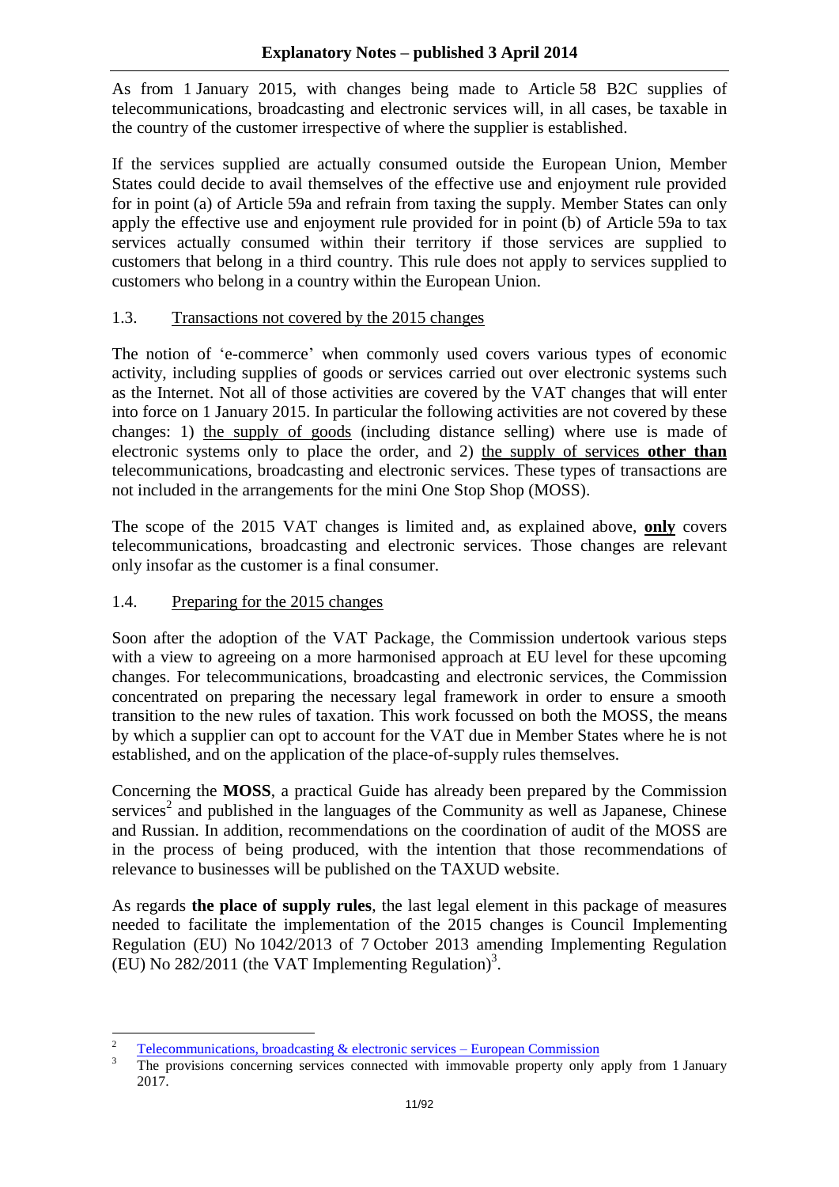As from 1 January 2015, with changes being made to Article 58 B2C supplies of telecommunications, broadcasting and electronic services will, in all cases, be taxable in the country of the customer irrespective of where the supplier is established.

If the services supplied are actually consumed outside the European Union, Member States could decide to avail themselves of the effective use and enjoyment rule provided for in point (a) of Article 59a and refrain from taxing the supply. Member States can only apply the effective use and enjoyment rule provided for in point (b) of Article 59a to tax services actually consumed within their territory if those services are supplied to customers that belong in a third country. This rule does not apply to services supplied to customers who belong in a country within the European Union.

### 1.3. Transactions not covered by the 2015 changes

The notion of 'e-commerce' when commonly used covers various types of economic activity, including supplies of goods or services carried out over electronic systems such as the Internet. Not all of those activities are covered by the VAT changes that will enter into force on 1 January 2015. In particular the following activities are not covered by these changes: 1) the supply of goods (including distance selling) where use is made of electronic systems only to place the order, and 2) the supply of services **other than** telecommunications, broadcasting and electronic services. These types of transactions are not included in the arrangements for the mini One Stop Shop (MOSS).

The scope of the 2015 VAT changes is limited and, as explained above, **only** covers telecommunications, broadcasting and electronic services. Those changes are relevant only insofar as the customer is a final consumer.

### 1.4. Preparing for the 2015 changes

Soon after the adoption of the VAT Package, the Commission undertook various steps with a view to agreeing on a more harmonised approach at EU level for these upcoming changes. For telecommunications, broadcasting and electronic services, the Commission concentrated on preparing the necessary legal framework in order to ensure a smooth transition to the new rules of taxation. This work focussed on both the MOSS, the means by which a supplier can opt to account for the VAT due in Member States where he is not established, and on the application of the place-of-supply rules themselves.

Concerning the **MOSS**, a practical Guide has already been prepared by the Commission services[2] and published in the languages of the Community as well as Japanese, Chinese and Russian. In addition, recommendations on the coordination of audit of the MOSS are in the process of being produced, with the intention that those recommendations of relevance to businesses will be published on the TAXUD website.

As regards **the place of supply rules**, the last legal element in this package of measures needed to facilitate the implementation of the 2015 changes is Council Implementing Regulation (EU) No 1042/2013 of 7 October 2013 amending Implementing Regulation (EU) No 282/2011 (the VAT Implementing Regulation)[3].

---

[2] Telecommunications, broadcasting & electronic services – European Commission

[3] The provisions concerning services connected with immovable property only apply from 1 January 2017.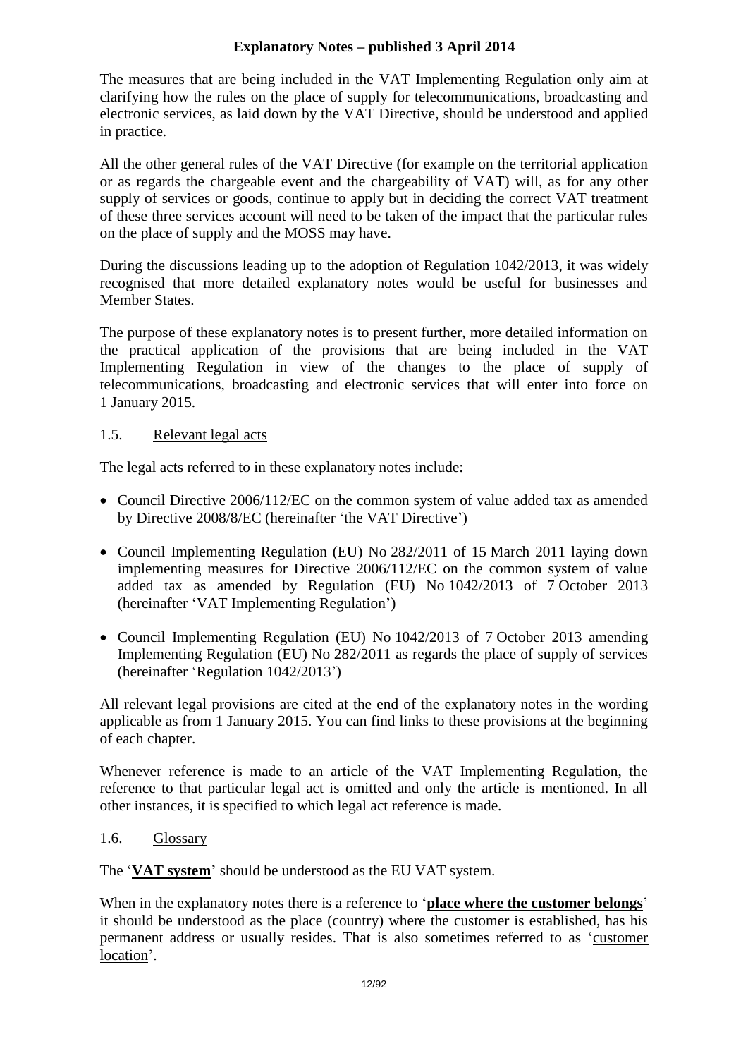The measures that are being included in the VAT Implementing Regulation only aim at clarifying how the rules on the place of supply for telecommunications, broadcasting and electronic services, as laid down by the VAT Directive, should be understood and applied in practice.

All the other general rules of the VAT Directive (for example on the territorial application or as regards the chargeable event and the chargeability of VAT) will, as for any other supply of services or goods, continue to apply but in deciding the correct VAT treatment of these three services account will need to be taken of the impact that the particular rules on the place of supply and the MOSS may have.

During the discussions leading up to the adoption of Regulation 1042/2013, it was widely recognised that more detailed explanatory notes would be useful for businesses and Member States.

The purpose of these explanatory notes is to present further, more detailed information on the practical application of the provisions that are being included in the VAT Implementing Regulation in view of the changes to the place of supply of telecommunications, broadcasting and electronic services that will enter into force on 1 January 2015.

### 1.5. Relevant legal acts

The legal acts referred to in these explanatory notes include:

- Council Directive 2006/112/EC on the common system of value added tax as amended by Directive 2008/8/EC (hereinafter 'the VAT Directive')
- Council Implementing Regulation (EU) No 282/2011 of 15 March 2011 laying down implementing measures for Directive 2006/112/EC on the common system of value added tax as amended by Regulation (EU) No 1042/2013 of 7 October 2013 (hereinafter 'VAT Implementing Regulation')
- Council Implementing Regulation (EU) No 1042/2013 of 7 October 2013 amending Implementing Regulation (EU) No 282/2011 as regards the place of supply of services (hereinafter 'Regulation 1042/2013')

All relevant legal provisions are cited at the end of the explanatory notes in the wording applicable as from 1 January 2015. You can find links to these provisions at the beginning of each chapter.

Whenever reference is made to an article of the VAT Implementing Regulation, the reference to that particular legal act is omitted and only the article is mentioned. In all other instances, it is specified to which legal act reference is made.

### 1.6. Glossary

The '**VAT system**' should be understood as the EU VAT system.

When in the explanatory notes there is a reference to '**place where the customer belongs**' it should be understood as the place (country) where the customer is established, has his permanent address or usually resides. That is also sometimes referred to as 'customer location'.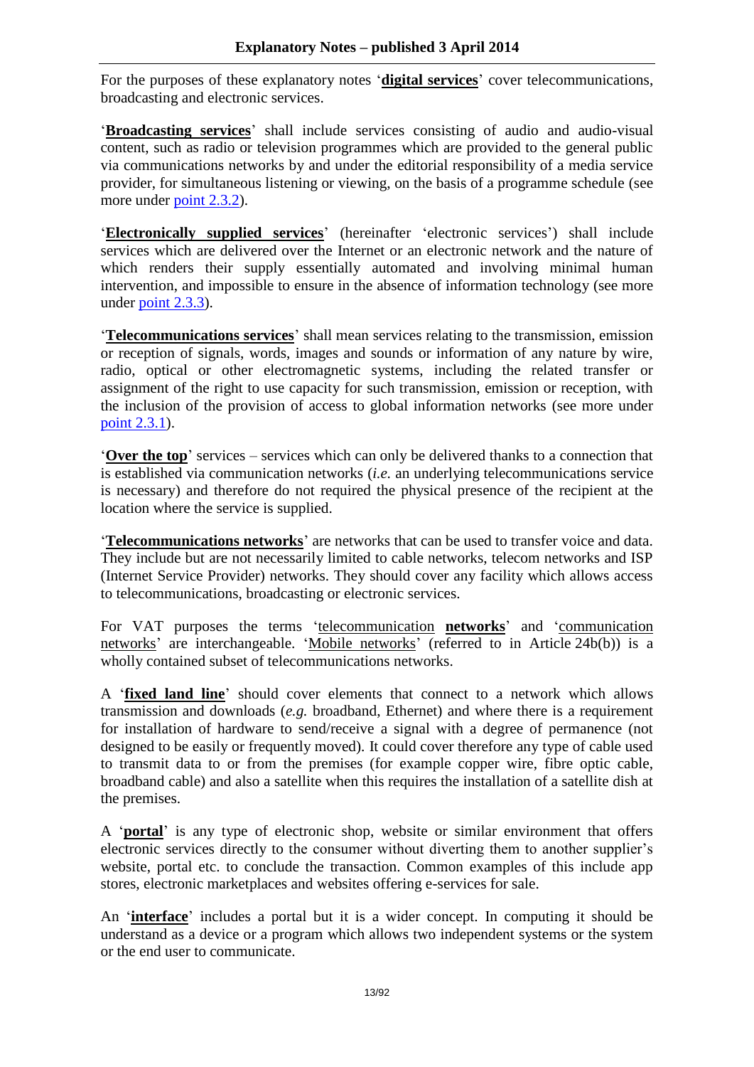For the purposes of these explanatory notes '**digital services**' cover telecommunications, broadcasting and electronic services.

'**Broadcasting services**' shall include services consisting of audio and audio-visual content, such as radio or television programmes which are provided to the general public via communications networks by and under the editorial responsibility of a media service provider, for simultaneous listening or viewing, on the basis of a programme schedule (see more under point 2.3.2).

'**Electronically supplied services**' (hereinafter 'electronic services') shall include services which are delivered over the Internet or an electronic network and the nature of which renders their supply essentially automated and involving minimal human intervention, and impossible to ensure in the absence of information technology (see more under point 2.3.3).

'**Telecommunications services**' shall mean services relating to the transmission, emission or reception of signals, words, images and sounds or information of any nature by wire, radio, optical or other electromagnetic systems, including the related transfer or assignment of the right to use capacity for such transmission, emission or reception, with the inclusion of the provision of access to global information networks (see more under point 2.3.1).

'**Over the top**' services – services which can only be delivered thanks to a connection that is established via communication networks (*i.e.* an underlying telecommunications service is necessary) and therefore do not required the physical presence of the recipient at the location where the service is supplied.

'**Telecommunications networks**' are networks that can be used to transfer voice and data. They include but are not necessarily limited to cable networks, telecom networks and ISP (Internet Service Provider) networks. They should cover any facility which allows access to telecommunications, broadcasting or electronic services.

For VAT purposes the terms 'telecommunication **networks**' and 'communication networks' are interchangeable. 'Mobile networks' (referred to in Article 24b(b)) is a wholly contained subset of telecommunications networks.

A '**fixed land line**' should cover elements that connect to a network which allows transmission and downloads (*e.g.* broadband, Ethernet) and where there is a requirement for installation of hardware to send/receive a signal with a degree of permanence (not designed to be easily or frequently moved). It could cover therefore any type of cable used to transmit data to or from the premises (for example copper wire, fibre optic cable, broadband cable) and also a satellite when this requires the installation of a satellite dish at the premises.

A '**portal**' is any type of electronic shop, website or similar environment that offers electronic services directly to the consumer without diverting them to another supplier's website, portal etc. to conclude the transaction. Common examples of this include app stores, electronic marketplaces and websites offering e-services for sale.

An '**interface**' includes a portal but it is a wider concept. In computing it should be understand as a device or a program which allows two independent systems or the system or the end user to communicate.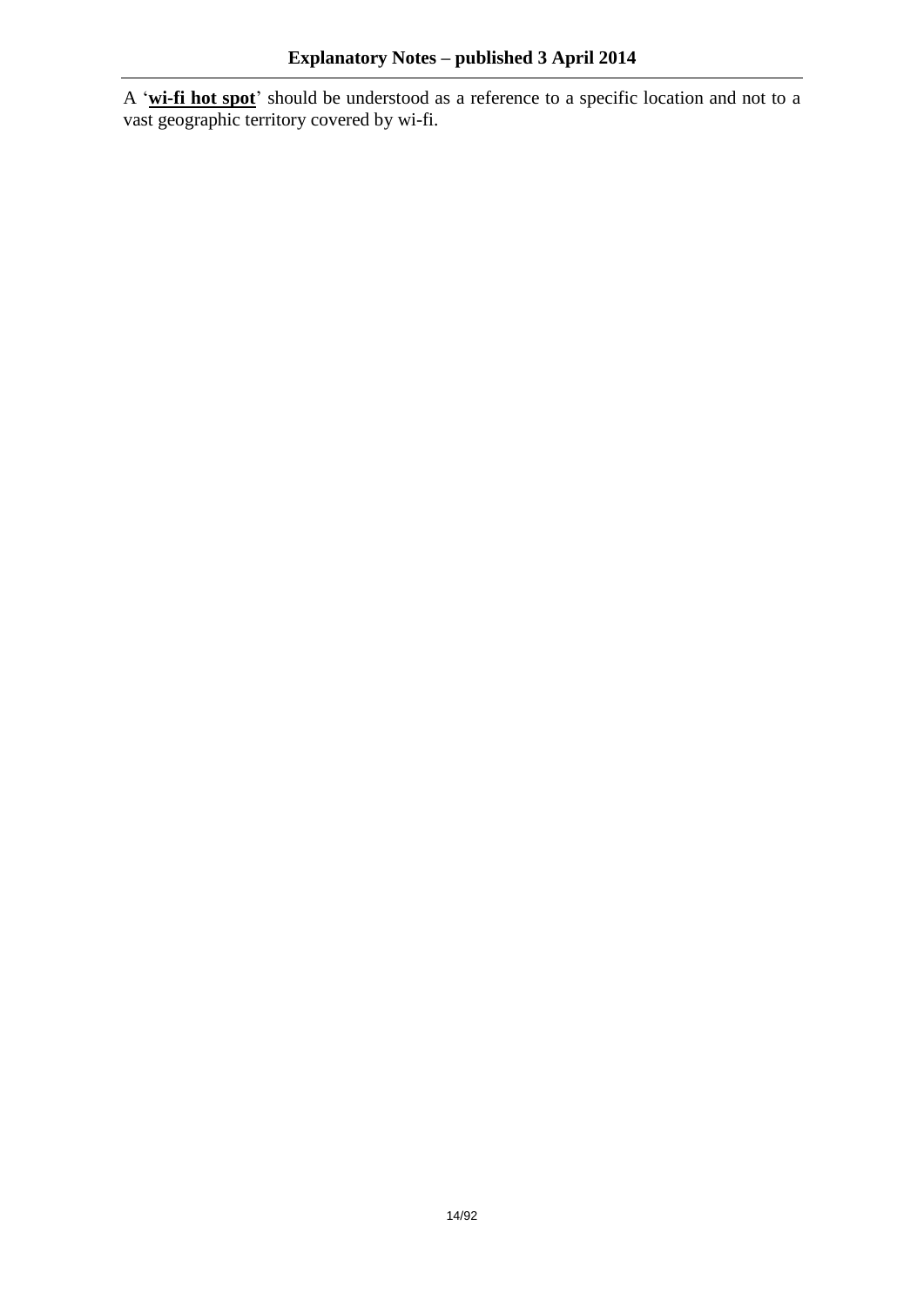A '**wi-fi hot spot**' should be understood as a reference to a specific location and not to a vast geographic territory covered by wi-fi.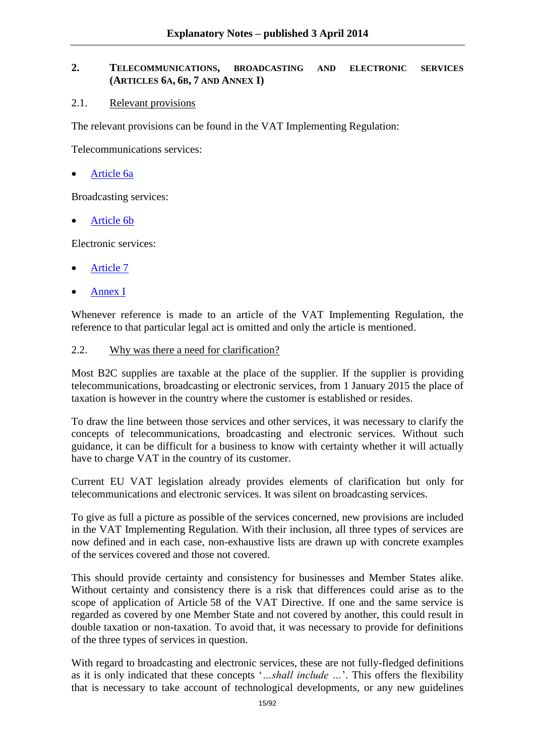## 2. TELECOMMUNICATIONS, BROADCASTING AND ELECTRONIC SERVICES (ARTICLES 6A, 6B, 7 AND ANNEX I)

### 2.1. Relevant provisions

The relevant provisions can be found in the VAT Implementing Regulation:

Telecommunications services:

- Article 6a

Broadcasting services:

- Article 6b

Electronic services:

- Article 7
- Annex I

Whenever reference is made to an article of the VAT Implementing Regulation, the reference to that particular legal act is omitted and only the article is mentioned.

### 2.2. Why was there a need for clarification?

Most B2C supplies are taxable at the place of the supplier. If the supplier is providing telecommunications, broadcasting or electronic services, from 1 January 2015 the place of taxation is however in the country where the customer is established or resides.

To draw the line between those services and other services, it was necessary to clarify the concepts of telecommunications, broadcasting and electronic services. Without such guidance, it can be difficult for a business to know with certainty whether it will actually have to charge VAT in the country of its customer.

Current EU VAT legislation already provides elements of clarification but only for telecommunications and electronic services. It was silent on broadcasting services.

To give as full a picture as possible of the services concerned, new provisions are included in the VAT Implementing Regulation. With their inclusion, all three types of services are now defined and in each case, non-exhaustive lists are drawn up with concrete examples of the services covered and those not covered.

This should provide certainty and consistency for businesses and Member States alike. Without certainty and consistency there is a risk that differences could arise as to the scope of application of Article 58 of the VAT Directive. If one and the same service is regarded as covered by one Member State and not covered by another, this could result in double taxation or non-taxation. To avoid that, it was necessary to provide for definitions of the three types of services in question.

With regard to broadcasting and electronic services, these are not fully-fledged definitions as it is only indicated that these concepts '*...shall include ...*'. This offers the flexibility that is necessary to take account of technological developments, or any new guidelines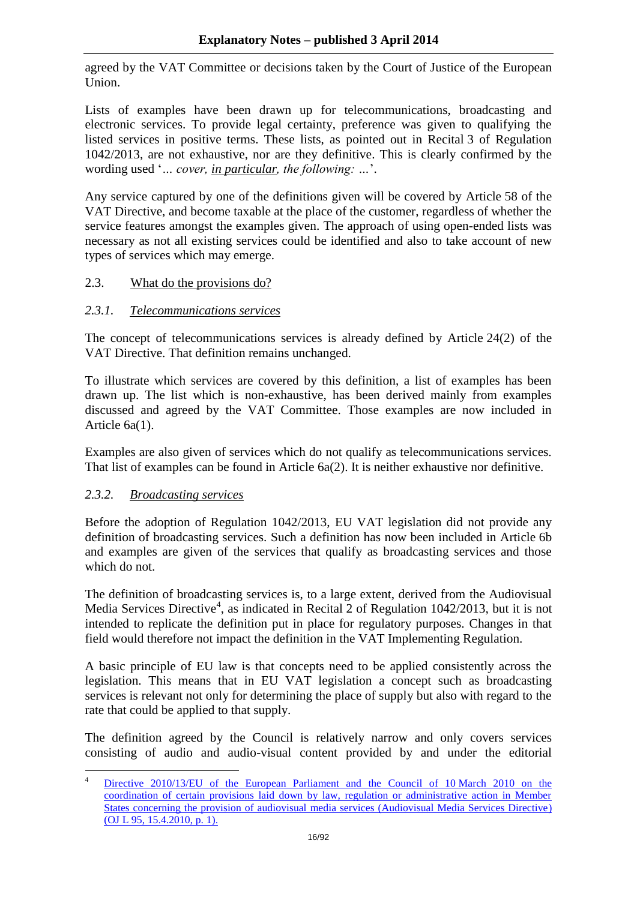agreed by the VAT Committee or decisions taken by the Court of Justice of the European Union.

Lists of examples have been drawn up for telecommunications, broadcasting and electronic services. To provide legal certainty, preference was given to qualifying the listed services in positive terms. These lists, as pointed out in Recital 3 of Regulation 1042/2013, are not exhaustive, nor are they definitive. This is clearly confirmed by the wording used '*... cover, in particular, the following: ...*'.

Any service captured by one of the definitions given will be covered by Article 58 of the VAT Directive, and become taxable at the place of the customer, regardless of whether the service features amongst the examples given. The approach of using open-ended lists was necessary as not all existing services could be identified and also to take account of new types of services which may emerge.

## 2.3. What do the provisions do?

### *2.3.1. Telecommunications services*

The concept of telecommunications services is already defined by Article 24(2) of the VAT Directive. That definition remains unchanged.

To illustrate which services are covered by this definition, a list of examples has been drawn up. The list which is non-exhaustive, has been derived mainly from examples discussed and agreed by the VAT Committee. Those examples are now included in Article 6a(1).

Examples are also given of services which do not qualify as telecommunications services. That list of examples can be found in Article 6a(2). It is neither exhaustive nor definitive.

### *2.3.2. Broadcasting services*

Before the adoption of Regulation 1042/2013, EU VAT legislation did not provide any definition of broadcasting services. Such a definition has now been included in Article 6b and examples are given of the services that qualify as broadcasting services and those which do not.

The definition of broadcasting services is, to a large extent, derived from the Audiovisual Media Services Directive[4], as indicated in Recital 2 of Regulation 1042/2013, but it is not intended to replicate the definition put in place for regulatory purposes. Changes in that field would therefore not impact the definition in the VAT Implementing Regulation.

A basic principle of EU law is that concepts need to be applied consistently across the legislation. This means that in EU VAT legislation a concept such as broadcasting services is relevant not only for determining the place of supply but also with regard to the rate that could be applied to that supply.

The definition agreed by the Council is relatively narrow and only covers services consisting of audio and audio-visual content provided by and under the editorial

---

[4] Directive 2010/13/EU of the European Parliament and the Council of 10 March 2010 on the coordination of certain provisions laid down by law, regulation or administrative action in Member States concerning the provision of audiovisual media services (Audiovisual Media Services Directive) (OJ L 95, 15.4.2010, p. 1).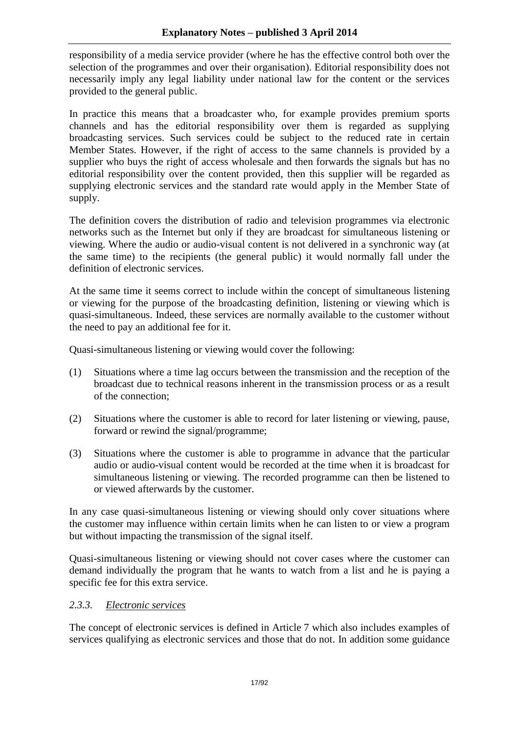responsibility of a media service provider (where he has the effective control both over the selection of the programmes and over their organisation). Editorial responsibility does not necessarily imply any legal liability under national law for the content or the services provided to the general public.

In practice this means that a broadcaster who, for example provides premium sports channels and has the editorial responsibility over them is regarded as supplying broadcasting services. Such services could be subject to the reduced rate in certain Member States. However, if the right of access to the same channels is provided by a supplier who buys the right of access wholesale and then forwards the signals but has no editorial responsibility over the content provided, then this supplier will be regarded as supplying electronic services and the standard rate would apply in the Member State of supply.

The definition covers the distribution of radio and television programmes via electronic networks such as the Internet but only if they are broadcast for simultaneous listening or viewing. Where the audio or audio-visual content is not delivered in a synchronic way (at the same time) to the recipients (the general public) it would normally fall under the definition of electronic services.

At the same time it seems correct to include within the concept of simultaneous listening or viewing for the purpose of the broadcasting definition, listening or viewing which is quasi-simultaneous. Indeed, these services are normally available to the customer without the need to pay an additional fee for it.

Quasi-simultaneous listening or viewing would cover the following:

(1) Situations where a time lag occurs between the transmission and the reception of the broadcast due to technical reasons inherent in the transmission process or as a result of the connection;

(2) Situations where the customer is able to record for later listening or viewing, pause, forward or rewind the signal/programme;

(3) Situations where the customer is able to programme in advance that the particular audio or audio-visual content would be recorded at the time when it is broadcast for simultaneous listening or viewing. The recorded programme can then be listened to or viewed afterwards by the customer.

In any case quasi-simultaneous listening or viewing should only cover situations where the customer may influence within certain limits when he can listen to or view a program but without impacting the transmission of the signal itself.

Quasi-simultaneous listening or viewing should not cover cases where the customer can demand individually the program that he wants to watch from a list and he is paying a specific fee for this extra service.

#### *2.3.3. Electronic services*

The concept of electronic services is defined in Article 7 which also includes examples of services qualifying as electronic services and those that do not. In addition some guidance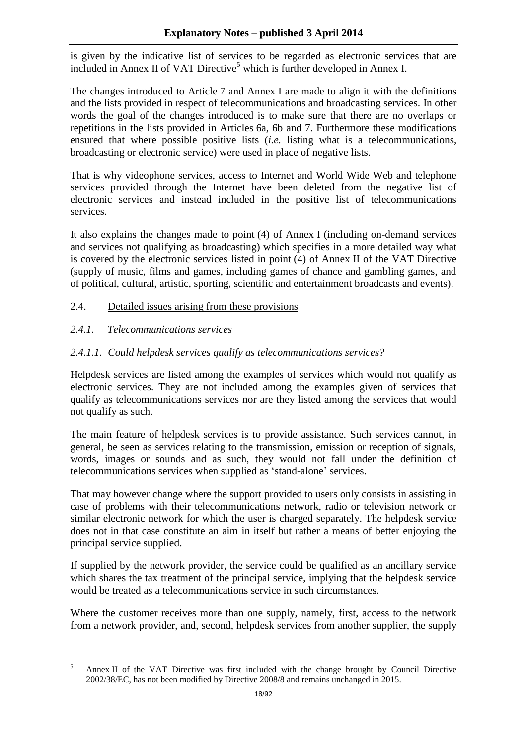is given by the indicative list of services to be regarded as electronic services that are included in Annex II of VAT Directive[5] which is further developed in Annex I.

The changes introduced to Article 7 and Annex I are made to align it with the definitions and the lists provided in respect of telecommunications and broadcasting services. In other words the goal of the changes introduced is to make sure that there are no overlaps or repetitions in the lists provided in Articles 6a, 6b and 7. Furthermore these modifications ensured that where possible positive lists (*i.e.* listing what is a telecommunications, broadcasting or electronic service) were used in place of negative lists.

That is why videophone services, access to Internet and World Wide Web and telephone services provided through the Internet have been deleted from the negative list of electronic services and instead included in the positive list of telecommunications services.

It also explains the changes made to point (4) of Annex I (including on-demand services and services not qualifying as broadcasting) which specifies in a more detailed way what is covered by the electronic services listed in point (4) of Annex II of the VAT Directive (supply of music, films and games, including games of chance and gambling games, and of political, cultural, artistic, sporting, scientific and entertainment broadcasts and events).

## 2.4. Detailed issues arising from these provisions

### *2.4.1. Telecommunications services*

#### *2.4.1.1. Could helpdesk services qualify as telecommunications services?*

Helpdesk services are listed among the examples of services which would not qualify as electronic services. They are not included among the examples given of services that qualify as telecommunications services nor are they listed among the services that would not qualify as such.

The main feature of helpdesk services is to provide assistance. Such services cannot, in general, be seen as services relating to the transmission, emission or reception of signals, words, images or sounds and as such, they would not fall under the definition of telecommunications services when supplied as 'stand-alone' services.

That may however change where the support provided to users only consists in assisting in case of problems with their telecommunications network, radio or television network or similar electronic network for which the user is charged separately. The helpdesk service does not in that case constitute an aim in itself but rather a means of better enjoying the principal service supplied.

If supplied by the network provider, the service could be qualified as an ancillary service which shares the tax treatment of the principal service, implying that the helpdesk service would be treated as a telecommunications service in such circumstances.

Where the customer receives more than one supply, namely, first, access to the network from a network provider, and, second, helpdesk services from another supplier, the supply

---

[5] Annex II of the VAT Directive was first included with the change brought by Council Directive 2002/38/EC, has not been modified by Directive 2008/8 and remains unchanged in 2015.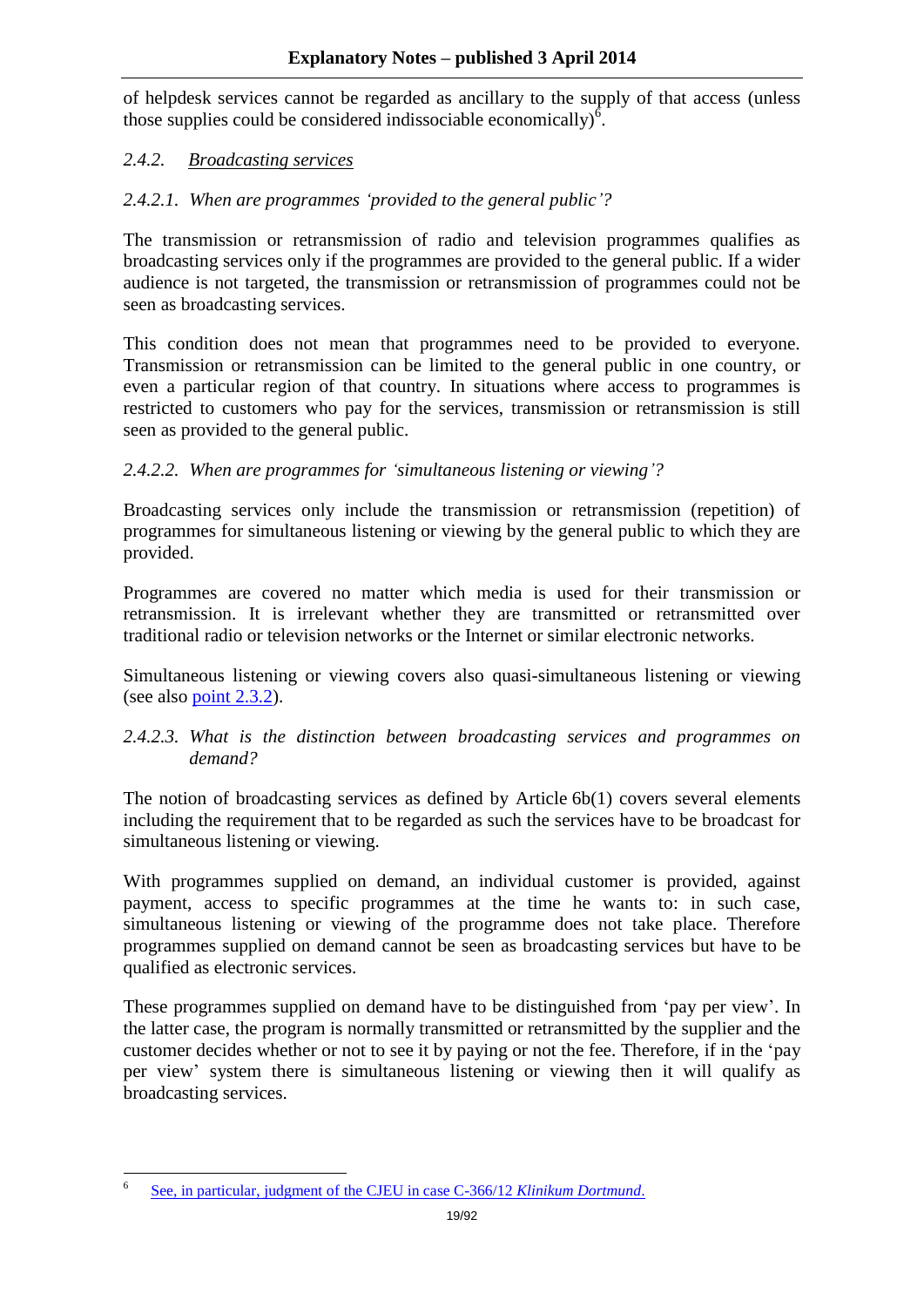of helpdesk services cannot be regarded as ancillary to the supply of that access (unless those supplies could be considered indissociable economically)[6].

### 2.4.2. *Broadcasting services*

#### *2.4.2.1. When are programmes 'provided to the general public'?*

The transmission or retransmission of radio and television programmes qualifies as broadcasting services only if the programmes are provided to the general public. If a wider audience is not targeted, the transmission or retransmission of programmes could not be seen as broadcasting services.

This condition does not mean that programmes need to be provided to everyone. Transmission or retransmission can be limited to the general public in one country, or even a particular region of that country. In situations where access to programmes is restricted to customers who pay for the services, transmission or retransmission is still seen as provided to the general public.

#### *2.4.2.2. When are programmes for 'simultaneous listening or viewing'?*

Broadcasting services only include the transmission or retransmission (repetition) of programmes for simultaneous listening or viewing by the general public to which they are provided.

Programmes are covered no matter which media is used for their transmission or retransmission. It is irrelevant whether they are transmitted or retransmitted over traditional radio or television networks or the Internet or similar electronic networks.

Simultaneous listening or viewing covers also quasi-simultaneous listening or viewing (see also point 2.3.2).

#### *2.4.2.3. What is the distinction between broadcasting services and programmes on demand?*

The notion of broadcasting services as defined by Article 6b(1) covers several elements including the requirement that to be regarded as such the services have to be broadcast for simultaneous listening or viewing.

With programmes supplied on demand, an individual customer is provided, against payment, access to specific programmes at the time he wants to: in such case, simultaneous listening or viewing of the programme does not take place. Therefore programmes supplied on demand cannot be seen as broadcasting services but have to be qualified as electronic services.

These programmes supplied on demand have to be distinguished from 'pay per view'. In the latter case, the program is normally transmitted or retransmitted by the supplier and the customer decides whether or not to see it by paying or not the fee. Therefore, if in the 'pay per view' system there is simultaneous listening or viewing then it will qualify as broadcasting services.

---

[6] See, in particular, judgment of the CJEU in case C-366/12 *Klinikum Dortmund*.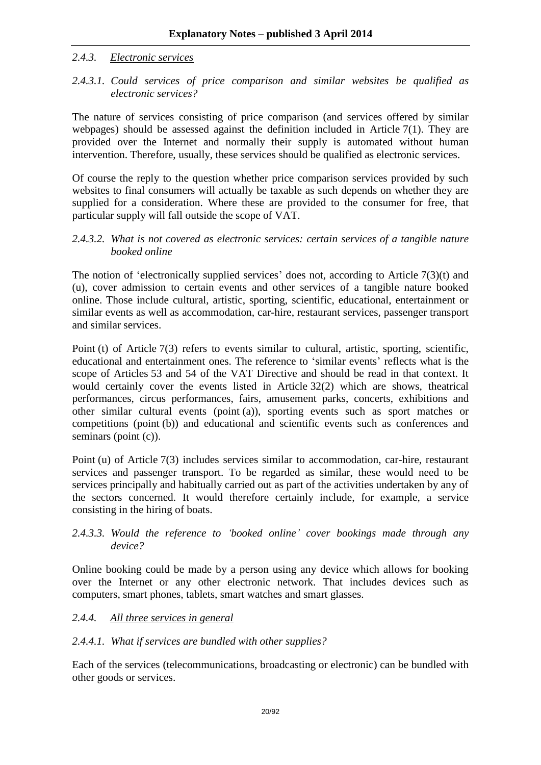#### 2.4.3. <u>Electronic services</u>

##### *2.4.3.1. Could services of price comparison and similar websites be qualified as electronic services?*

The nature of services consisting of price comparison (and services offered by similar webpages) should be assessed against the definition included in Article 7(1). They are provided over the Internet and normally their supply is automated without human intervention. Therefore, usually, these services should be qualified as electronic services.

Of course the reply to the question whether price comparison services provided by such websites to final consumers will actually be taxable as such depends on whether they are supplied for a consideration. Where these are provided to the consumer for free, that particular supply will fall outside the scope of VAT.

##### *2.4.3.2. What is not covered as electronic services: certain services of a tangible nature booked online*

The notion of 'electronically supplied services' does not, according to Article 7(3)(t) and (u), cover admission to certain events and other services of a tangible nature booked online. Those include cultural, artistic, sporting, scientific, educational, entertainment or similar events as well as accommodation, car-hire, restaurant services, passenger transport and similar services.

Point (t) of Article 7(3) refers to events similar to cultural, artistic, sporting, scientific, educational and entertainment ones. The reference to 'similar events' reflects what is the scope of Articles 53 and 54 of the VAT Directive and should be read in that context. It would certainly cover the events listed in Article 32(2) which are shows, theatrical performances, circus performances, fairs, amusement parks, concerts, exhibitions and other similar cultural events (point (a)), sporting events such as sport matches or competitions (point (b)) and educational and scientific events such as conferences and seminars (point (c)).

Point (u) of Article 7(3) includes services similar to accommodation, car-hire, restaurant services and passenger transport. To be regarded as similar, these would need to be services principally and habitually carried out as part of the activities undertaken by any of the sectors concerned. It would therefore certainly include, for example, a service consisting in the hiring of boats.

##### *2.4.3.3. Would the reference to 'booked online' cover bookings made through any device?*

Online booking could be made by a person using any device which allows for booking over the Internet or any other electronic network. That includes devices such as computers, smart phones, tablets, smart watches and smart glasses.

#### 2.4.4. <u>All three services in general</u>

##### *2.4.4.1. What if services are bundled with other supplies?*

Each of the services (telecommunications, broadcasting or electronic) can be bundled with other goods or services.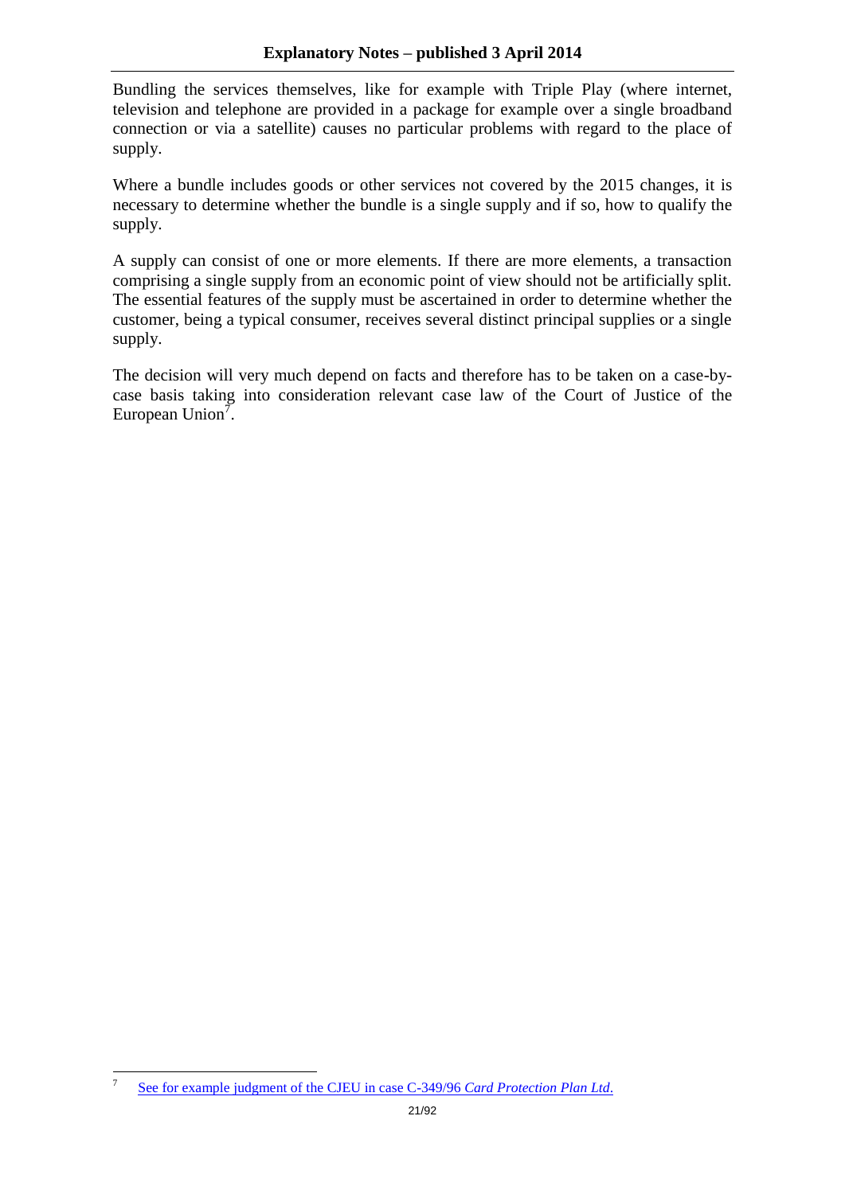Bundling the services themselves, like for example with Triple Play (where internet, television and telephone are provided in a package for example over a single broadband connection or via a satellite) causes no particular problems with regard to the place of supply.

Where a bundle includes goods or other services not covered by the 2015 changes, it is necessary to determine whether the bundle is a single supply and if so, how to qualify the supply.

A supply can consist of one or more elements. If there are more elements, a transaction comprising a single supply from an economic point of view should not be artificially split. The essential features of the supply must be ascertained in order to determine whether the customer, being a typical consumer, receives several distinct principal supplies or a single supply.

The decision will very much depend on facts and therefore has to be taken on a case-by-case basis taking into consideration relevant case law of the Court of Justice of the European Union[7].

---

[7] See for example judgment of the CJEU in case C-349/96 *Card Protection Plan Ltd*.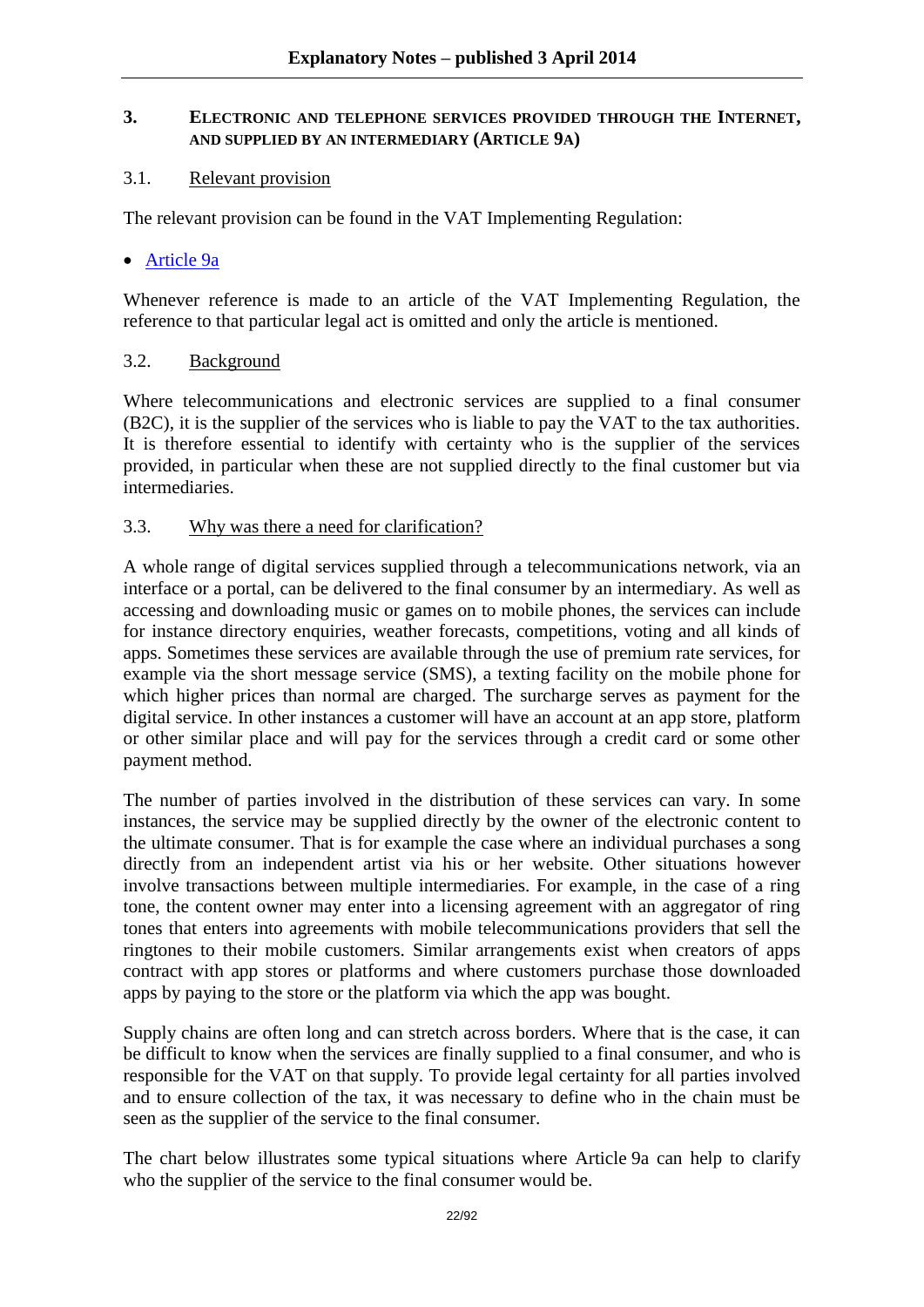## 3. Electronic and telephone services provided through the Internet, and supplied by an intermediary (Article 9a)

### 3.1. Relevant provision

The relevant provision can be found in the VAT Implementing Regulation:

- Article 9a

Whenever reference is made to an article of the VAT Implementing Regulation, the reference to that particular legal act is omitted and only the article is mentioned.

### 3.2. Background

Where telecommunications and electronic services are supplied to a final consumer (B2C), it is the supplier of the services who is liable to pay the VAT to the tax authorities. It is therefore essential to identify with certainty who is the supplier of the services provided, in particular when these are not supplied directly to the final customer but via intermediaries.

### 3.3. Why was there a need for clarification?

A whole range of digital services supplied through a telecommunications network, via an interface or a portal, can be delivered to the final consumer by an intermediary. As well as accessing and downloading music or games on to mobile phones, the services can include for instance directory enquiries, weather forecasts, competitions, voting and all kinds of apps. Sometimes these services are available through the use of premium rate services, for example via the short message service (SMS), a texting facility on the mobile phone for which higher prices than normal are charged. The surcharge serves as payment for the digital service. In other instances a customer will have an account at an app store, platform or other similar place and will pay for the services through a credit card or some other payment method.

The number of parties involved in the distribution of these services can vary. In some instances, the service may be supplied directly by the owner of the electronic content to the ultimate consumer. That is for example the case where an individual purchases a song directly from an independent artist via his or her website. Other situations however involve transactions between multiple intermediaries. For example, in the case of a ring tone, the content owner may enter into a licensing agreement with an aggregator of ring tones that enters into agreements with mobile telecommunications providers that sell the ringtones to their mobile customers. Similar arrangements exist when creators of apps contract with app stores or platforms and where customers purchase those downloaded apps by paying to the store or the platform via which the app was bought.

Supply chains are often long and can stretch across borders. Where that is the case, it can be difficult to know when the services are finally supplied to a final consumer, and who is responsible for the VAT on that supply. To provide legal certainty for all parties involved and to ensure collection of the tax, it was necessary to define who in the chain must be seen as the supplier of the service to the final consumer.

The chart below illustrates some typical situations where Article 9a can help to clarify who the supplier of the service to the final consumer would be.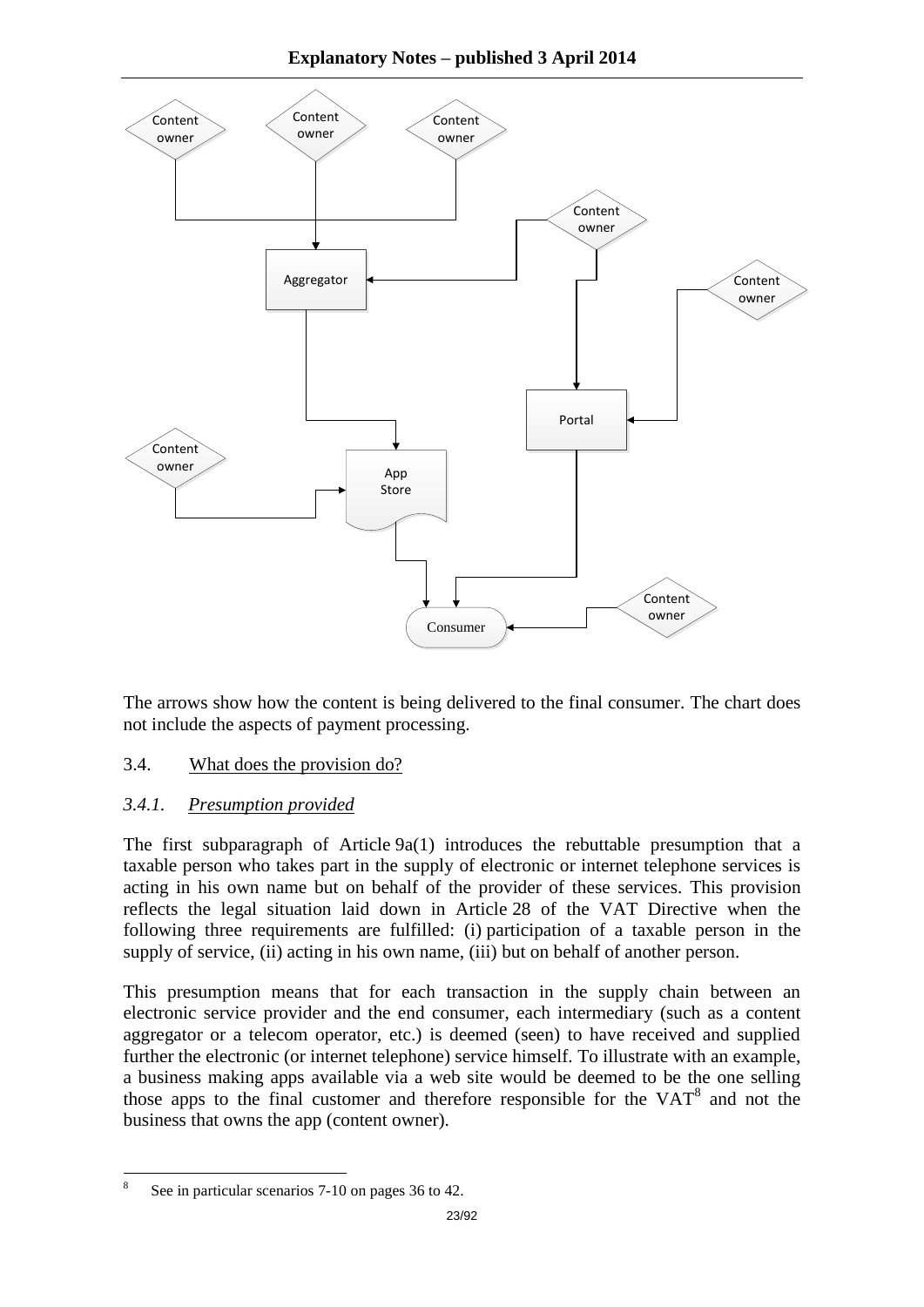The arrows show how the content is being delivered to the final consumer. The chart does not include the aspects of payment processing.

## 3.4. What does the provision do?

### *3.4.1. Presumption provided*

The first subparagraph of Article 9a(1) introduces the rebuttable presumption that a taxable person who takes part in the supply of electronic or internet telephone services is acting in his own name but on behalf of the provider of these services. This provision reflects the legal situation laid down in Article 28 of the VAT Directive when the following three requirements are fulfilled: (i) participation of a taxable person in the supply of service, (ii) acting in his own name, (iii) but on behalf of another person.

This presumption means that for each transaction in the supply chain between an electronic service provider and the end consumer, each intermediary (such as a content aggregator or a telecom operator, etc.) is deemed (seen) to have received and supplied further the electronic (or internet telephone) service himself. To illustrate with an example, a business making apps available via a web site would be deemed to be the one selling those apps to the final customer and therefore responsible for the VAT[8] and not the business that owns the app (content owner).

[8] See in particular scenarios 7-10 on pages 36 to 42.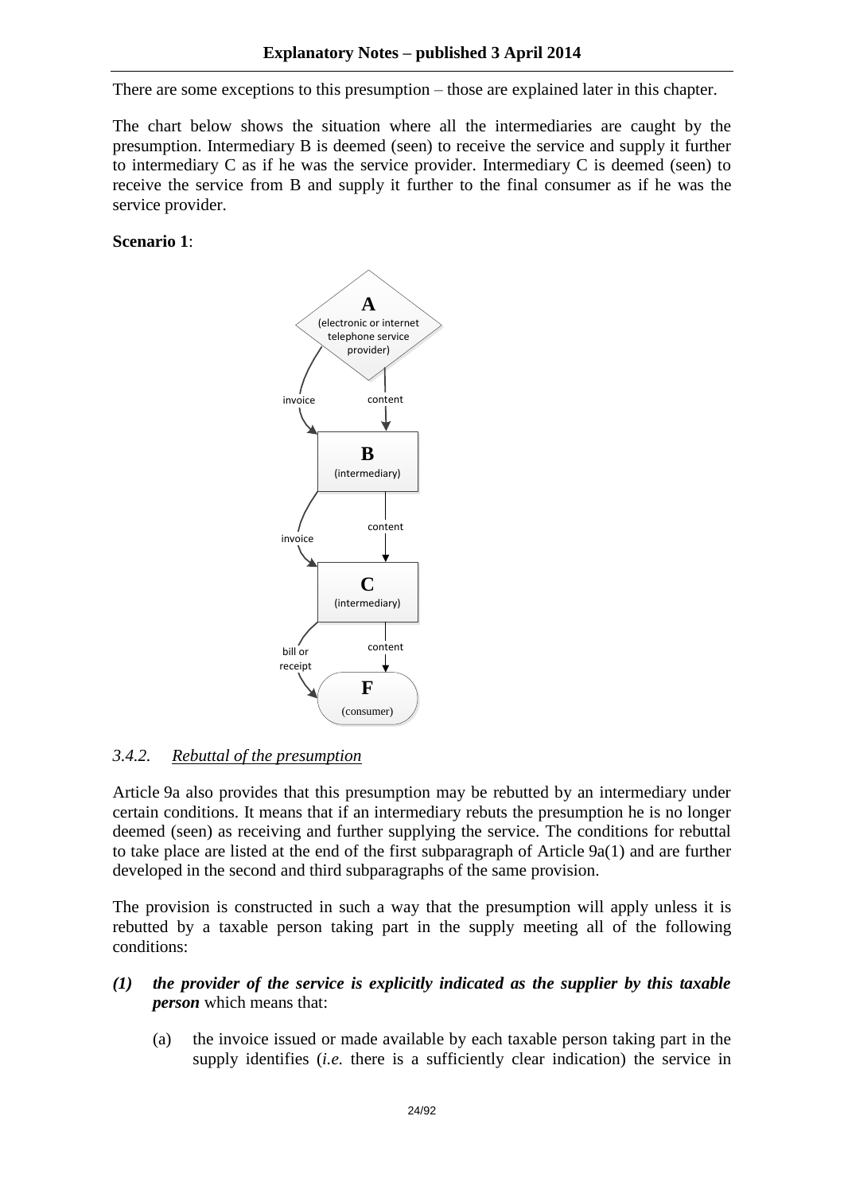There are some exceptions to this presumption – those are explained later in this chapter.

The chart below shows the situation where all the intermediaries are caught by the presumption. Intermediary B is deemed (seen) to receive the service and supply it further to intermediary C as if he was the service provider. Intermediary C is deemed (seen) to receive the service from B and supply it further to the final consumer as if he was the service provider.

**Scenario 1**:

**A** (electronic or internet telephone service provider)

invoice / content

**B** (intermediary)

invoice / content

**C** (intermediary)

bill or receipt / content

**F** (consumer)

### *3.4.2. Rebuttal of the presumption*

Article 9a also provides that this presumption may be rebutted by an intermediary under certain conditions. It means that if an intermediary rebuts the presumption he is no longer deemed (seen) as receiving and further supplying the service. The conditions for rebuttal to take place are listed at the end of the first subparagraph of Article 9a(1) and are further developed in the second and third subparagraphs of the same provision.

The provision is constructed in such a way that the presumption will apply unless it is rebutted by a taxable person taking part in the supply meeting all of the following conditions:

*(1)* ***the provider of the service is explicitly indicated as the supplier by this taxable person*** which means that:

(a) the invoice issued or made available by each taxable person taking part in the supply identifies (*i.e.* there is a sufficiently clear indication) the service in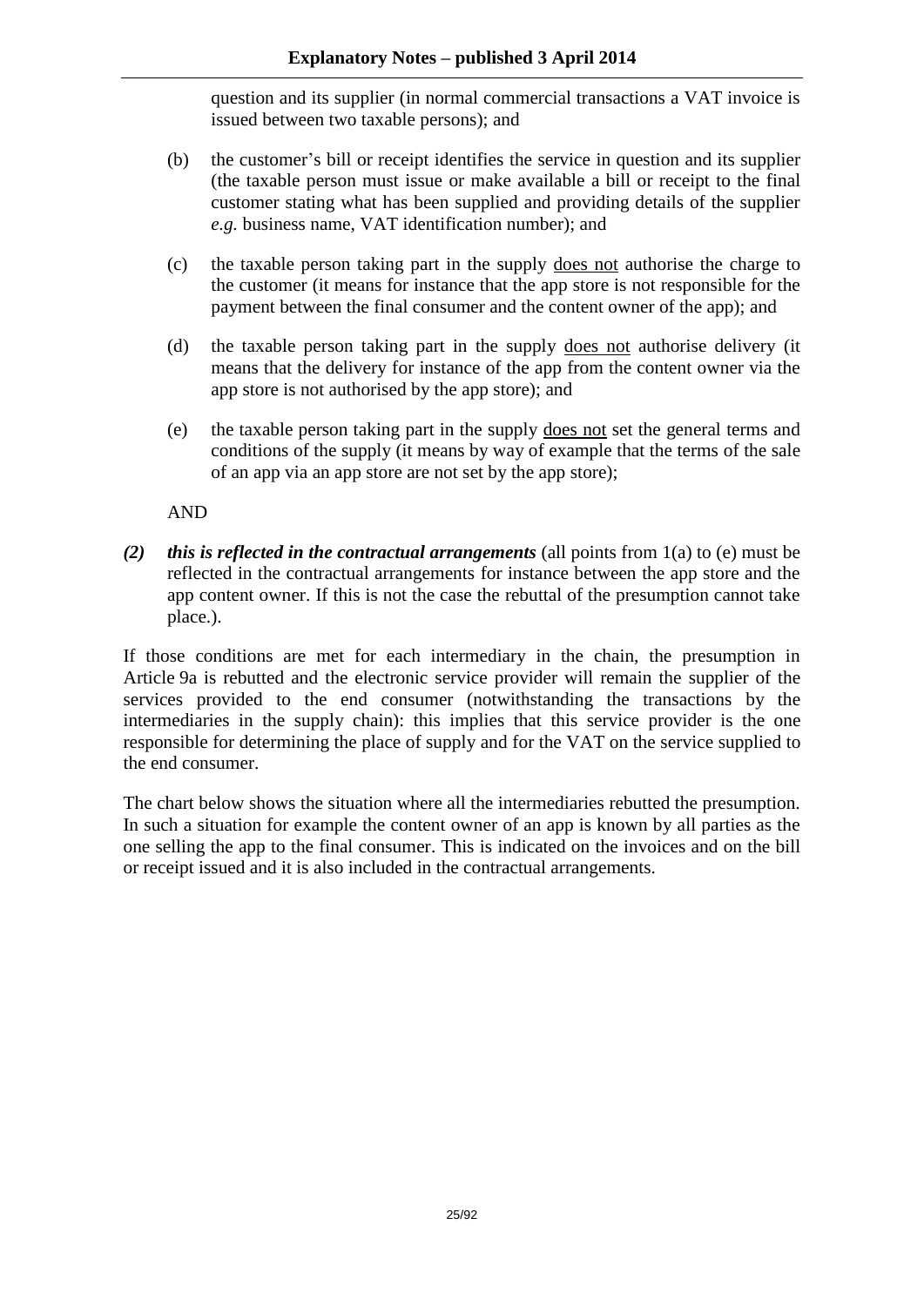question and its supplier (in normal commercial transactions a VAT invoice is issued between two taxable persons); and

(b) the customer's bill or receipt identifies the service in question and its supplier (the taxable person must issue or make available a bill or receipt to the final customer stating what has been supplied and providing details of the supplier *e.g.* business name, VAT identification number); and

(c) the taxable person taking part in the supply <u>does not</u> authorise the charge to the customer (it means for instance that the app store is not responsible for the payment between the final consumer and the content owner of the app); and

(d) the taxable person taking part in the supply <u>does not</u> authorise delivery (it means that the delivery for instance of the app from the content owner via the app store is not authorised by the app store); and

(e) the taxable person taking part in the supply <u>does not</u> set the general terms and conditions of the supply (it means by way of example that the terms of the sale of an app via an app store are not set by the app store);

AND

***(2)*** ***this is reflected in the contractual arrangements*** (all points from 1(a) to (e) must be reflected in the contractual arrangements for instance between the app store and the app content owner. If this is not the case the rebuttal of the presumption cannot take place.).

If those conditions are met for each intermediary in the chain, the presumption in Article 9a is rebutted and the electronic service provider will remain the supplier of the services provided to the end consumer (notwithstanding the transactions by the intermediaries in the supply chain): this implies that this service provider is the one responsible for determining the place of supply and for the VAT on the service supplied to the end consumer.

The chart below shows the situation where all the intermediaries rebutted the presumption. In such a situation for example the content owner of an app is known by all parties as the one selling the app to the final consumer. This is indicated on the invoices and on the bill or receipt issued and it is also included in the contractual arrangements.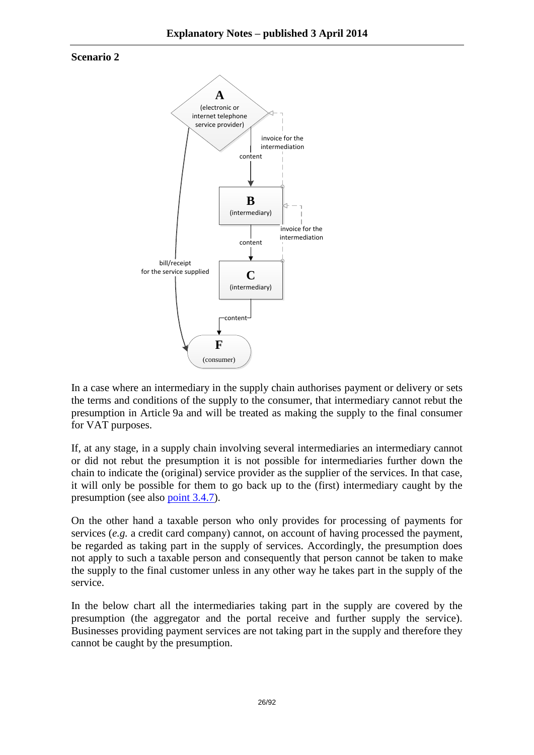**Scenario 2**

In a case where an intermediary in the supply chain authorises payment or delivery or sets the terms and conditions of the supply to the consumer, that intermediary cannot rebut the presumption in Article 9a and will be treated as making the supply to the final consumer for VAT purposes.

If, at any stage, in a supply chain involving several intermediaries an intermediary cannot or did not rebut the presumption it is not possible for intermediaries further down the chain to indicate the (original) service provider as the supplier of the services. In that case, it will only be possible for them to go back up to the (first) intermediary caught by the presumption (see also point 3.4.7).

On the other hand a taxable person who only provides for processing of payments for services (*e.g.* a credit card company) cannot, on account of having processed the payment, be regarded as taking part in the supply of services. Accordingly, the presumption does not apply to such a taxable person and consequently that person cannot be taken to make the supply to the final customer unless in any other way he takes part in the supply of the service.

In the below chart all the intermediaries taking part in the supply are covered by the presumption (the aggregator and the portal receive and further supply the service). Businesses providing payment services are not taking part in the supply and therefore they cannot be caught by the presumption.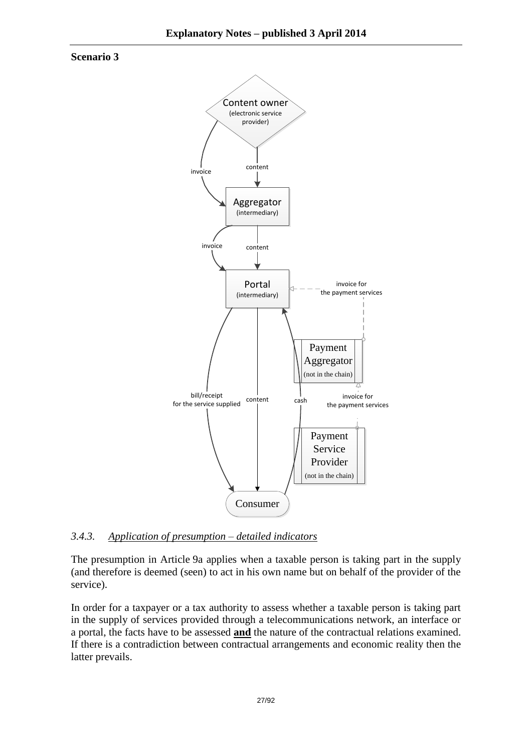**Scenario 3**

Content owner (electronic service provider)

content

invoice

Aggregator (intermediary)

content

invoice

Portal (intermediary)

invoice for the payment services

Payment Aggregator (not in the chain)

invoice for the payment services

Payment Service Provider (not in the chain)

bill/receipt for the service supplied

content

cash

Consumer

### 3.4.3. *Application of presumption – detailed indicators*

The presumption in Article 9a applies when a taxable person is taking part in the supply (and therefore is deemed (seen) to act in his own name but on behalf of the provider of the service).

In order for a taxpayer or a tax authority to assess whether a taxable person is taking part in the supply of services provided through a telecommunications network, an interface or a portal, the facts have to be assessed **and** the nature of the contractual relations examined. If there is a contradiction between contractual arrangements and economic reality then the latter prevails.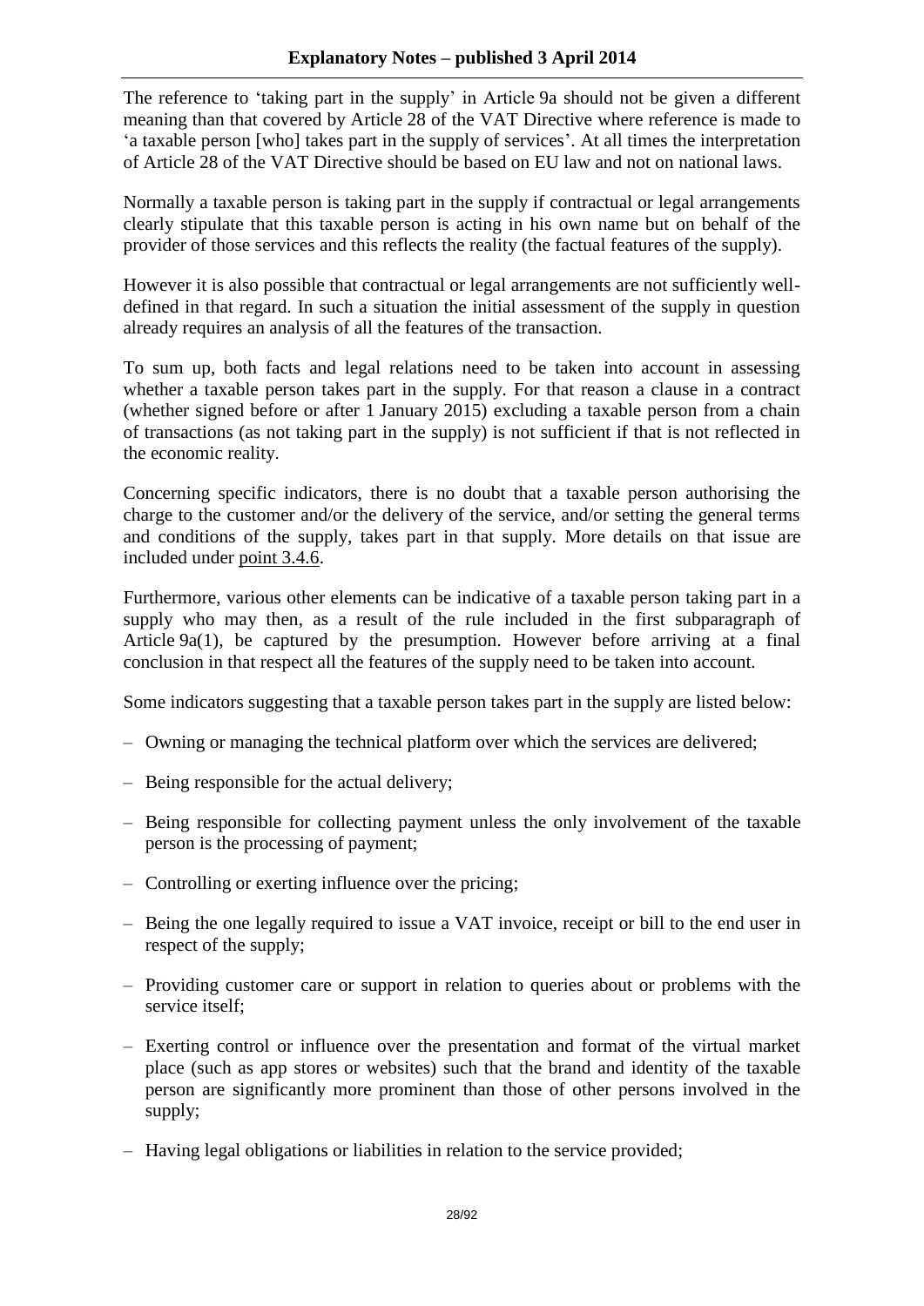The reference to 'taking part in the supply' in Article 9a should not be given a different meaning than that covered by Article 28 of the VAT Directive where reference is made to 'a taxable person [who] takes part in the supply of services'. At all times the interpretation of Article 28 of the VAT Directive should be based on EU law and not on national laws.

Normally a taxable person is taking part in the supply if contractual or legal arrangements clearly stipulate that this taxable person is acting in his own name but on behalf of the provider of those services and this reflects the reality (the factual features of the supply).

However it is also possible that contractual or legal arrangements are not sufficiently well-defined in that regard. In such a situation the initial assessment of the supply in question already requires an analysis of all the features of the transaction.

To sum up, both facts and legal relations need to be taken into account in assessing whether a taxable person takes part in the supply. For that reason a clause in a contract (whether signed before or after 1 January 2015) excluding a taxable person from a chain of transactions (as not taking part in the supply) is not sufficient if that is not reflected in the economic reality.

Concerning specific indicators, there is no doubt that a taxable person authorising the charge to the customer and/or the delivery of the service, and/or setting the general terms and conditions of the supply, takes part in that supply. More details on that issue are included under point 3.4.6.

Furthermore, various other elements can be indicative of a taxable person taking part in a supply who may then, as a result of the rule included in the first subparagraph of Article 9a(1), be captured by the presumption. However before arriving at a final conclusion in that respect all the features of the supply need to be taken into account.

Some indicators suggesting that a taxable person takes part in the supply are listed below:

- Owning or managing the technical platform over which the services are delivered;
- Being responsible for the actual delivery;
- Being responsible for collecting payment unless the only involvement of the taxable person is the processing of payment;
- Controlling or exerting influence over the pricing;
- Being the one legally required to issue a VAT invoice, receipt or bill to the end user in respect of the supply;
- Providing customer care or support in relation to queries about or problems with the service itself;
- Exerting control or influence over the presentation and format of the virtual market place (such as app stores or websites) such that the brand and identity of the taxable person are significantly more prominent than those of other persons involved in the supply;
- Having legal obligations or liabilities in relation to the service provided;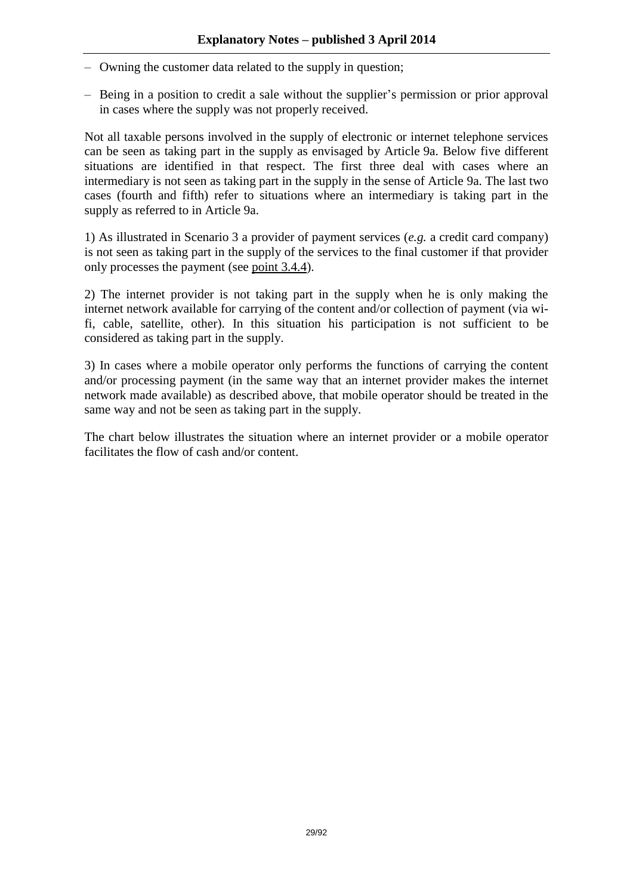- Owning the customer data related to the supply in question;
- Being in a position to credit a sale without the supplier's permission or prior approval in cases where the supply was not properly received.

Not all taxable persons involved in the supply of electronic or internet telephone services can be seen as taking part in the supply as envisaged by Article 9a. Below five different situations are identified in that respect. The first three deal with cases where an intermediary is not seen as taking part in the supply in the sense of Article 9a. The last two cases (fourth and fifth) refer to situations where an intermediary is taking part in the supply as referred to in Article 9a.

1) As illustrated in Scenario 3 a provider of payment services (*e.g.* a credit card company) is not seen as taking part in the supply of the services to the final customer if that provider only processes the payment (see point 3.4.4).

2) The internet provider is not taking part in the supply when he is only making the internet network available for carrying of the content and/or collection of payment (via wi-fi, cable, satellite, other). In this situation his participation is not sufficient to be considered as taking part in the supply.

3) In cases where a mobile operator only performs the functions of carrying the content and/or processing payment (in the same way that an internet provider makes the internet network made available) as described above, that mobile operator should be treated in the same way and not be seen as taking part in the supply.

The chart below illustrates the situation where an internet provider or a mobile operator facilitates the flow of cash and/or content.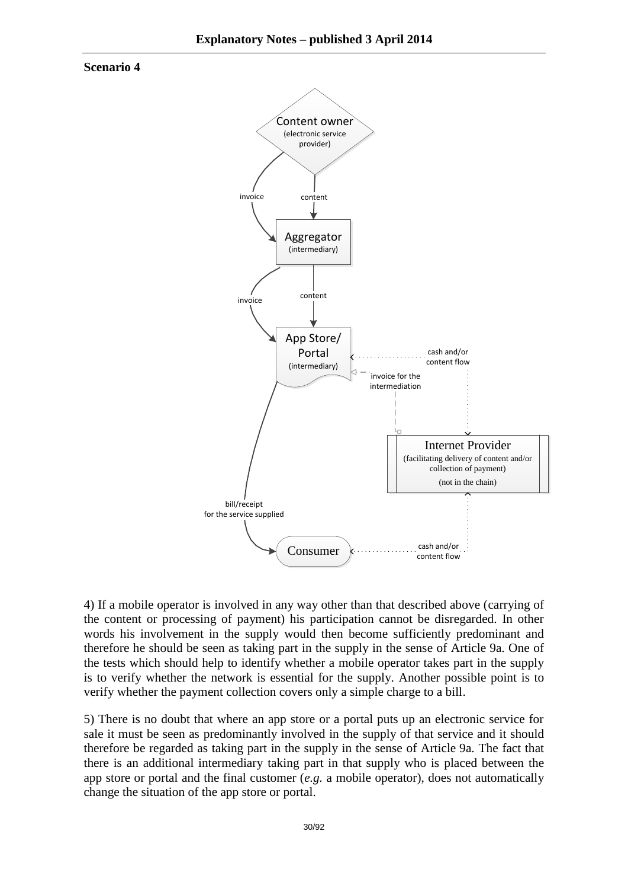**Scenario 4**

4) If a mobile operator is involved in any way other than that described above (carrying of the content or processing of payment) his participation cannot be disregarded. In other words his involvement in the supply would then become sufficiently predominant and therefore he should be seen as taking part in the supply in the sense of Article 9a. One of the tests which should help to identify whether a mobile operator takes part in the supply is to verify whether the network is essential for the supply. Another possible point is to verify whether the payment collection covers only a simple charge to a bill.

5) There is no doubt that where an app store or a portal puts up an electronic service for sale it must be seen as predominantly involved in the supply of that service and it should therefore be regarded as taking part in the supply in the sense of Article 9a. The fact that there is an additional intermediary taking part in that supply who is placed between the app store or portal and the final customer (*e.g.* a mobile operator), does not automatically change the situation of the app store or portal.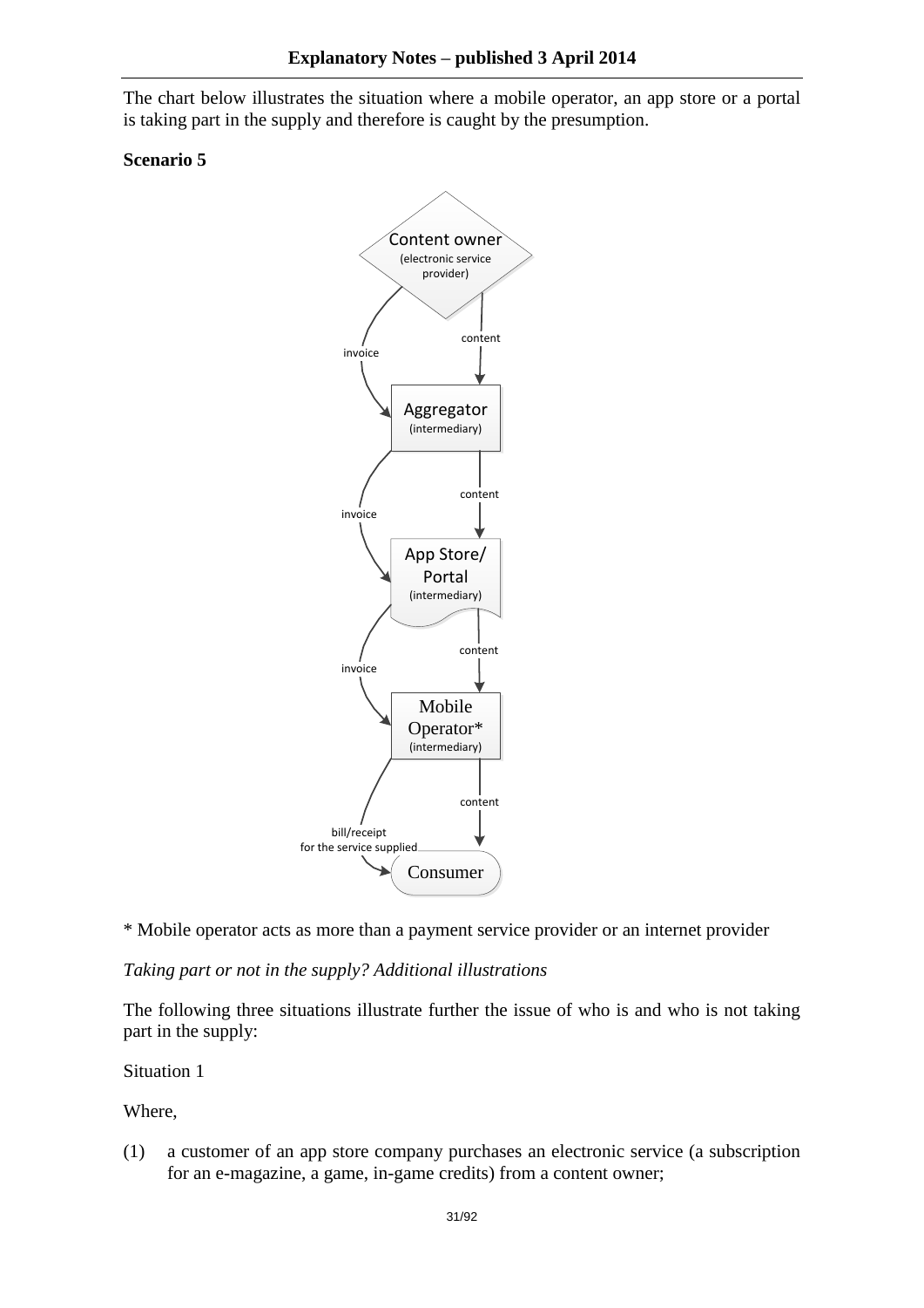The chart below illustrates the situation where a mobile operator, an app store or a portal is taking part in the supply and therefore is caught by the presumption.

**Scenario 5**

Content owner (electronic service provider)

invoice / content

Aggregator (intermediary)

invoice / content

App Store/ Portal (intermediary)

invoice / content

Mobile Operator* (intermediary)

bill/receipt for the service supplied / content

Consumer

* Mobile operator acts as more than a payment service provider or an internet provider

*Taking part or not in the supply? Additional illustrations*

The following three situations illustrate further the issue of who is and who is not taking part in the supply:

Situation 1

Where,

(1) a customer of an app store company purchases an electronic service (a subscription for an e-magazine, a game, in-game credits) from a content owner;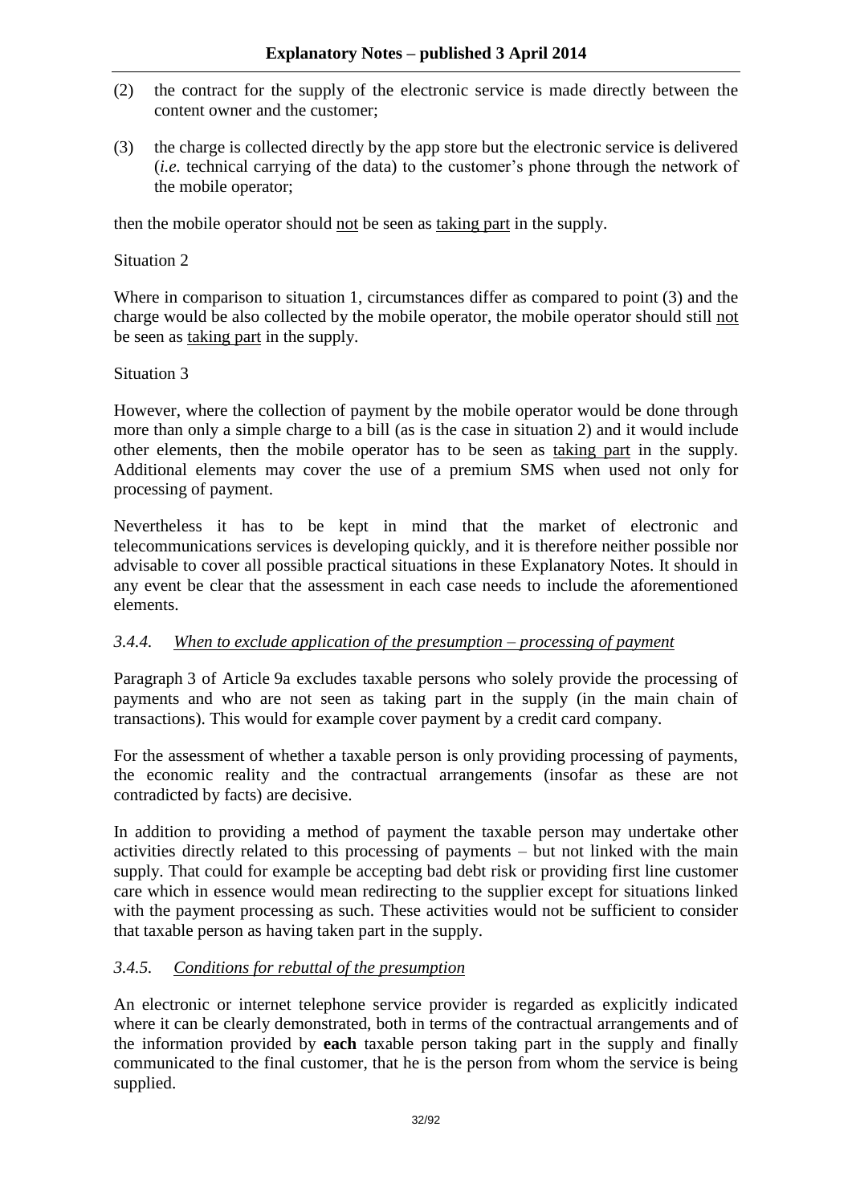(2) the contract for the supply of the electronic service is made directly between the content owner and the customer;

(3) the charge is collected directly by the app store but the electronic service is delivered (*i.e.* technical carrying of the data) to the customer's phone through the network of the mobile operator;

then the mobile operator should <u>not</u> be seen as <u>taking part</u> in the supply.

Situation 2

Where in comparison to situation 1, circumstances differ as compared to point (3) and the charge would be also collected by the mobile operator, the mobile operator should still <u>not</u> be seen as <u>taking part</u> in the supply.

Situation 3

However, where the collection of payment by the mobile operator would be done through more than only a simple charge to a bill (as is the case in situation 2) and it would include other elements, then the mobile operator has to be seen as <u>taking part</u> in the supply. Additional elements may cover the use of a premium SMS when used not only for processing of payment.

Nevertheless it has to be kept in mind that the market of electronic and telecommunications services is developing quickly, and it is therefore neither possible nor advisable to cover all possible practical situations in these Explanatory Notes. It should in any event be clear that the assessment in each case needs to include the aforementioned elements.

### *3.4.4. When to exclude application of the presumption – processing of payment*

Paragraph 3 of Article 9a excludes taxable persons who solely provide the processing of payments and who are not seen as taking part in the supply (in the main chain of transactions). This would for example cover payment by a credit card company.

For the assessment of whether a taxable person is only providing processing of payments, the economic reality and the contractual arrangements (insofar as these are not contradicted by facts) are decisive.

In addition to providing a method of payment the taxable person may undertake other activities directly related to this processing of payments – but not linked with the main supply. That could for example be accepting bad debt risk or providing first line customer care which in essence would mean redirecting to the supplier except for situations linked with the payment processing as such. These activities would not be sufficient to consider that taxable person as having taken part in the supply.

### *3.4.5. Conditions for rebuttal of the presumption*

An electronic or internet telephone service provider is regarded as explicitly indicated where it can be clearly demonstrated, both in terms of the contractual arrangements and of the information provided by **each** taxable person taking part in the supply and finally communicated to the final customer, that he is the person from whom the service is being supplied.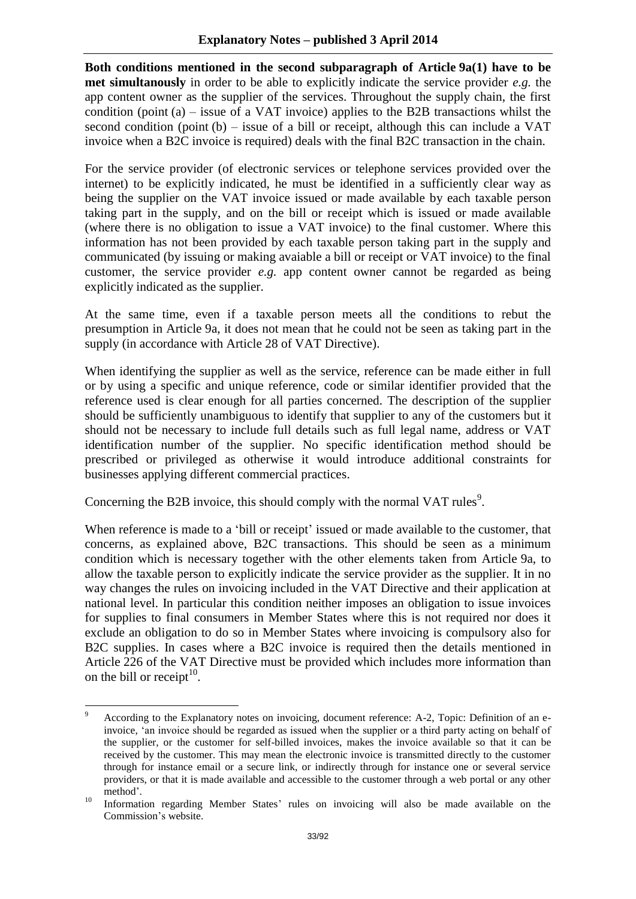**Both conditions mentioned in the second subparagraph of Article 9a(1) have to be met simultanously** in order to be able to explicitly indicate the service provider *e.g.* the app content owner as the supplier of the services. Throughout the supply chain, the first condition (point (a) – issue of a VAT invoice) applies to the B2B transactions whilst the second condition (point (b) – issue of a bill or receipt, although this can include a VAT invoice when a B2C invoice is required) deals with the final B2C transaction in the chain.

For the service provider (of electronic services or telephone services provided over the internet) to be explicitly indicated, he must be identified in a sufficiently clear way as being the supplier on the VAT invoice issued or made available by each taxable person taking part in the supply, and on the bill or receipt which is issued or made available (where there is no obligation to issue a VAT invoice) to the final customer. Where this information has not been provided by each taxable person taking part in the supply and communicated (by issuing or making avaiable a bill or receipt or VAT invoice) to the final customer, the service provider *e.g.* app content owner cannot be regarded as being explicitly indicated as the supplier.

At the same time, even if a taxable person meets all the conditions to rebut the presumption in Article 9a, it does not mean that he could not be seen as taking part in the supply (in accordance with Article 28 of VAT Directive).

When identifying the supplier as well as the service, reference can be made either in full or by using a specific and unique reference, code or similar identifier provided that the reference used is clear enough for all parties concerned. The description of the supplier should be sufficiently unambiguous to identify that supplier to any of the customers but it should not be necessary to include full details such as full legal name, address or VAT identification number of the supplier. No specific identification method should be prescribed or privileged as otherwise it would introduce additional constraints for businesses applying different commercial practices.

Concerning the B2B invoice, this should comply with the normal VAT rules[9].

When reference is made to a 'bill or receipt' issued or made available to the customer, that concerns, as explained above, B2C transactions. This should be seen as a minimum condition which is necessary together with the other elements taken from Article 9a, to allow the taxable person to explicitly indicate the service provider as the supplier. It in no way changes the rules on invoicing included in the VAT Directive and their application at national level. In particular this condition neither imposes an obligation to issue invoices for supplies to final consumers in Member States where this is not required nor does it exclude an obligation to do so in Member States where invoicing is compulsory also for B2C supplies. In cases where a B2C invoice is required then the details mentioned in Article 226 of the VAT Directive must be provided which includes more information than on the bill or receipt[10].

---

[9] According to the Explanatory notes on invoicing, document reference: A-2, Topic: Definition of an e-invoice, 'an invoice should be regarded as issued when the supplier or a third party acting on behalf of the supplier, or the customer for self-billed invoices, makes the invoice available so that it can be received by the customer. This may mean the electronic invoice is transmitted directly to the customer through for instance email or a secure link, or indirectly through for instance one or several service providers, or that it is made available and accessible to the customer through a web portal or any other method'.

[10] Information regarding Member States' rules on invoicing will also be made available on the Commission's website.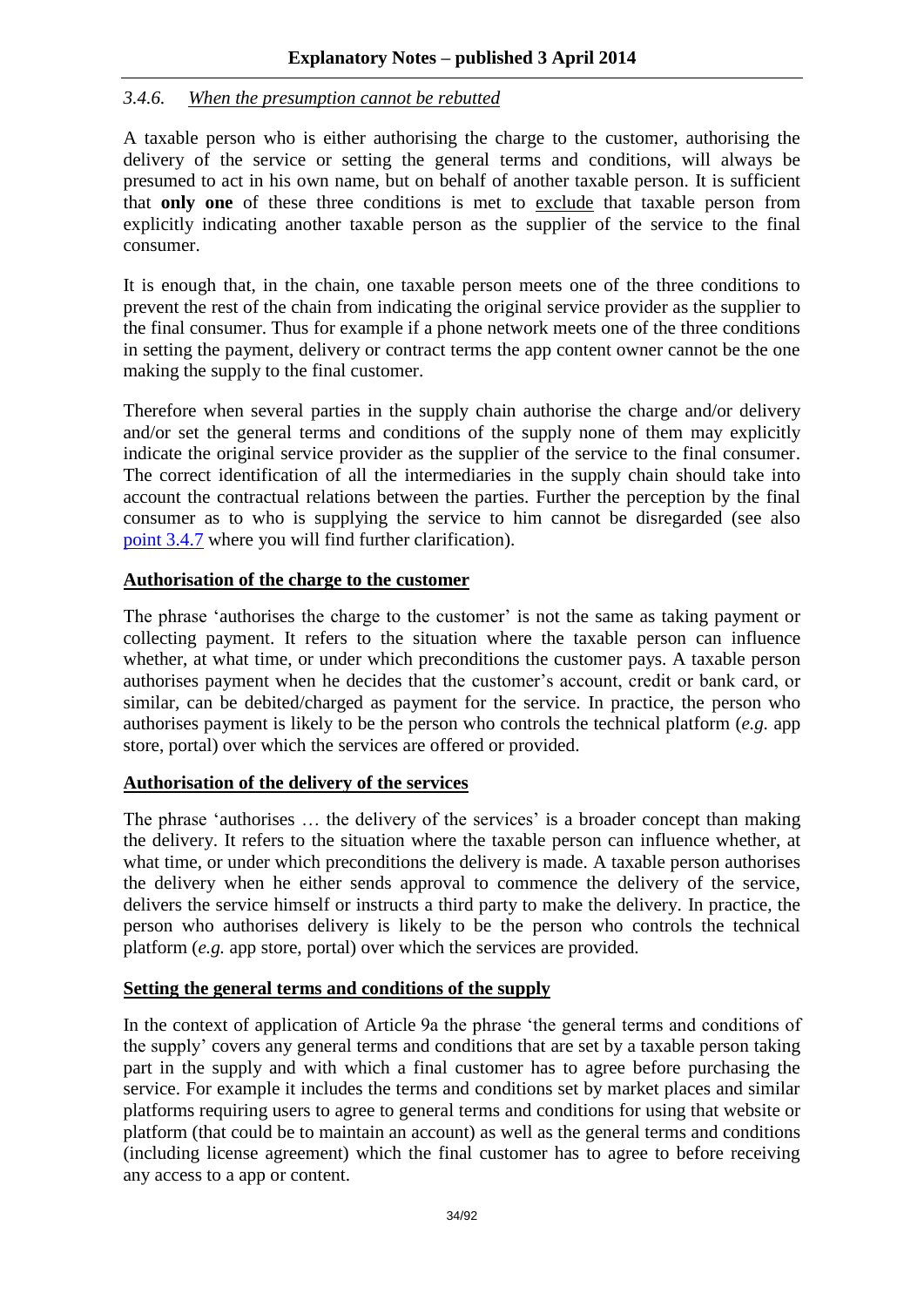### 3.4.6. When the presumption cannot be rebutted

A taxable person who is either authorising the charge to the customer, authorising the delivery of the service or setting the general terms and conditions, will always be presumed to act in his own name, but on behalf of another taxable person. It is sufficient that **only one** of these three conditions is met to exclude that taxable person from explicitly indicating another taxable person as the supplier of the service to the final consumer.

It is enough that, in the chain, one taxable person meets one of the three conditions to prevent the rest of the chain from indicating the original service provider as the supplier to the final consumer. Thus for example if a phone network meets one of the three conditions in setting the payment, delivery or contract terms the app content owner cannot be the one making the supply to the final customer.

Therefore when several parties in the supply chain authorise the charge and/or delivery and/or set the general terms and conditions of the supply none of them may explicitly indicate the original service provider as the supplier of the service to the final consumer. The correct identification of all the intermediaries in the supply chain should take into account the contractual relations between the parties. Further the perception by the final consumer as to who is supplying the service to him cannot be disregarded (see also point 3.4.7 where you will find further clarification).

**Authorisation of the charge to the customer**

The phrase 'authorises the charge to the customer' is not the same as taking payment or collecting payment. It refers to the situation where the taxable person can influence whether, at what time, or under which preconditions the customer pays. A taxable person authorises payment when he decides that the customer's account, credit or bank card, or similar, can be debited/charged as payment for the service. In practice, the person who authorises payment is likely to be the person who controls the technical platform (*e.g.* app store, portal) over which the services are offered or provided.

**Authorisation of the delivery of the services**

The phrase 'authorises … the delivery of the services' is a broader concept than making the delivery. It refers to the situation where the taxable person can influence whether, at what time, or under which preconditions the delivery is made. A taxable person authorises the delivery when he either sends approval to commence the delivery of the service, delivers the service himself or instructs a third party to make the delivery. In practice, the person who authorises delivery is likely to be the person who controls the technical platform (*e.g.* app store, portal) over which the services are provided.

**Setting the general terms and conditions of the supply**

In the context of application of Article 9a the phrase 'the general terms and conditions of the supply' covers any general terms and conditions that are set by a taxable person taking part in the supply and with which a final customer has to agree before purchasing the service. For example it includes the terms and conditions set by market places and similar platforms requiring users to agree to general terms and conditions for using that website or platform (that could be to maintain an account) as well as the general terms and conditions (including license agreement) which the final customer has to agree to before receiving any access to a app or content.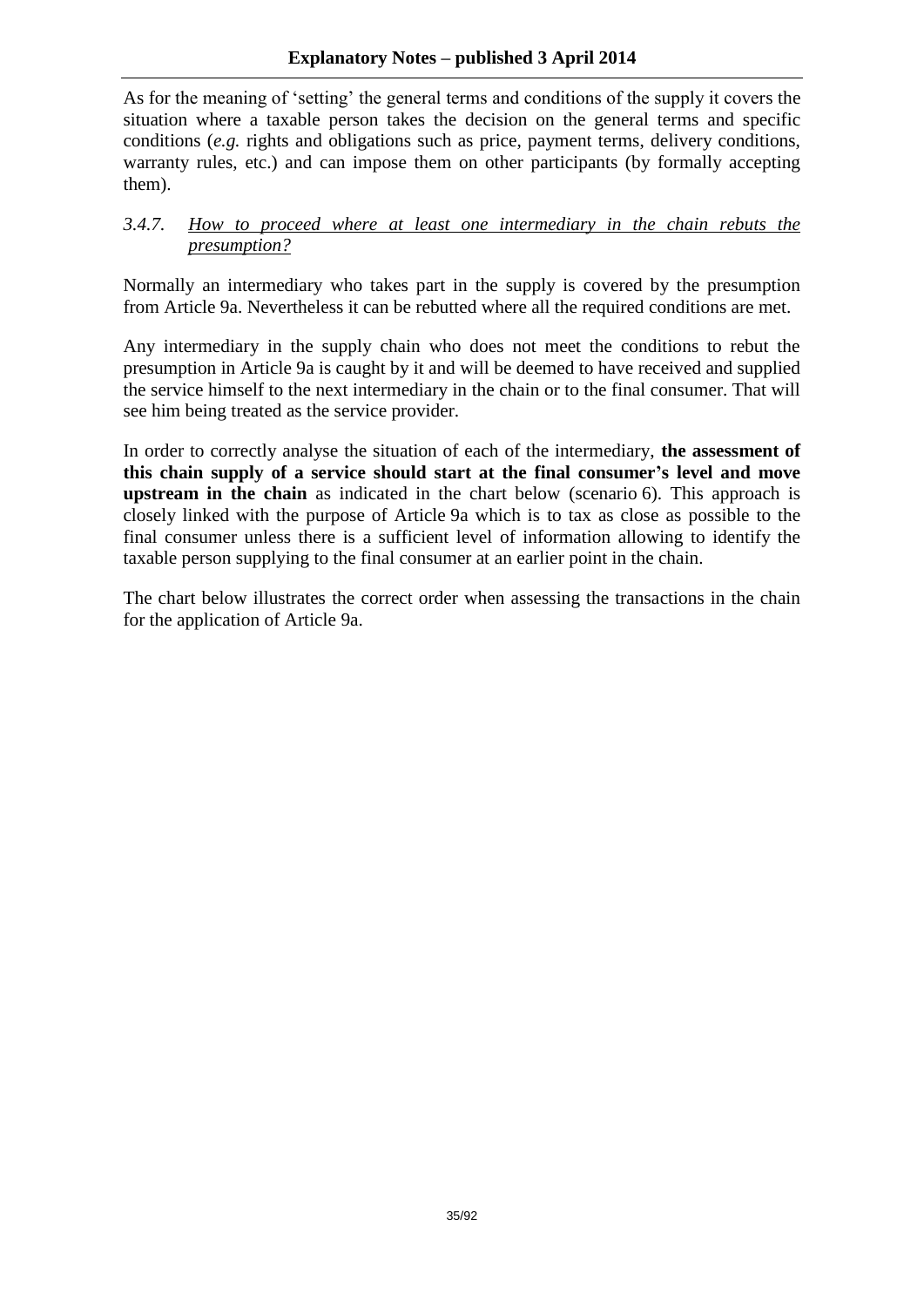As for the meaning of 'setting' the general terms and conditions of the supply it covers the situation where a taxable person takes the decision on the general terms and specific conditions (*e.g.* rights and obligations such as price, payment terms, delivery conditions, warranty rules, etc.) and can impose them on other participants (by formally accepting them).

### *3.4.7. How to proceed where at least one intermediary in the chain rebuts the presumption?*

Normally an intermediary who takes part in the supply is covered by the presumption from Article 9a. Nevertheless it can be rebutted where all the required conditions are met.

Any intermediary in the supply chain who does not meet the conditions to rebut the presumption in Article 9a is caught by it and will be deemed to have received and supplied the service himself to the next intermediary in the chain or to the final consumer. That will see him being treated as the service provider.

In order to correctly analyse the situation of each of the intermediary, **the assessment of this chain supply of a service should start at the final consumer's level and move upstream in the chain** as indicated in the chart below (scenario 6). This approach is closely linked with the purpose of Article 9a which is to tax as close as possible to the final consumer unless there is a sufficient level of information allowing to identify the taxable person supplying to the final consumer at an earlier point in the chain.

The chart below illustrates the correct order when assessing the transactions in the chain for the application of Article 9a.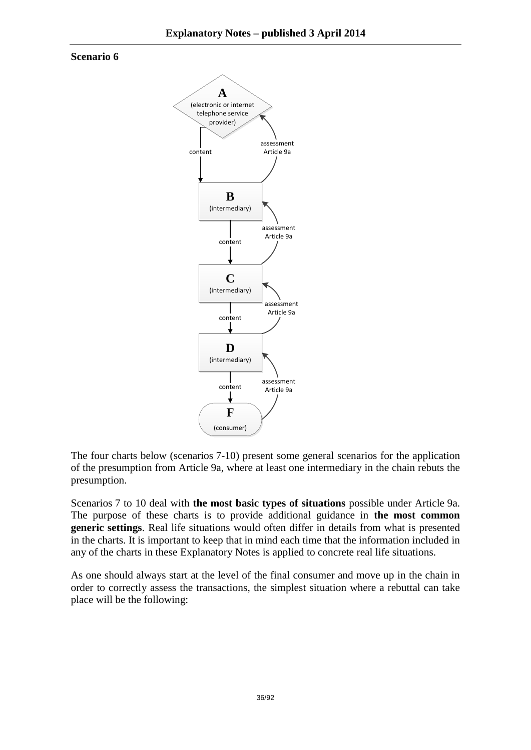**Scenario 6**

A (electronic or internet telephone service provider)

content

assessment Article 9a

B (intermediary)

content

assessment Article 9a

C (intermediary)

content

assessment Article 9a

D (intermediary)

content

assessment Article 9a

F (consumer)

The four charts below (scenarios 7-10) present some general scenarios for the application of the presumption from Article 9a, where at least one intermediary in the chain rebuts the presumption.

Scenarios 7 to 10 deal with **the most basic types of situations** possible under Article 9a. The purpose of these charts is to provide additional guidance in **the most common generic settings**. Real life situations would often differ in details from what is presented in the charts. It is important to keep that in mind each time that the information included in any of the charts in these Explanatory Notes is applied to concrete real life situations.

As one should always start at the level of the final consumer and move up in the chain in order to correctly assess the transactions, the simplest situation where a rebuttal can take place will be the following: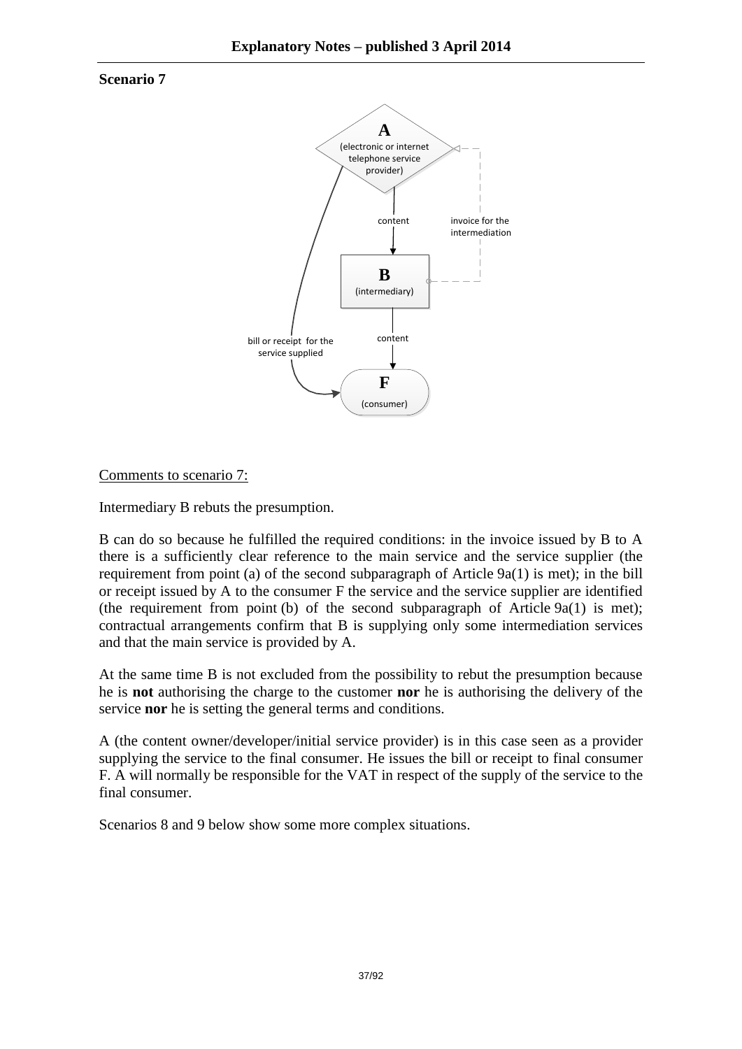## Scenario 7

Comments to scenario 7:

Intermediary B rebuts the presumption.

B can do so because he fulfilled the required conditions: in the invoice issued by B to A there is a sufficiently clear reference to the main service and the service supplier (the requirement from point (a) of the second subparagraph of Article 9a(1) is met); in the bill or receipt issued by A to the consumer F the service and the service supplier are identified (the requirement from point (b) of the second subparagraph of Article 9a(1) is met); contractual arrangements confirm that B is supplying only some intermediation services and that the main service is provided by A.

At the same time B is not excluded from the possibility to rebut the presumption because he is **not** authorising the charge to the customer **nor** he is authorising the delivery of the service **nor** he is setting the general terms and conditions.

A (the content owner/developer/initial service provider) is in this case seen as a provider supplying the service to the final consumer. He issues the bill or receipt to final consumer F. A will normally be responsible for the VAT in respect of the supply of the service to the final consumer.

Scenarios 8 and 9 below show some more complex situations.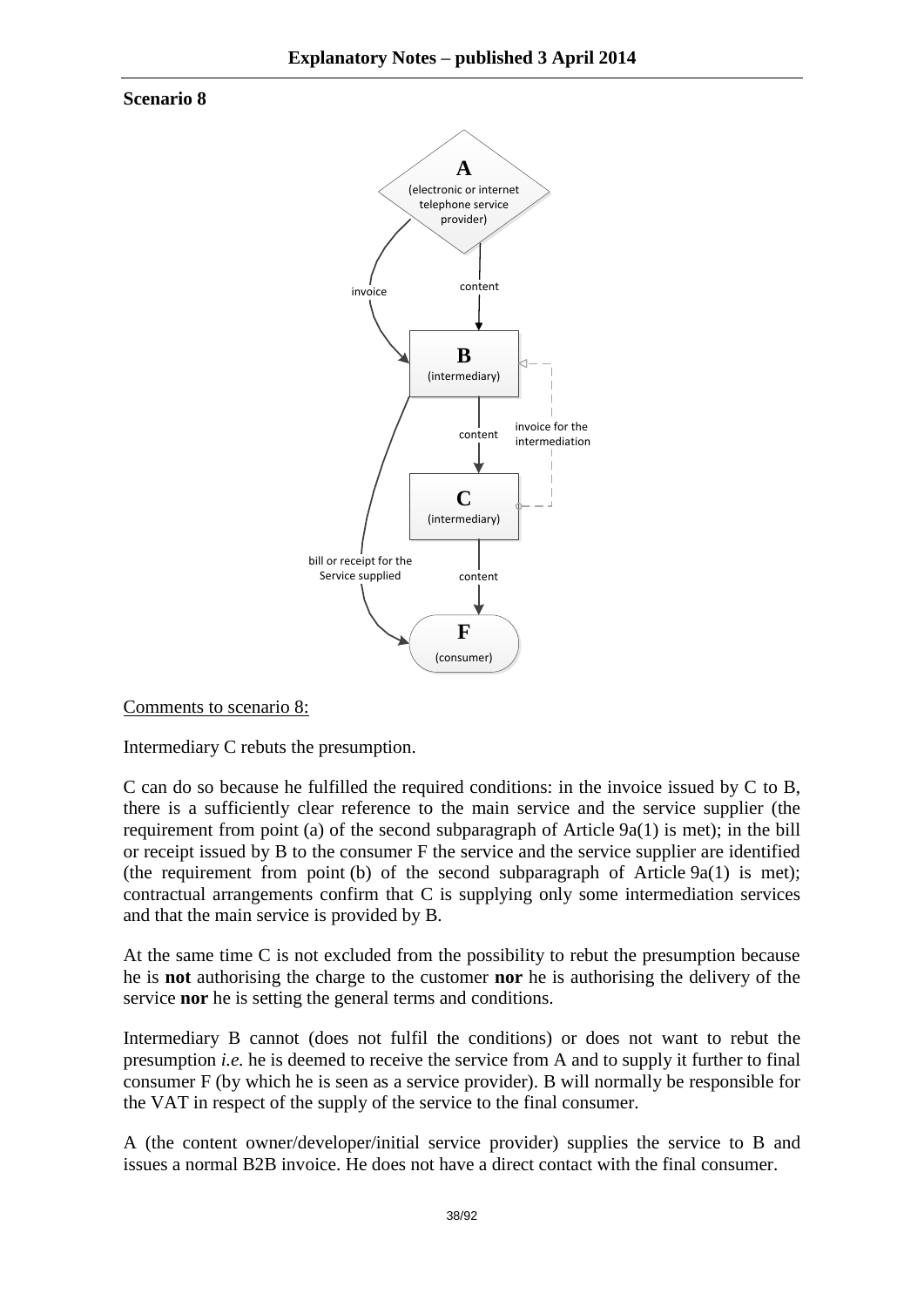**Scenario 8**

A (electronic or internet telephone service provider)

invoice

content

B (intermediary)

content

invoice for the intermediation

C (intermediary)

bill or receipt for the Service supplied

content

F (consumer)

Comments to scenario 8:

Intermediary C rebuts the presumption.

C can do so because he fulfilled the required conditions: in the invoice issued by C to B, there is a sufficiently clear reference to the main service and the service supplier (the requirement from point (a) of the second subparagraph of Article 9a(1) is met); in the bill or receipt issued by B to the consumer F the service and the service supplier are identified (the requirement from point (b) of the second subparagraph of Article 9a(1) is met); contractual arrangements confirm that C is supplying only some intermediation services and that the main service is provided by B.

At the same time C is not excluded from the possibility to rebut the presumption because he is **not** authorising the charge to the customer **nor** he is authorising the delivery of the service **nor** he is setting the general terms and conditions.

Intermediary B cannot (does not fulfil the conditions) or does not want to rebut the presumption *i.e.* he is deemed to receive the service from A and to supply it further to final consumer F (by which he is seen as a service provider). B will normally be responsible for the VAT in respect of the supply of the service to the final consumer.

A (the content owner/developer/initial service provider) supplies the service to B and issues a normal B2B invoice. He does not have a direct contact with the final consumer.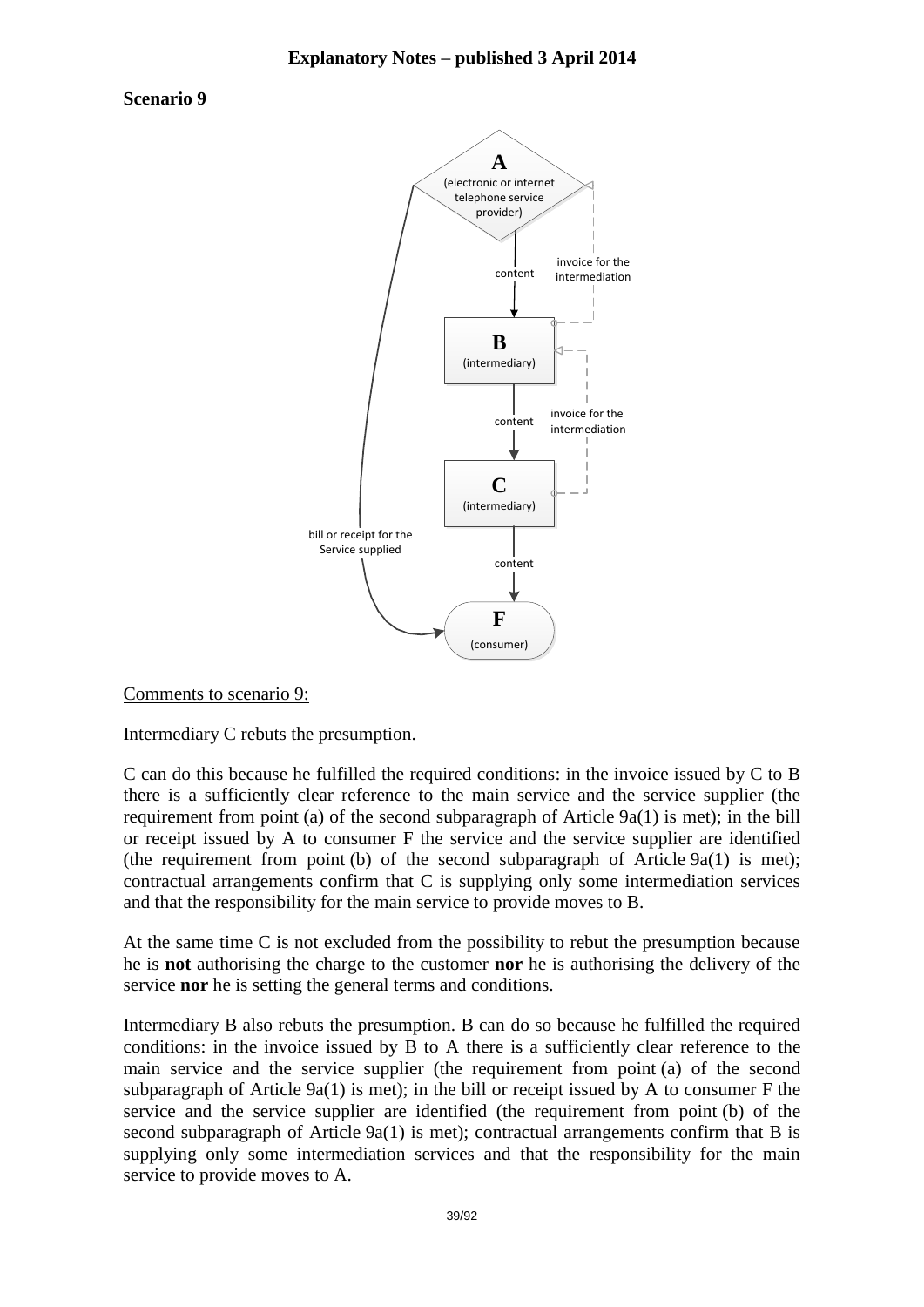**Scenario 9**

A (electronic or internet telephone service provider)

content

invoice for the intermediation

B (intermediary)

content

invoice for the intermediation

C (intermediary)

bill or receipt for the Service supplied

content

F (consumer)

Comments to scenario 9:

Intermediary C rebuts the presumption.

C can do this because he fulfilled the required conditions: in the invoice issued by C to B there is a sufficiently clear reference to the main service and the service supplier (the requirement from point (a) of the second subparagraph of Article 9a(1) is met); in the bill or receipt issued by A to consumer F the service and the service supplier are identified (the requirement from point (b) of the second subparagraph of Article 9a(1) is met); contractual arrangements confirm that C is supplying only some intermediation services and that the responsibility for the main service to provide moves to B.

At the same time C is not excluded from the possibility to rebut the presumption because he is **not** authorising the charge to the customer **nor** he is authorising the delivery of the service **nor** he is setting the general terms and conditions.

Intermediary B also rebuts the presumption. B can do so because he fulfilled the required conditions: in the invoice issued by B to A there is a sufficiently clear reference to the main service and the service supplier (the requirement from point (a) of the second subparagraph of Article 9a(1) is met); in the bill or receipt issued by A to consumer F the service and the service supplier are identified (the requirement from point (b) of the second subparagraph of Article 9a(1) is met); contractual arrangements confirm that B is supplying only some intermediation services and that the responsibility for the main service to provide moves to A.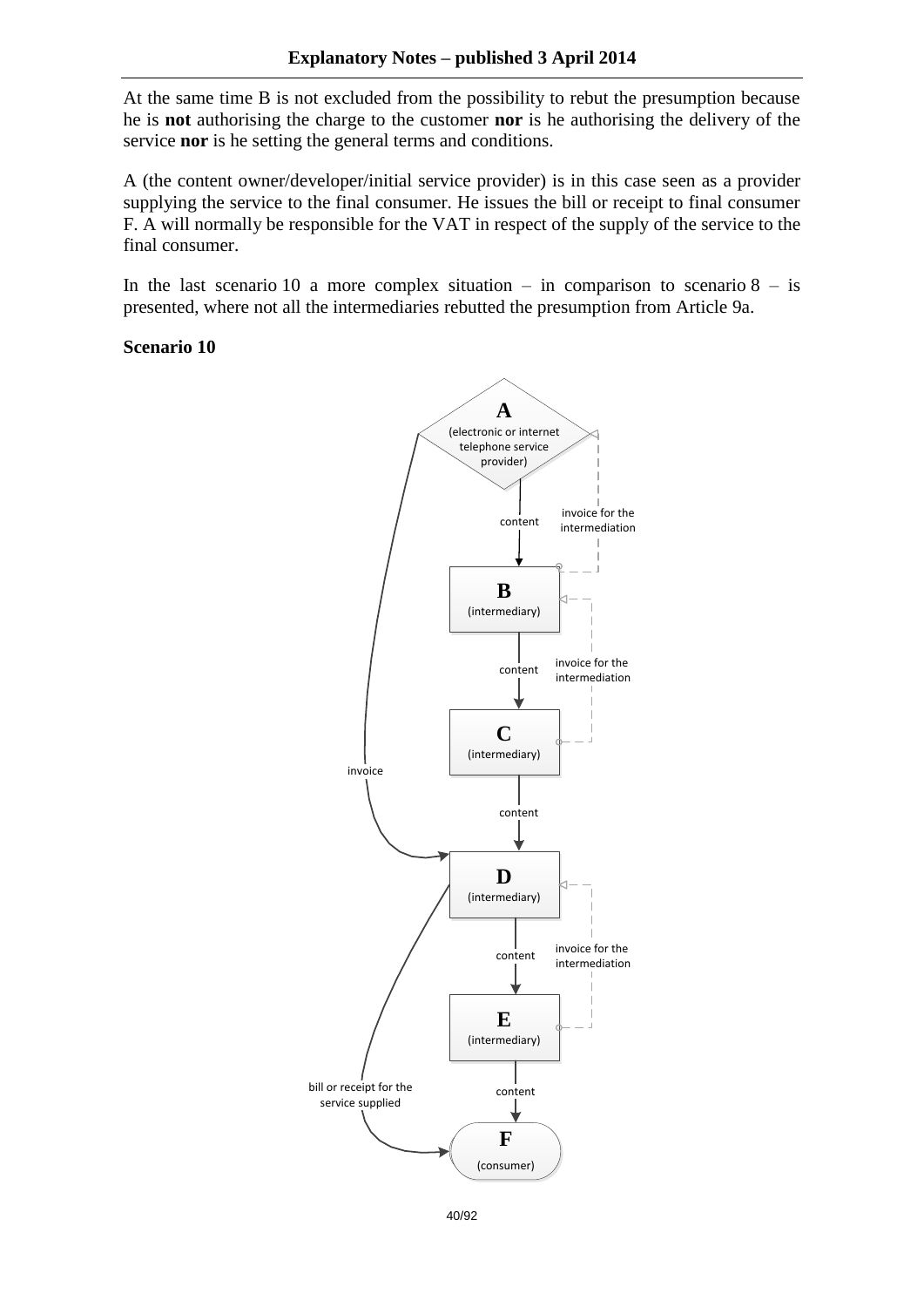At the same time B is not excluded from the possibility to rebut the presumption because he is **not** authorising the charge to the customer **nor** is he authorising the delivery of the service **nor** is he setting the general terms and conditions.

A (the content owner/developer/initial service provider) is in this case seen as a provider supplying the service to the final consumer. He issues the bill or receipt to final consumer F. A will normally be responsible for the VAT in respect of the supply of the service to the final consumer.

In the last scenario 10 a more complex situation – in comparison to scenario 8 – is presented, where not all the intermediaries rebutted the presumption from Article 9a.

**Scenario 10**

A (electronic or internet telephone service provider)

content

invoice for the intermediation

B (intermediary)

content

invoice for the intermediation

C (intermediary)

invoice

content

D (intermediary)

content

invoice for the intermediation

E (intermediary)

bill or receipt for the service supplied

content

F (consumer)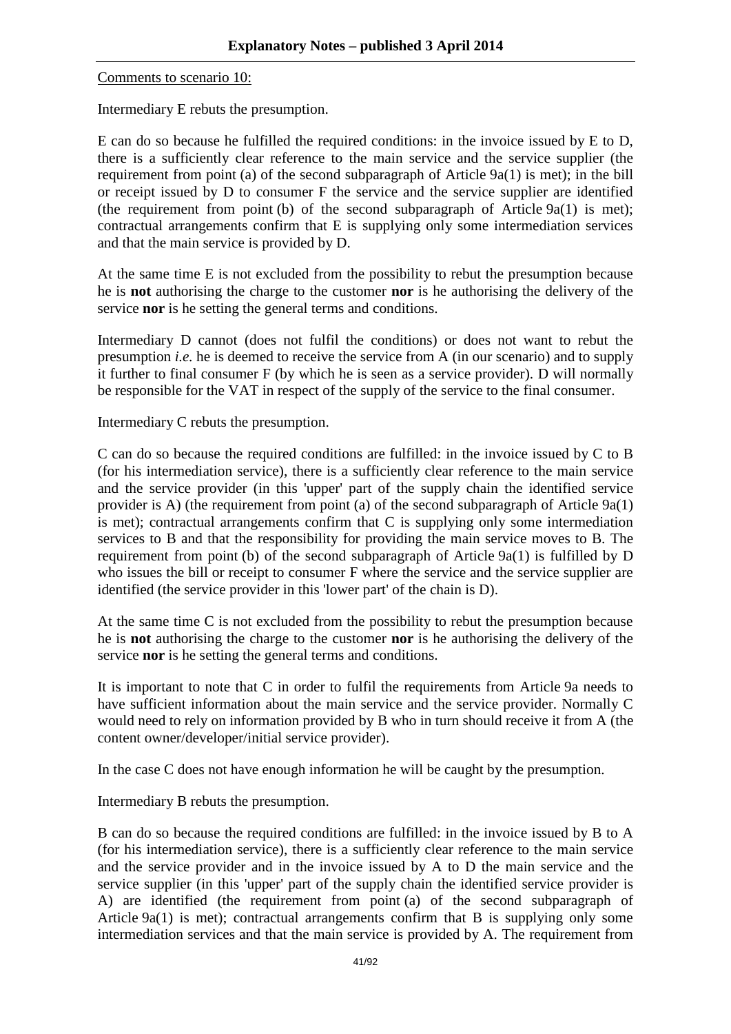Comments to scenario 10:

Intermediary E rebuts the presumption.

E can do so because he fulfilled the required conditions: in the invoice issued by E to D, there is a sufficiently clear reference to the main service and the service supplier (the requirement from point (a) of the second subparagraph of Article 9a(1) is met); in the bill or receipt issued by D to consumer F the service and the service supplier are identified (the requirement from point (b) of the second subparagraph of Article 9a(1) is met); contractual arrangements confirm that E is supplying only some intermediation services and that the main service is provided by D.

At the same time E is not excluded from the possibility to rebut the presumption because he is **not** authorising the charge to the customer **nor** is he authorising the delivery of the service **nor** is he setting the general terms and conditions.

Intermediary D cannot (does not fulfil the conditions) or does not want to rebut the presumption *i.e.* he is deemed to receive the service from A (in our scenario) and to supply it further to final consumer F (by which he is seen as a service provider). D will normally be responsible for the VAT in respect of the supply of the service to the final consumer.

Intermediary C rebuts the presumption.

C can do so because the required conditions are fulfilled: in the invoice issued by C to B (for his intermediation service), there is a sufficiently clear reference to the main service and the service provider (in this 'upper' part of the supply chain the identified service provider is A) (the requirement from point (a) of the second subparagraph of Article 9a(1) is met); contractual arrangements confirm that C is supplying only some intermediation services to B and that the responsibility for providing the main service moves to B. The requirement from point (b) of the second subparagraph of Article 9a(1) is fulfilled by D who issues the bill or receipt to consumer F where the service and the service supplier are identified (the service provider in this 'lower part' of the chain is D).

At the same time C is not excluded from the possibility to rebut the presumption because he is **not** authorising the charge to the customer **nor** is he authorising the delivery of the service **nor** is he setting the general terms and conditions.

It is important to note that C in order to fulfil the requirements from Article 9a needs to have sufficient information about the main service and the service provider. Normally C would need to rely on information provided by B who in turn should receive it from A (the content owner/developer/initial service provider).

In the case C does not have enough information he will be caught by the presumption.

Intermediary B rebuts the presumption.

B can do so because the required conditions are fulfilled: in the invoice issued by B to A (for his intermediation service), there is a sufficiently clear reference to the main service and the service provider and in the invoice issued by A to D the main service and the service supplier (in this 'upper' part of the supply chain the identified service provider is A) are identified (the requirement from point (a) of the second subparagraph of Article 9a(1) is met); contractual arrangements confirm that B is supplying only some intermediation services and that the main service is provided by A. The requirement from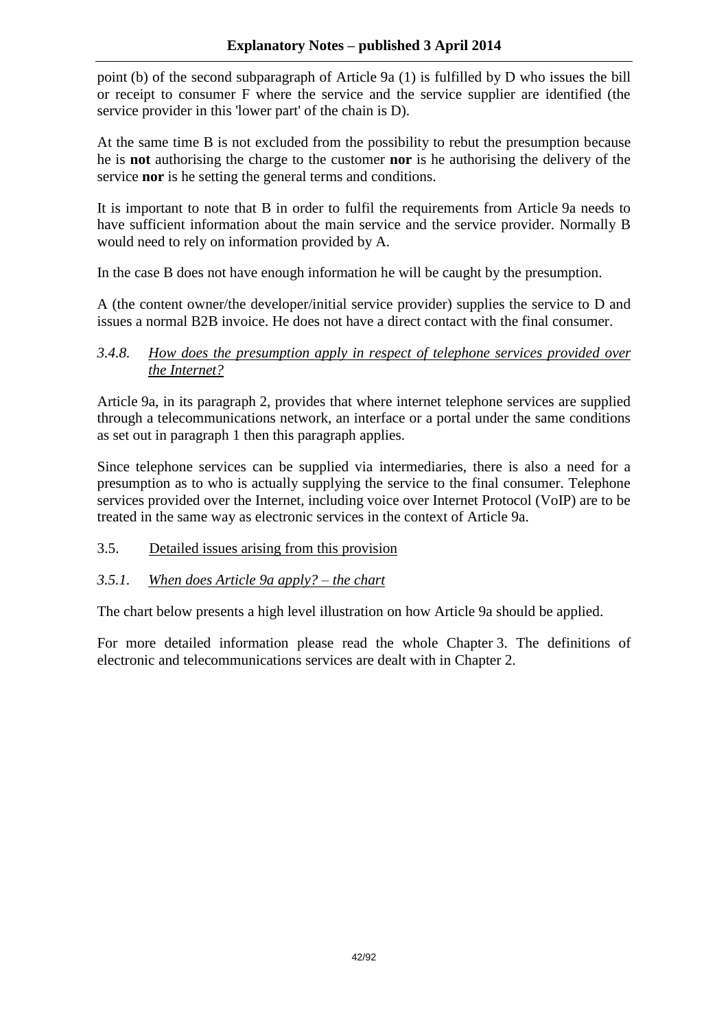point (b) of the second subparagraph of Article 9a (1) is fulfilled by D who issues the bill or receipt to consumer F where the service and the service supplier are identified (the service provider in this 'lower part' of the chain is D).

At the same time B is not excluded from the possibility to rebut the presumption because he is **not** authorising the charge to the customer **nor** is he authorising the delivery of the service **nor** is he setting the general terms and conditions.

It is important to note that B in order to fulfil the requirements from Article 9a needs to have sufficient information about the main service and the service provider. Normally B would need to rely on information provided by A.

In the case B does not have enough information he will be caught by the presumption.

A (the content owner/the developer/initial service provider) supplies the service to D and issues a normal B2B invoice. He does not have a direct contact with the final consumer.

#### *3.4.8. How does the presumption apply in respect of telephone services provided over the Internet?*

Article 9a, in its paragraph 2, provides that where internet telephone services are supplied through a telecommunications network, an interface or a portal under the same conditions as set out in paragraph 1 then this paragraph applies.

Since telephone services can be supplied via intermediaries, there is also a need for a presumption as to who is actually supplying the service to the final consumer. Telephone services provided over the Internet, including voice over Internet Protocol (VoIP) are to be treated in the same way as electronic services in the context of Article 9a.

### 3.5. Detailed issues arising from this provision

#### *3.5.1. When does Article 9a apply? – the chart*

The chart below presents a high level illustration on how Article 9a should be applied.

For more detailed information please read the whole Chapter 3. The definitions of electronic and telecommunications services are dealt with in Chapter 2.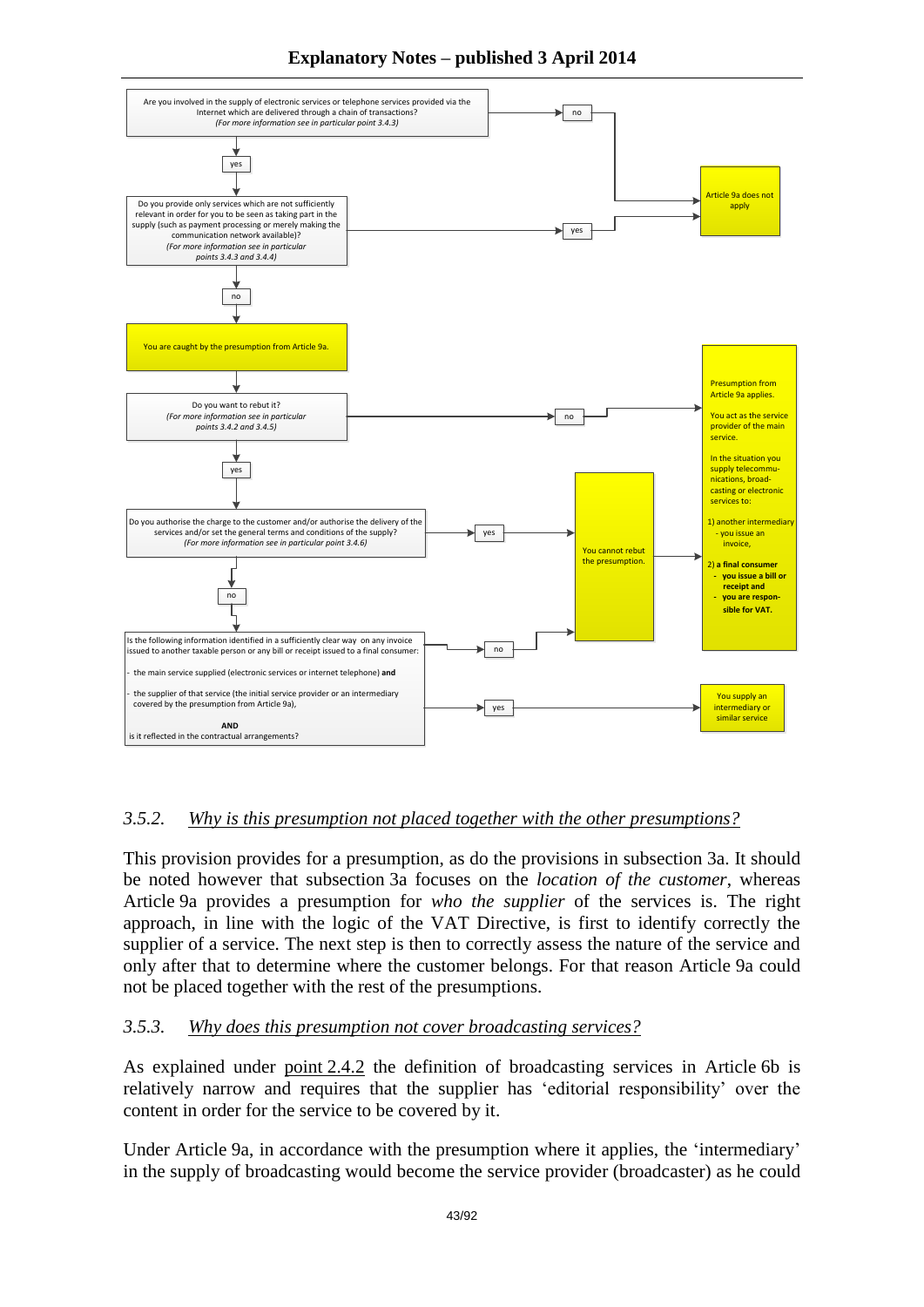Are you involved in the supply of electronic services or telephone services provided via the Internet which are delivered through a chain of transactions?
*(For more information see in particular point 3.4.3)*

- no → Article 9a does not apply
- yes ↓

Do you provide only services which are not sufficiently relevant in order for you to be seen as taking part in the supply (such as payment processing or merely making the communication network available)?
*(For more information see in particular points 3.4.3 and 3.4.4)*

- yes → Article 9a does not apply
- no ↓

You are caught by the presumption from Article 9a.

Do you want to rebut it?
*(For more information see in particular points 3.4.2 and 3.4.5)*

- no → Presumption from Article 9a applies.
- yes ↓

Do you authorise the charge to the customer and/or authorise the delivery of the services and/or set the general terms and conditions of the supply?
*(For more information see in particular point 3.4.6)*

- yes → You cannot rebut the presumption.
- no ↓

Is the following information identified in a sufficiently clear way on any invoice issued to another taxable person or any bill or receipt issued to a final consumer:

- the main service supplied (electronic services or internet telephone) **and**
- the supplier of that service (the initial service provider or an intermediary covered by the presumption from Article 9a),

**AND**
is it reflected in the contractual arrangements?

- no → You cannot rebut the presumption.
- yes → You supply an intermediary or similar service

You cannot rebut the presumption. → Presumption from Article 9a applies.

Presumption from Article 9a applies.

You act as the service provider of the main service.

In the situation you supply telecommunications, broadcasting or electronic services to:

1) another intermediary
- you issue an invoice,

2) a **final consumer**
- **you issue a bill or receipt and**
- **you are responsible for VAT.**

### 3.5.2. *Why is this presumption not placed together with the other presumptions?*

This provision provides for a presumption, as do the provisions in subsection 3a. It should be noted however that subsection 3a focuses on the *location of the customer*, whereas Article 9a provides a presumption for *who the supplier* of the services is. The right approach, in line with the logic of the VAT Directive, is first to identify correctly the supplier of a service. The next step is then to correctly assess the nature of the service and only after that to determine where the customer belongs. For that reason Article 9a could not be placed together with the rest of the presumptions.

### 3.5.3. *Why does this presumption not cover broadcasting services?*

As explained under point 2.4.2 the definition of broadcasting services in Article 6b is relatively narrow and requires that the supplier has 'editorial responsibility' over the content in order for the service to be covered by it.

Under Article 9a, in accordance with the presumption where it applies, the 'intermediary' in the supply of broadcasting would become the service provider (broadcaster) as he could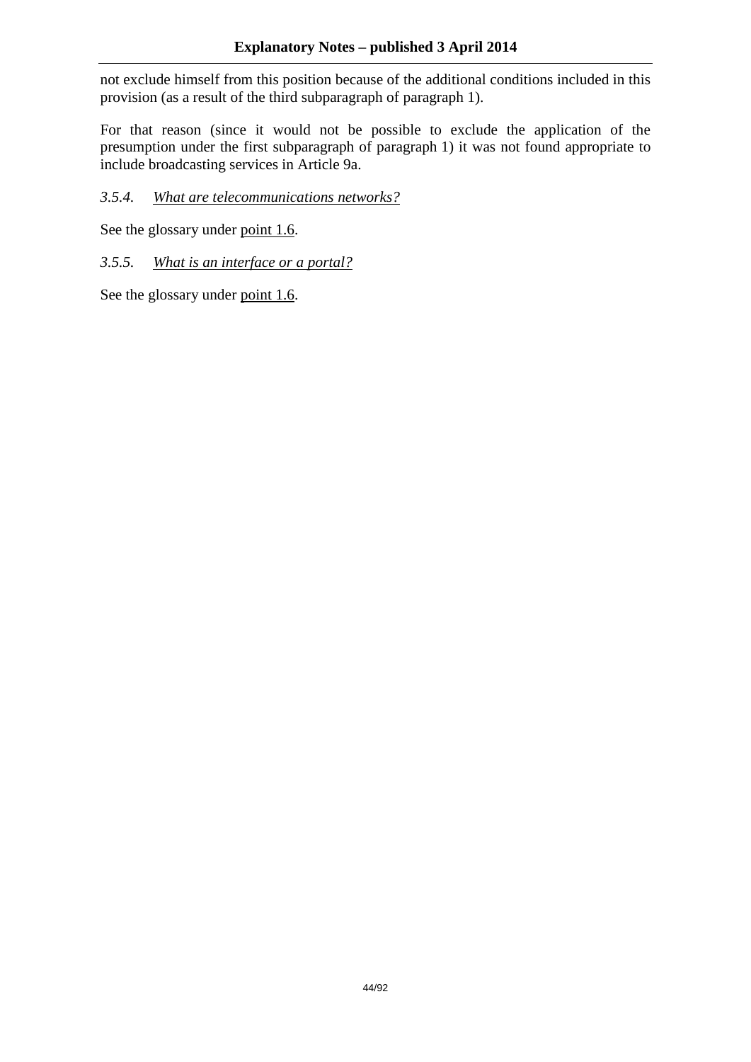not exclude himself from this position because of the additional conditions included in this provision (as a result of the third subparagraph of paragraph 1).

For that reason (since it would not be possible to exclude the application of the presumption under the first subparagraph of paragraph 1) it was not found appropriate to include broadcasting services in Article 9a.

#### *3.5.4. What are telecommunications networks?*

See the glossary under point 1.6.

#### *3.5.5. What is an interface or a portal?*

See the glossary under point 1.6.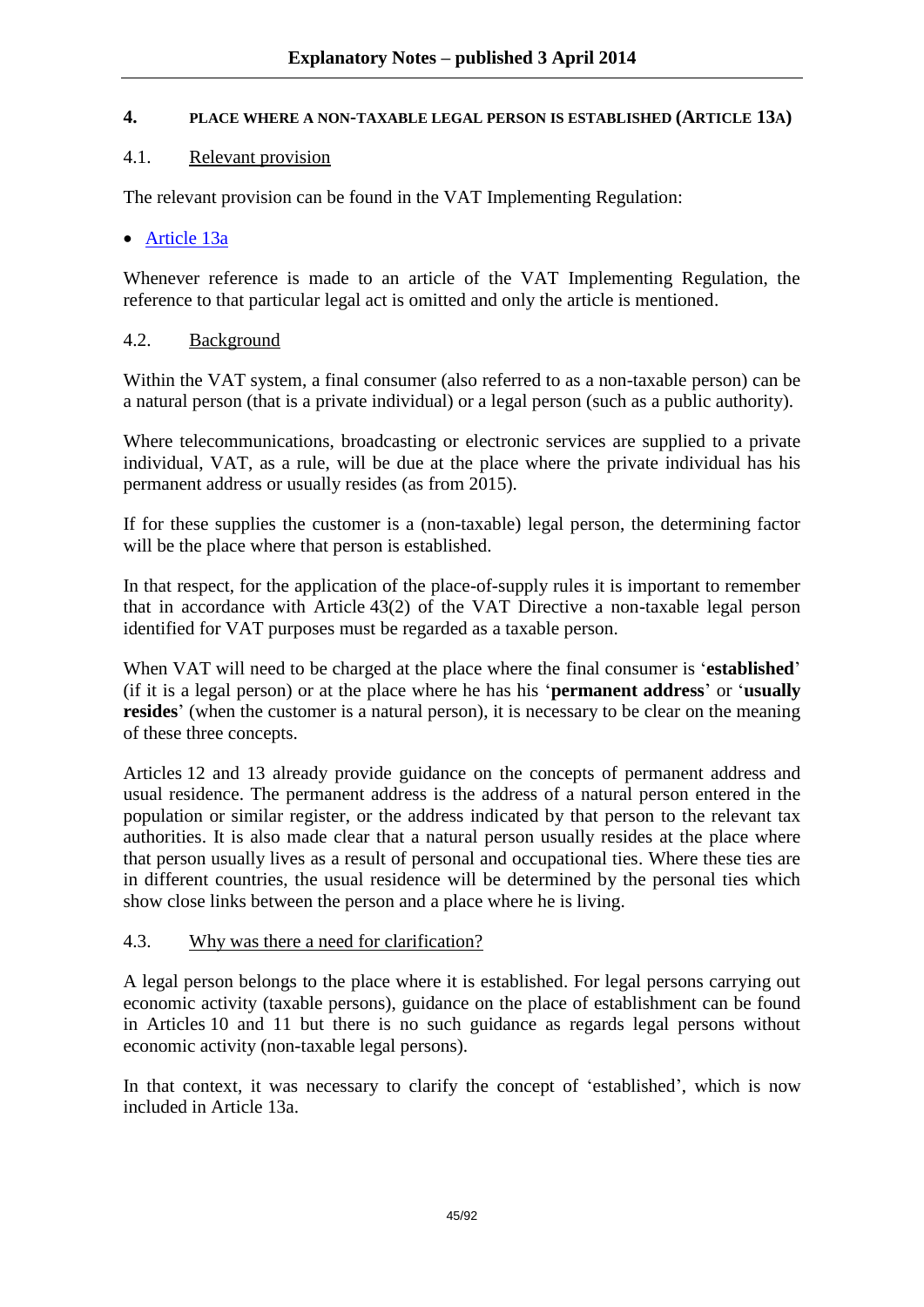## 4. PLACE WHERE A NON-TAXABLE LEGAL PERSON IS ESTABLISHED (ARTICLE 13A)

### 4.1. Relevant provision

The relevant provision can be found in the VAT Implementing Regulation:

- Article 13a

Whenever reference is made to an article of the VAT Implementing Regulation, the reference to that particular legal act is omitted and only the article is mentioned.

### 4.2. Background

Within the VAT system, a final consumer (also referred to as a non-taxable person) can be a natural person (that is a private individual) or a legal person (such as a public authority).

Where telecommunications, broadcasting or electronic services are supplied to a private individual, VAT, as a rule, will be due at the place where the private individual has his permanent address or usually resides (as from 2015).

If for these supplies the customer is a (non-taxable) legal person, the determining factor will be the place where that person is established.

In that respect, for the application of the place-of-supply rules it is important to remember that in accordance with Article 43(2) of the VAT Directive a non-taxable legal person identified for VAT purposes must be regarded as a taxable person.

When VAT will need to be charged at the place where the final consumer is '**established**' (if it is a legal person) or at the place where he has his '**permanent address**' or '**usually resides**' (when the customer is a natural person), it is necessary to be clear on the meaning of these three concepts.

Articles 12 and 13 already provide guidance on the concepts of permanent address and usual residence. The permanent address is the address of a natural person entered in the population or similar register, or the address indicated by that person to the relevant tax authorities. It is also made clear that a natural person usually resides at the place where that person usually lives as a result of personal and occupational ties. Where these ties are in different countries, the usual residence will be determined by the personal ties which show close links between the person and a place where he is living.

### 4.3. Why was there a need for clarification?

A legal person belongs to the place where it is established. For legal persons carrying out economic activity (taxable persons), guidance on the place of establishment can be found in Articles 10 and 11 but there is no such guidance as regards legal persons without economic activity (non-taxable legal persons).

In that context, it was necessary to clarify the concept of 'established', which is now included in Article 13a.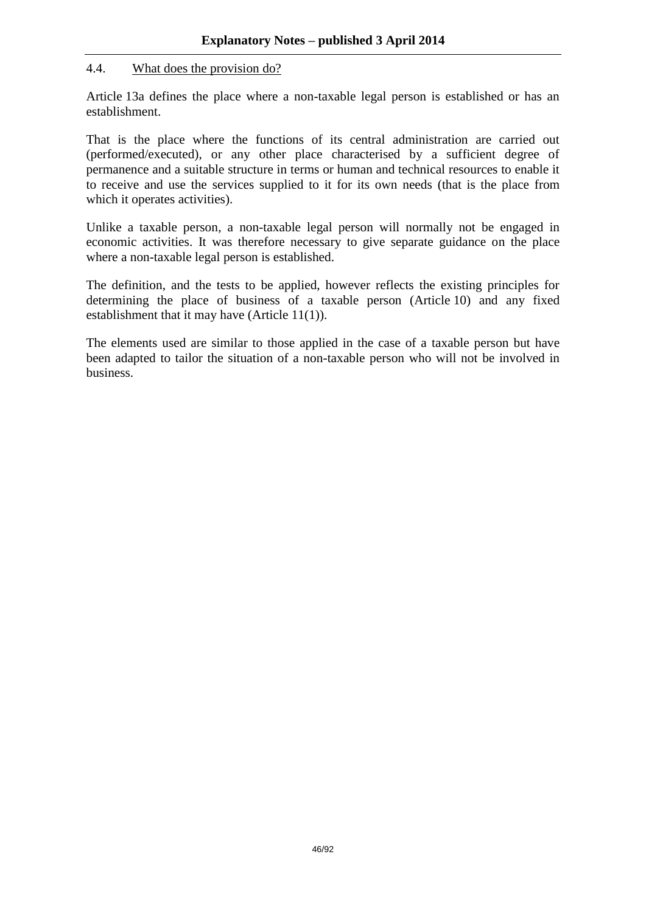4.4. What does the provision do?

Article 13a defines the place where a non-taxable legal person is established or has an establishment.

That is the place where the functions of its central administration are carried out (performed/executed), or any other place characterised by a sufficient degree of permanence and a suitable structure in terms or human and technical resources to enable it to receive and use the services supplied to it for its own needs (that is the place from which it operates activities).

Unlike a taxable person, a non-taxable legal person will normally not be engaged in economic activities. It was therefore necessary to give separate guidance on the place where a non-taxable legal person is established.

The definition, and the tests to be applied, however reflects the existing principles for determining the place of business of a taxable person (Article 10) and any fixed establishment that it may have (Article 11(1)).

The elements used are similar to those applied in the case of a taxable person but have been adapted to tailor the situation of a non-taxable person who will not be involved in business.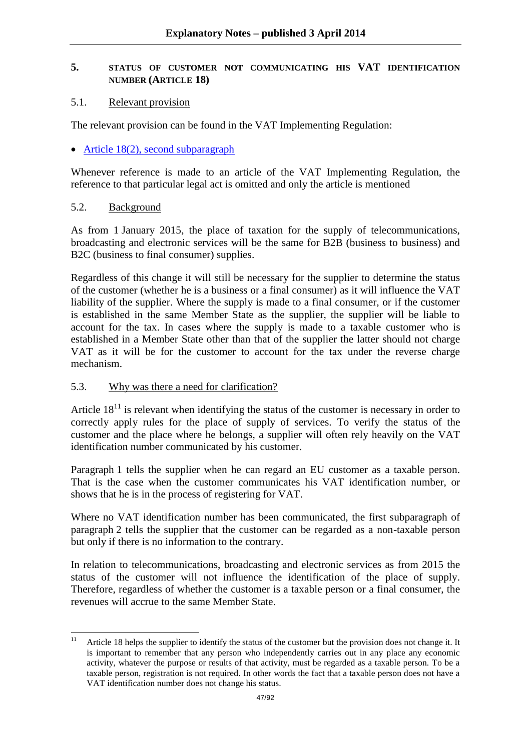## 5. STATUS OF CUSTOMER NOT COMMUNICATING HIS VAT IDENTIFICATION NUMBER (ARTICLE 18)

### 5.1. Relevant provision

The relevant provision can be found in the VAT Implementing Regulation:

- Article 18(2), second subparagraph

Whenever reference is made to an article of the VAT Implementing Regulation, the reference to that particular legal act is omitted and only the article is mentioned

### 5.2. Background

As from 1 January 2015, the place of taxation for the supply of telecommunications, broadcasting and electronic services will be the same for B2B (business to business) and B2C (business to final consumer) supplies.

Regardless of this change it will still be necessary for the supplier to determine the status of the customer (whether he is a business or a final consumer) as it will influence the VAT liability of the supplier. Where the supply is made to a final consumer, or if the customer is established in the same Member State as the supplier, the supplier will be liable to account for the tax. In cases where the supply is made to a taxable customer who is established in a Member State other than that of the supplier the latter should not charge VAT as it will be for the customer to account for the tax under the reverse charge mechanism.

### 5.3. Why was there a need for clarification?

Article 18[11] is relevant when identifying the status of the customer is necessary in order to correctly apply rules for the place of supply of services. To verify the status of the customer and the place where he belongs, a supplier will often rely heavily on the VAT identification number communicated by his customer.

Paragraph 1 tells the supplier when he can regard an EU customer as a taxable person. That is the case when the customer communicates his VAT identification number, or shows that he is in the process of registering for VAT.

Where no VAT identification number has been communicated, the first subparagraph of paragraph 2 tells the supplier that the customer can be regarded as a non-taxable person but only if there is no information to the contrary.

In relation to telecommunications, broadcasting and electronic services as from 2015 the status of the customer will not influence the identification of the place of supply. Therefore, regardless of whether the customer is a taxable person or a final consumer, the revenues will accrue to the same Member State.

---

[11] Article 18 helps the supplier to identify the status of the customer but the provision does not change it. It is important to remember that any person who independently carries out in any place any economic activity, whatever the purpose or results of that activity, must be regarded as a taxable person. To be a taxable person, registration is not required. In other words the fact that a taxable person does not have a VAT identification number does not change his status.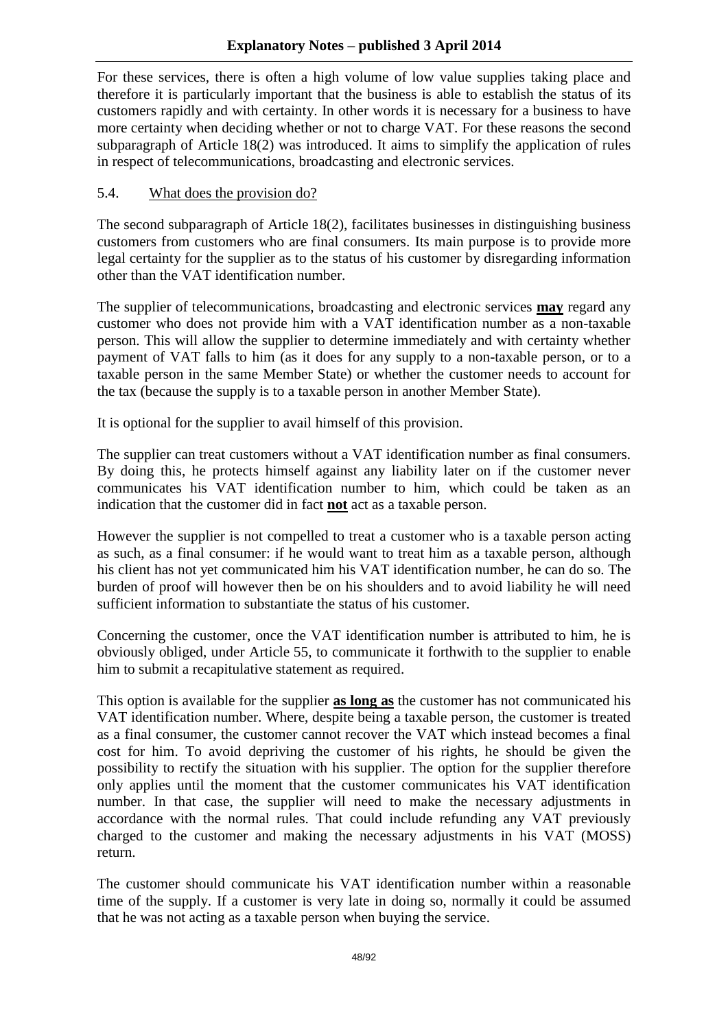For these services, there is often a high volume of low value supplies taking place and therefore it is particularly important that the business is able to establish the status of its customers rapidly and with certainty. In other words it is necessary for a business to have more certainty when deciding whether or not to charge VAT. For these reasons the second subparagraph of Article 18(2) was introduced. It aims to simplify the application of rules in respect of telecommunications, broadcasting and electronic services.

### 5.4. What does the provision do?

The second subparagraph of Article 18(2), facilitates businesses in distinguishing business customers from customers who are final consumers. Its main purpose is to provide more legal certainty for the supplier as to the status of his customer by disregarding information other than the VAT identification number.

The supplier of telecommunications, broadcasting and electronic services **may** regard any customer who does not provide him with a VAT identification number as a non-taxable person. This will allow the supplier to determine immediately and with certainty whether payment of VAT falls to him (as it does for any supply to a non-taxable person, or to a taxable person in the same Member State) or whether the customer needs to account for the tax (because the supply is to a taxable person in another Member State).

It is optional for the supplier to avail himself of this provision.

The supplier can treat customers without a VAT identification number as final consumers. By doing this, he protects himself against any liability later on if the customer never communicates his VAT identification number to him, which could be taken as an indication that the customer did in fact **not** act as a taxable person.

However the supplier is not compelled to treat a customer who is a taxable person acting as such, as a final consumer: if he would want to treat him as a taxable person, although his client has not yet communicated him his VAT identification number, he can do so. The burden of proof will however then be on his shoulders and to avoid liability he will need sufficient information to substantiate the status of his customer.

Concerning the customer, once the VAT identification number is attributed to him, he is obviously obliged, under Article 55, to communicate it forthwith to the supplier to enable him to submit a recapitulative statement as required.

This option is available for the supplier **as long as** the customer has not communicated his VAT identification number. Where, despite being a taxable person, the customer is treated as a final consumer, the customer cannot recover the VAT which instead becomes a final cost for him. To avoid depriving the customer of his rights, he should be given the possibility to rectify the situation with his supplier. The option for the supplier therefore only applies until the moment that the customer communicates his VAT identification number. In that case, the supplier will need to make the necessary adjustments in accordance with the normal rules. That could include refunding any VAT previously charged to the customer and making the necessary adjustments in his VAT (MOSS) return.

The customer should communicate his VAT identification number within a reasonable time of the supply. If a customer is very late in doing so, normally it could be assumed that he was not acting as a taxable person when buying the service.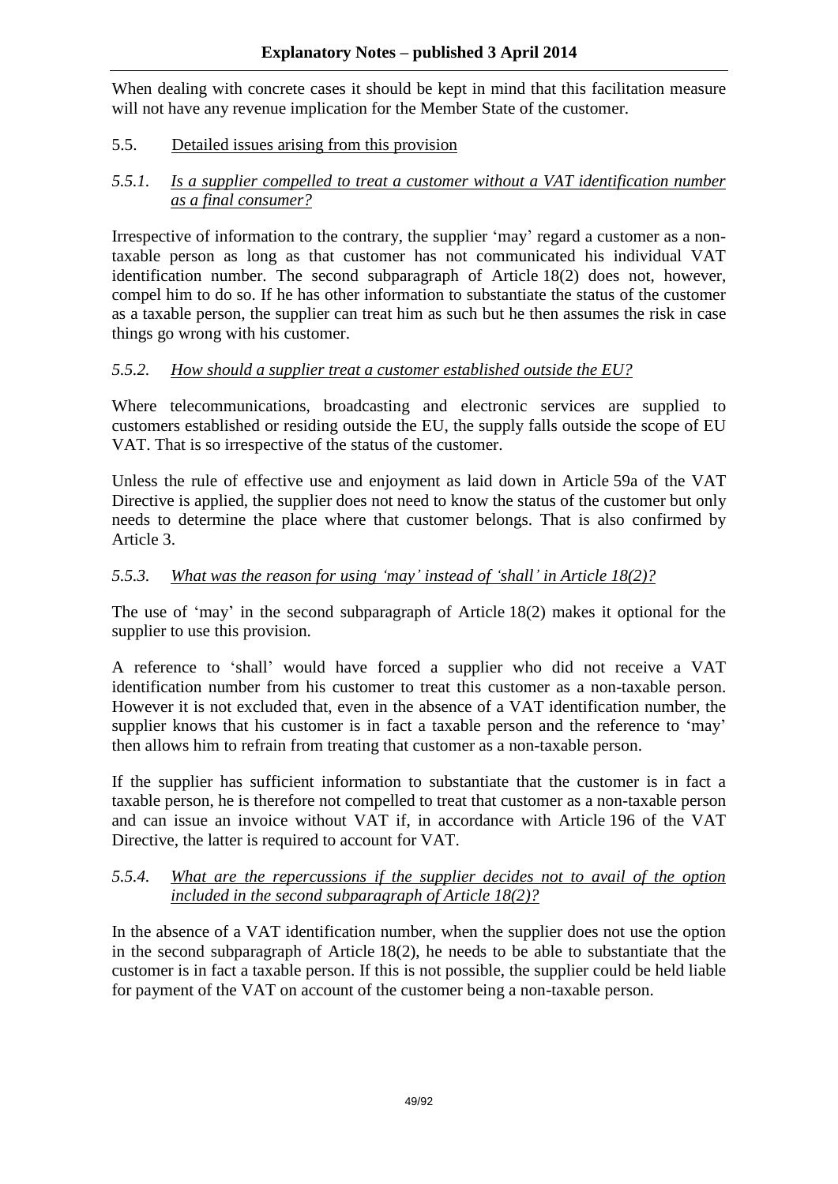When dealing with concrete cases it should be kept in mind that this facilitation measure will not have any revenue implication for the Member State of the customer.

## 5.5. Detailed issues arising from this provision

### *5.5.1. Is a supplier compelled to treat a customer without a VAT identification number as a final consumer?*

Irrespective of information to the contrary, the supplier 'may' regard a customer as a non-taxable person as long as that customer has not communicated his individual VAT identification number. The second subparagraph of Article 18(2) does not, however, compel him to do so. If he has other information to substantiate the status of the customer as a taxable person, the supplier can treat him as such but he then assumes the risk in case things go wrong with his customer.

### *5.5.2. How should a supplier treat a customer established outside the EU?*

Where telecommunications, broadcasting and electronic services are supplied to customers established or residing outside the EU, the supply falls outside the scope of EU VAT. That is so irrespective of the status of the customer.

Unless the rule of effective use and enjoyment as laid down in Article 59a of the VAT Directive is applied, the supplier does not need to know the status of the customer but only needs to determine the place where that customer belongs. That is also confirmed by Article 3.

### *5.5.3. What was the reason for using 'may' instead of 'shall' in Article 18(2)?*

The use of 'may' in the second subparagraph of Article 18(2) makes it optional for the supplier to use this provision.

A reference to 'shall' would have forced a supplier who did not receive a VAT identification number from his customer to treat this customer as a non-taxable person. However it is not excluded that, even in the absence of a VAT identification number, the supplier knows that his customer is in fact a taxable person and the reference to 'may' then allows him to refrain from treating that customer as a non-taxable person.

If the supplier has sufficient information to substantiate that the customer is in fact a taxable person, he is therefore not compelled to treat that customer as a non-taxable person and can issue an invoice without VAT if, in accordance with Article 196 of the VAT Directive, the latter is required to account for VAT.

### *5.5.4. What are the repercussions if the supplier decides not to avail of the option included in the second subparagraph of Article 18(2)?*

In the absence of a VAT identification number, when the supplier does not use the option in the second subparagraph of Article 18(2), he needs to be able to substantiate that the customer is in fact a taxable person. If this is not possible, the supplier could be held liable for payment of the VAT on account of the customer being a non-taxable person.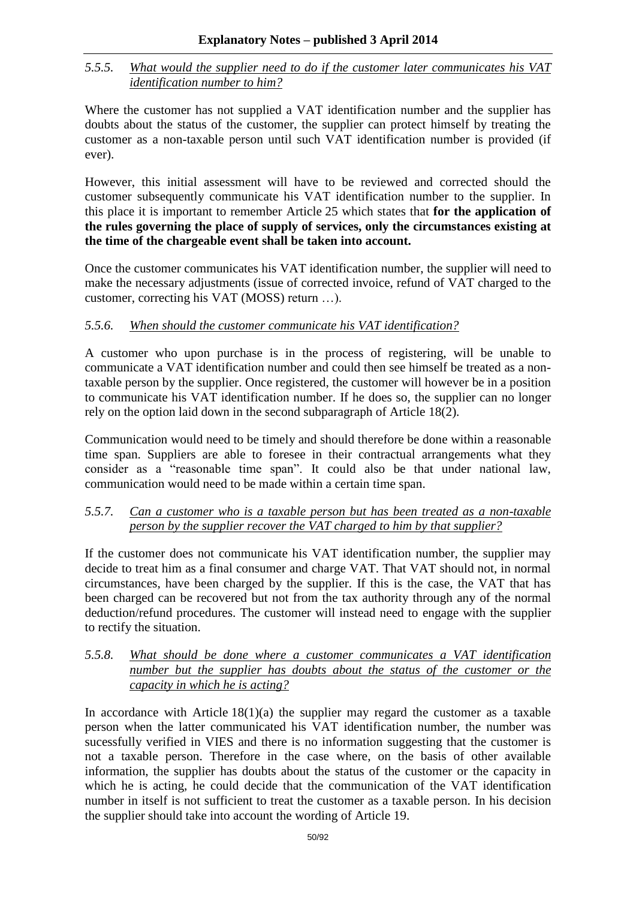### *5.5.5. What would the supplier need to do if the customer later communicates his VAT identification number to him?*

Where the customer has not supplied a VAT identification number and the supplier has doubts about the status of the customer, the supplier can protect himself by treating the customer as a non-taxable person until such VAT identification number is provided (if ever).

However, this initial assessment will have to be reviewed and corrected should the customer subsequently communicate his VAT identification number to the supplier. In this place it is important to remember Article 25 which states that **for the application of the rules governing the place of supply of services, only the circumstances existing at the time of the chargeable event shall be taken into account.**

Once the customer communicates his VAT identification number, the supplier will need to make the necessary adjustments (issue of corrected invoice, refund of VAT charged to the customer, correcting his VAT (MOSS) return …).

### *5.5.6. When should the customer communicate his VAT identification?*

A customer who upon purchase is in the process of registering, will be unable to communicate a VAT identification number and could then see himself be treated as a non-taxable person by the supplier. Once registered, the customer will however be in a position to communicate his VAT identification number. If he does so, the supplier can no longer rely on the option laid down in the second subparagraph of Article 18(2).

Communication would need to be timely and should therefore be done within a reasonable time span. Suppliers are able to foresee in their contractual arrangements what they consider as a "reasonable time span". It could also be that under national law, communication would need to be made within a certain time span.

### *5.5.7. Can a customer who is a taxable person but has been treated as a non-taxable person by the supplier recover the VAT charged to him by that supplier?*

If the customer does not communicate his VAT identification number, the supplier may decide to treat him as a final consumer and charge VAT. That VAT should not, in normal circumstances, have been charged by the supplier. If this is the case, the VAT that has been charged can be recovered but not from the tax authority through any of the normal deduction/refund procedures. The customer will instead need to engage with the supplier to rectify the situation.

### *5.5.8. What should be done where a customer communicates a VAT identification number but the supplier has doubts about the status of the customer or the capacity in which he is acting?*

In accordance with Article 18(1)(a) the supplier may regard the customer as a taxable person when the latter communicated his VAT identification number, the number was sucessfully verified in VIES and there is no information suggesting that the customer is not a taxable person. Therefore in the case where, on the basis of other available information, the supplier has doubts about the status of the customer or the capacity in which he is acting, he could decide that the communication of the VAT identification number in itself is not sufficient to treat the customer as a taxable person. In his decision the supplier should take into account the wording of Article 19.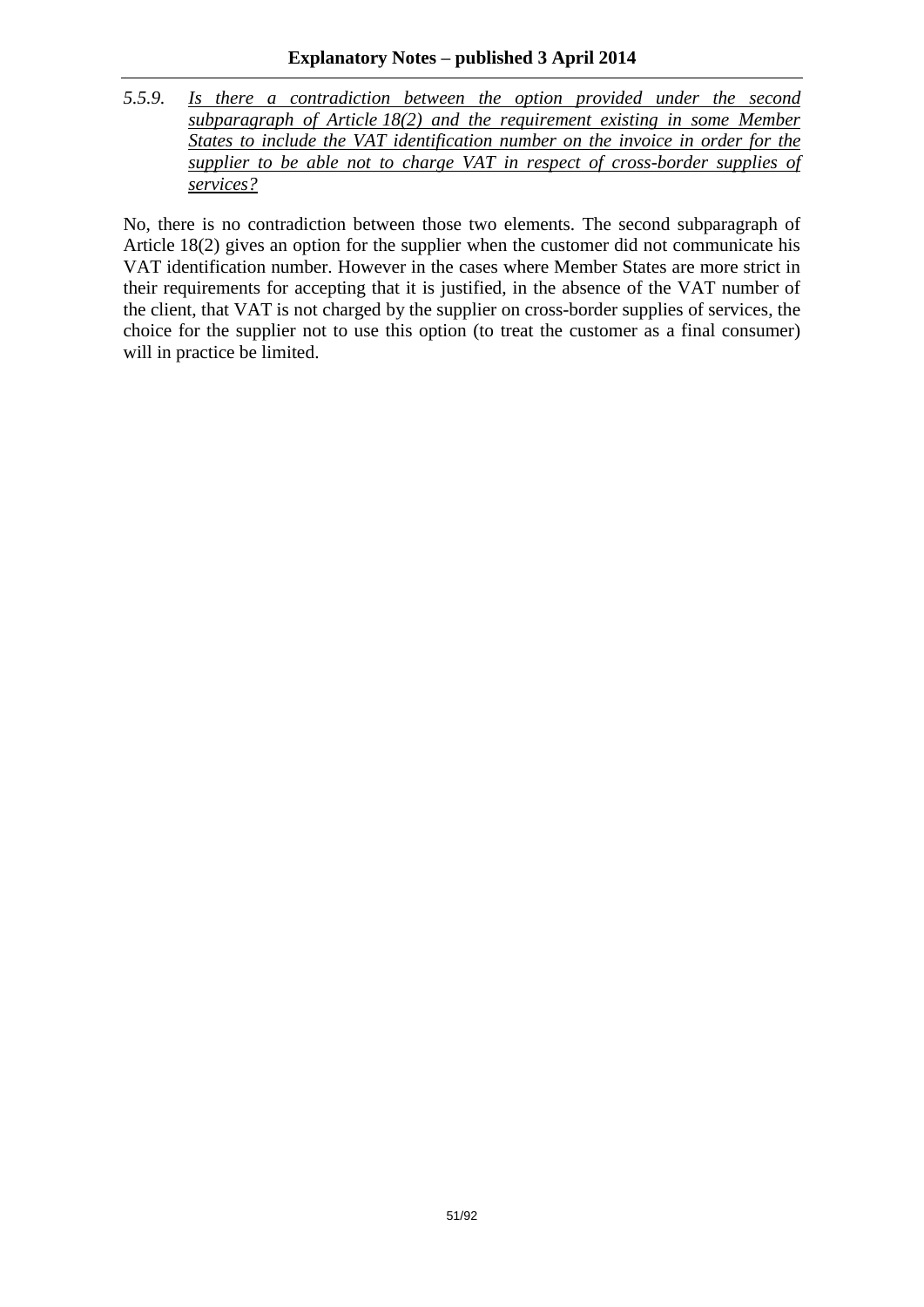*5.5.9. <u>Is there a contradiction between the option provided under the second subparagraph of Article 18(2) and the requirement existing in some Member States to include the VAT identification number on the invoice in order for the supplier to be able not to charge VAT in respect of cross-border supplies of services?</u>*

No, there is no contradiction between those two elements. The second subparagraph of Article 18(2) gives an option for the supplier when the customer did not communicate his VAT identification number. However in the cases where Member States are more strict in their requirements for accepting that it is justified, in the absence of the VAT number of the client, that VAT is not charged by the supplier on cross-border supplies of services, the choice for the supplier not to use this option (to treat the customer as a final consumer) will in practice be limited.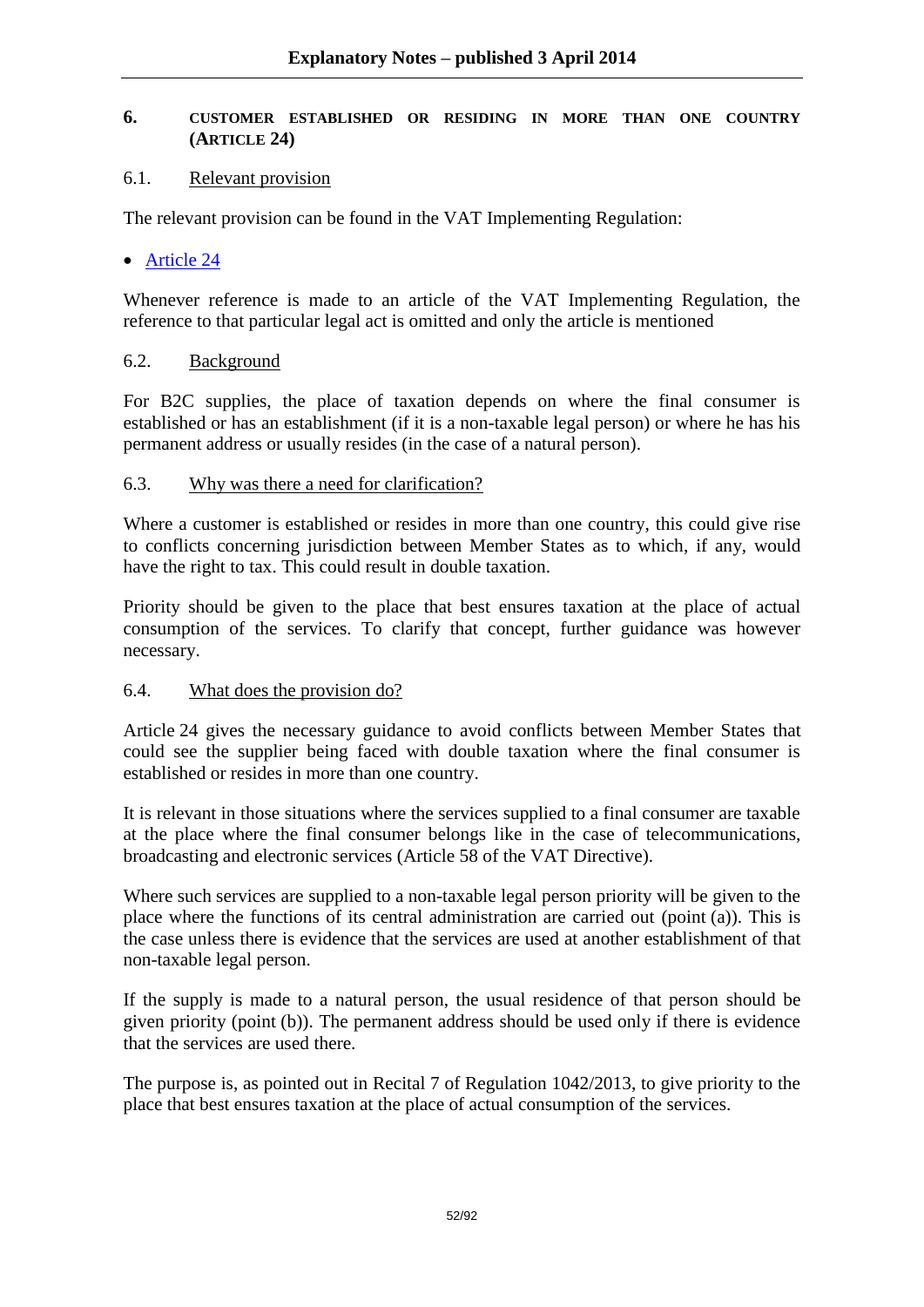## 6. CUSTOMER ESTABLISHED OR RESIDING IN MORE THAN ONE COUNTRY (ARTICLE 24)

### 6.1. Relevant provision

The relevant provision can be found in the VAT Implementing Regulation:

- Article 24

Whenever reference is made to an article of the VAT Implementing Regulation, the reference to that particular legal act is omitted and only the article is mentioned

### 6.2. Background

For B2C supplies, the place of taxation depends on where the final consumer is established or has an establishment (if it is a non-taxable legal person) or where he has his permanent address or usually resides (in the case of a natural person).

### 6.3. Why was there a need for clarification?

Where a customer is established or resides in more than one country, this could give rise to conflicts concerning jurisdiction between Member States as to which, if any, would have the right to tax. This could result in double taxation.

Priority should be given to the place that best ensures taxation at the place of actual consumption of the services. To clarify that concept, further guidance was however necessary.

### 6.4. What does the provision do?

Article 24 gives the necessary guidance to avoid conflicts between Member States that could see the supplier being faced with double taxation where the final consumer is established or resides in more than one country.

It is relevant in those situations where the services supplied to a final consumer are taxable at the place where the final consumer belongs like in the case of telecommunications, broadcasting and electronic services (Article 58 of the VAT Directive).

Where such services are supplied to a non-taxable legal person priority will be given to the place where the functions of its central administration are carried out (point (a)). This is the case unless there is evidence that the services are used at another establishment of that non-taxable legal person.

If the supply is made to a natural person, the usual residence of that person should be given priority (point (b)). The permanent address should be used only if there is evidence that the services are used there.

The purpose is, as pointed out in Recital 7 of Regulation 1042/2013, to give priority to the place that best ensures taxation at the place of actual consumption of the services.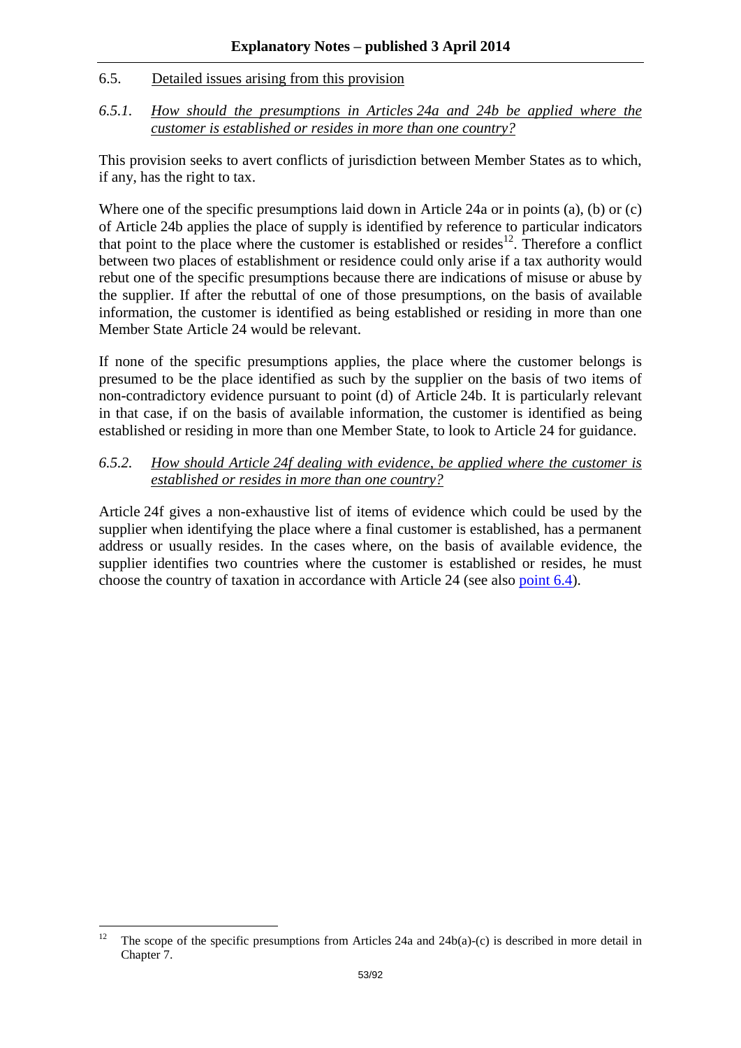## 6.5. Detailed issues arising from this provision

### *6.5.1. How should the presumptions in Articles 24a and 24b be applied where the customer is established or resides in more than one country?*

This provision seeks to avert conflicts of jurisdiction between Member States as to which, if any, has the right to tax.

Where one of the specific presumptions laid down in Article 24a or in points (a), (b) or (c) of Article 24b applies the place of supply is identified by reference to particular indicators that point to the place where the customer is established or resides[12]. Therefore a conflict between two places of establishment or residence could only arise if a tax authority would rebut one of the specific presumptions because there are indications of misuse or abuse by the supplier. If after the rebuttal of one of those presumptions, on the basis of available information, the customer is identified as being established or residing in more than one Member State Article 24 would be relevant.

If none of the specific presumptions applies, the place where the customer belongs is presumed to be the place identified as such by the supplier on the basis of two items of non-contradictory evidence pursuant to point (d) of Article 24b. It is particularly relevant in that case, if on the basis of available information, the customer is identified as being established or residing in more than one Member State, to look to Article 24 for guidance.

### *6.5.2. How should Article 24f dealing with evidence, be applied where the customer is established or resides in more than one country?*

Article 24f gives a non-exhaustive list of items of evidence which could be used by the supplier when identifying the place where a final customer is established, has a permanent address or usually resides. In the cases where, on the basis of available evidence, the supplier identifies two countries where the customer is established or resides, he must choose the country of taxation in accordance with Article 24 (see also point 6.4).

---

[12] The scope of the specific presumptions from Articles 24a and 24b(a)-(c) is described in more detail in Chapter 7.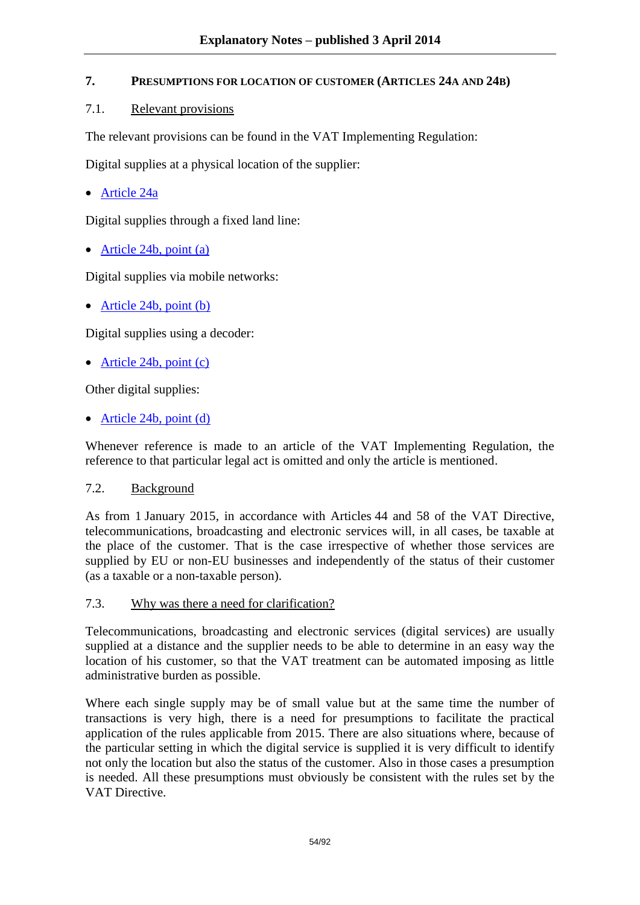## 7. PRESUMPTIONS FOR LOCATION OF CUSTOMER (ARTICLES 24A AND 24B)

### 7.1. Relevant provisions

The relevant provisions can be found in the VAT Implementing Regulation:

Digital supplies at a physical location of the supplier:

- Article 24a

Digital supplies through a fixed land line:

- Article 24b, point (a)

Digital supplies via mobile networks:

- Article 24b, point (b)

Digital supplies using a decoder:

- Article 24b, point (c)

Other digital supplies:

- Article 24b, point (d)

Whenever reference is made to an article of the VAT Implementing Regulation, the reference to that particular legal act is omitted and only the article is mentioned.

### 7.2. Background

As from 1 January 2015, in accordance with Articles 44 and 58 of the VAT Directive, telecommunications, broadcasting and electronic services will, in all cases, be taxable at the place of the customer. That is the case irrespective of whether those services are supplied by EU or non-EU businesses and independently of the status of their customer (as a taxable or a non-taxable person).

### 7.3. Why was there a need for clarification?

Telecommunications, broadcasting and electronic services (digital services) are usually supplied at a distance and the supplier needs to be able to determine in an easy way the location of his customer, so that the VAT treatment can be automated imposing as little administrative burden as possible.

Where each single supply may be of small value but at the same time the number of transactions is very high, there is a need for presumptions to facilitate the practical application of the rules applicable from 2015. There are also situations where, because of the particular setting in which the digital service is supplied it is very difficult to identify not only the location but also the status of the customer. Also in those cases a presumption is needed. All these presumptions must obviously be consistent with the rules set by the VAT Directive.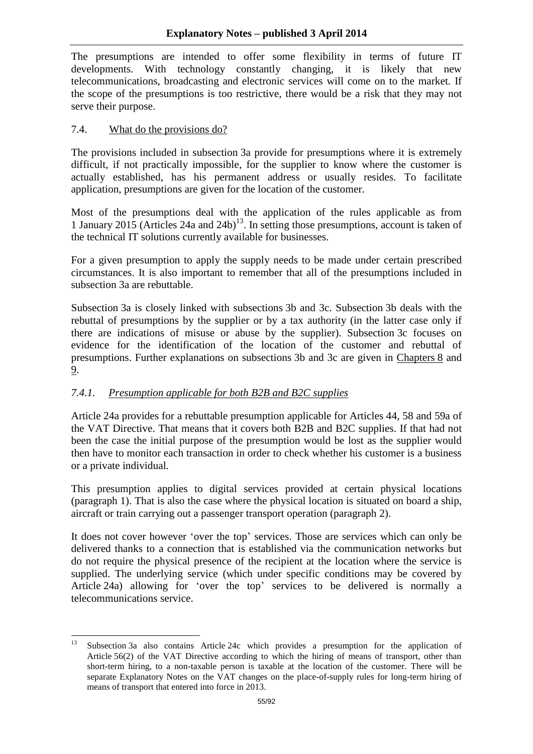The presumptions are intended to offer some flexibility in terms of future IT developments. With technology constantly changing, it is likely that new telecommunications, broadcasting and electronic services will come on to the market. If the scope of the presumptions is too restrictive, there would be a risk that they may not serve their purpose.

## 7.4. What do the provisions do?

The provisions included in subsection 3a provide for presumptions where it is extremely difficult, if not practically impossible, for the supplier to know where the customer is actually established, has his permanent address or usually resides. To facilitate application, presumptions are given for the location of the customer.

Most of the presumptions deal with the application of the rules applicable as from 1 January 2015 (Articles 24a and 24b)[13]. In setting those presumptions, account is taken of the technical IT solutions currently available for businesses.

For a given presumption to apply the supply needs to be made under certain prescribed circumstances. It is also important to remember that all of the presumptions included in subsection 3a are rebuttable.

Subsection 3a is closely linked with subsections 3b and 3c. Subsection 3b deals with the rebuttal of presumptions by the supplier or by a tax authority (in the latter case only if there are indications of misuse or abuse by the supplier). Subsection 3c focuses on evidence for the identification of the location of the customer and rebuttal of presumptions. Further explanations on subsections 3b and 3c are given in Chapters 8 and 9.

### *7.4.1. Presumption applicable for both B2B and B2C supplies*

Article 24a provides for a rebuttable presumption applicable for Articles 44, 58 and 59a of the VAT Directive. That means that it covers both B2B and B2C supplies. If that had not been the case the initial purpose of the presumption would be lost as the supplier would then have to monitor each transaction in order to check whether his customer is a business or a private individual.

This presumption applies to digital services provided at certain physical locations (paragraph 1). That is also the case where the physical location is situated on board a ship, aircraft or train carrying out a passenger transport operation (paragraph 2).

It does not cover however 'over the top' services. Those are services which can only be delivered thanks to a connection that is established via the communication networks but do not require the physical presence of the recipient at the location where the service is supplied. The underlying service (which under specific conditions may be covered by Article 24a) allowing for 'over the top' services to be delivered is normally a telecommunications service.

---

[13] Subsection 3a also contains Article 24c which provides a presumption for the application of Article 56(2) of the VAT Directive according to which the hiring of means of transport, other than short-term hiring, to a non-taxable person is taxable at the location of the customer. There will be separate Explanatory Notes on the VAT changes on the place-of-supply rules for long-term hiring of means of transport that entered into force in 2013.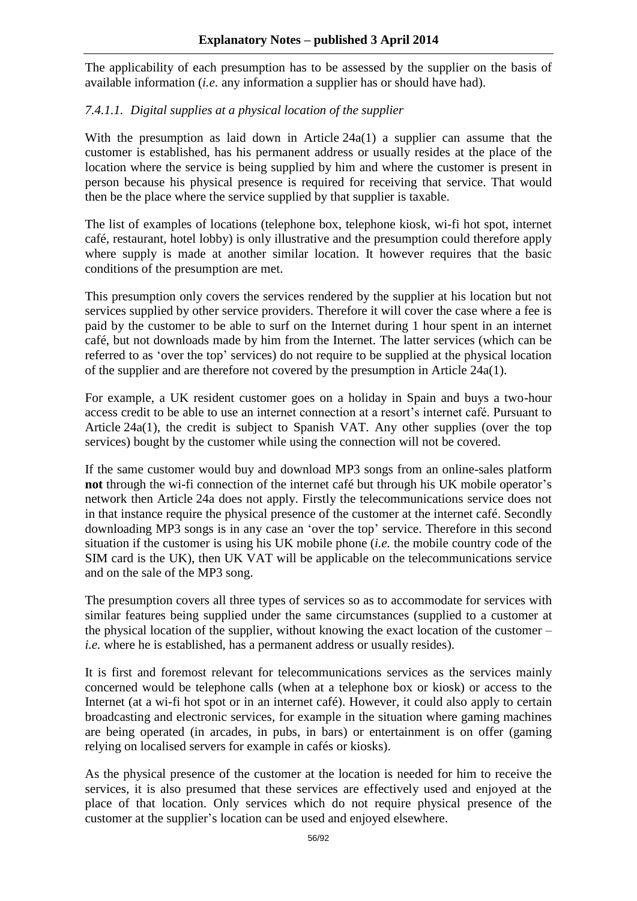The applicability of each presumption has to be assessed by the supplier on the basis of available information (*i.e.* any information a supplier has or should have had).

#### *7.4.1.1. Digital supplies at a physical location of the supplier*

With the presumption as laid down in Article 24a(1) a supplier can assume that the customer is established, has his permanent address or usually resides at the place of the location where the service is being supplied by him and where the customer is present in person because his physical presence is required for receiving that service. That would then be the place where the service supplied by that supplier is taxable.

The list of examples of locations (telephone box, telephone kiosk, wi-fi hot spot, internet café, restaurant, hotel lobby) is only illustrative and the presumption could therefore apply where supply is made at another similar location. It however requires that the basic conditions of the presumption are met.

This presumption only covers the services rendered by the supplier at his location but not services supplied by other service providers. Therefore it will cover the case where a fee is paid by the customer to be able to surf on the Internet during 1 hour spent in an internet café, but not downloads made by him from the Internet. The latter services (which can be referred to as 'over the top' services) do not require to be supplied at the physical location of the supplier and are therefore not covered by the presumption in Article 24a(1).

For example, a UK resident customer goes on a holiday in Spain and buys a two-hour access credit to be able to use an internet connection at a resort's internet café. Pursuant to Article 24a(1), the credit is subject to Spanish VAT. Any other supplies (over the top services) bought by the customer while using the connection will not be covered.

If the same customer would buy and download MP3 songs from an online-sales platform **not** through the wi-fi connection of the internet café but through his UK mobile operator's network then Article 24a does not apply. Firstly the telecommunications service does not in that instance require the physical presence of the customer at the internet café. Secondly downloading MP3 songs is in any case an 'over the top' service. Therefore in this second situation if the customer is using his UK mobile phone (*i.e.* the mobile country code of the SIM card is the UK), then UK VAT will be applicable on the telecommunications service and on the sale of the MP3 song.

The presumption covers all three types of services so as to accommodate for services with similar features being supplied under the same circumstances (supplied to a customer at the physical location of the supplier, without knowing the exact location of the customer – *i.e.* where he is established, has a permanent address or usually resides).

It is first and foremost relevant for telecommunications services as the services mainly concerned would be telephone calls (when at a telephone box or kiosk) or access to the Internet (at a wi-fi hot spot or in an internet café). However, it could also apply to certain broadcasting and electronic services, for example in the situation where gaming machines are being operated (in arcades, in pubs, in bars) or entertainment is on offer (gaming relying on localised servers for example in cafés or kiosks).

As the physical presence of the customer at the location is needed for him to receive the services, it is also presumed that these services are effectively used and enjoyed at the place of that location. Only services which do not require physical presence of the customer at the supplier's location can be used and enjoyed elsewhere.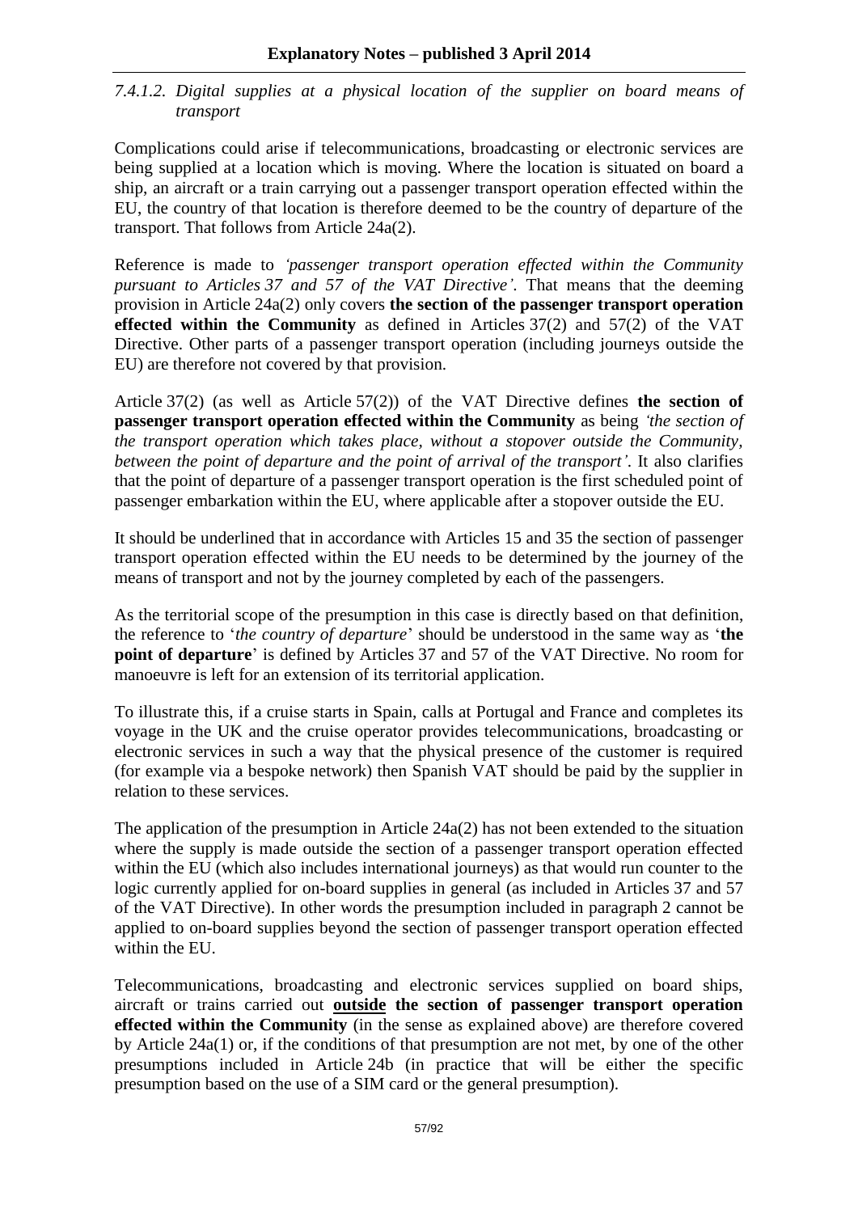*7.4.1.2. Digital supplies at a physical location of the supplier on board means of transport*

Complications could arise if telecommunications, broadcasting or electronic services are being supplied at a location which is moving. Where the location is situated on board a ship, an aircraft or a train carrying out a passenger transport operation effected within the EU, the country of that location is therefore deemed to be the country of departure of the transport. That follows from Article 24a(2).

Reference is made to *'passenger transport operation effected within the Community pursuant to Articles 37 and 57 of the VAT Directive'*. That means that the deeming provision in Article 24a(2) only covers **the section of the passenger transport operation effected within the Community** as defined in Articles 37(2) and 57(2) of the VAT Directive. Other parts of a passenger transport operation (including journeys outside the EU) are therefore not covered by that provision.

Article 37(2) (as well as Article 57(2)) of the VAT Directive defines **the section of passenger transport operation effected within the Community** as being *'the section of the transport operation which takes place, without a stopover outside the Community, between the point of departure and the point of arrival of the transport'*. It also clarifies that the point of departure of a passenger transport operation is the first scheduled point of passenger embarkation within the EU, where applicable after a stopover outside the EU.

It should be underlined that in accordance with Articles 15 and 35 the section of passenger transport operation effected within the EU needs to be determined by the journey of the means of transport and not by the journey completed by each of the passengers.

As the territorial scope of the presumption in this case is directly based on that definition, the reference to '*the country of departure*' should be understood in the same way as '**the point of departure**' is defined by Articles 37 and 57 of the VAT Directive. No room for manoeuvre is left for an extension of its territorial application.

To illustrate this, if a cruise starts in Spain, calls at Portugal and France and completes its voyage in the UK and the cruise operator provides telecommunications, broadcasting or electronic services in such a way that the physical presence of the customer is required (for example via a bespoke network) then Spanish VAT should be paid by the supplier in relation to these services.

The application of the presumption in Article 24a(2) has not been extended to the situation where the supply is made outside the section of a passenger transport operation effected within the EU (which also includes international journeys) as that would run counter to the logic currently applied for on-board supplies in general (as included in Articles 37 and 57 of the VAT Directive). In other words the presumption included in paragraph 2 cannot be applied to on-board supplies beyond the section of passenger transport operation effected within the EU.

Telecommunications, broadcasting and electronic services supplied on board ships, aircraft or trains carried out **<u>outside</u> the section of passenger transport operation effected within the Community** (in the sense as explained above) are therefore covered by Article 24a(1) or, if the conditions of that presumption are not met, by one of the other presumptions included in Article 24b (in practice that will be either the specific presumption based on the use of a SIM card or the general presumption).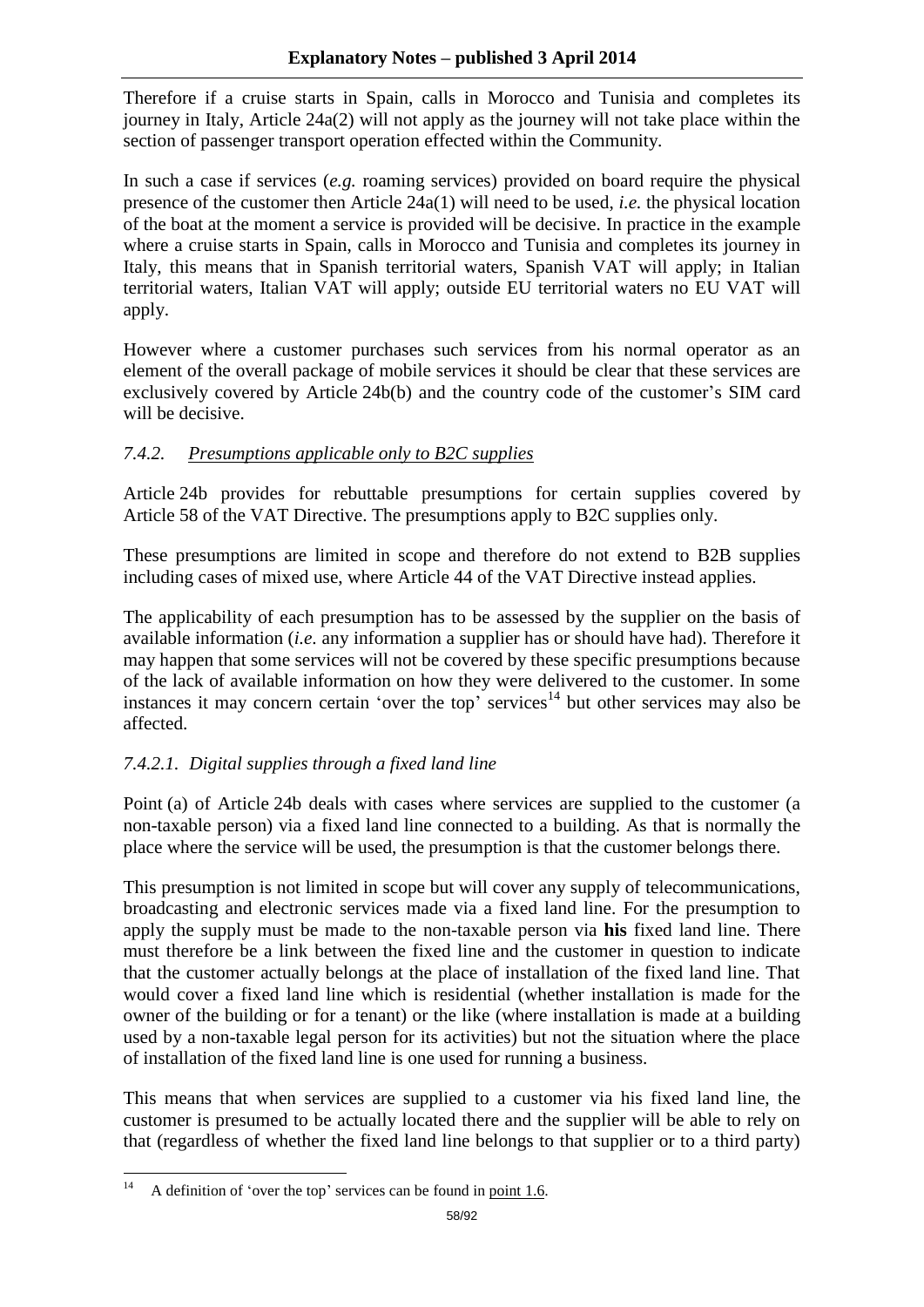Therefore if a cruise starts in Spain, calls in Morocco and Tunisia and completes its journey in Italy, Article 24a(2) will not apply as the journey will not take place within the section of passenger transport operation effected within the Community.

In such a case if services (*e.g.* roaming services) provided on board require the physical presence of the customer then Article 24a(1) will need to be used, *i.e.* the physical location of the boat at the moment a service is provided will be decisive. In practice in the example where a cruise starts in Spain, calls in Morocco and Tunisia and completes its journey in Italy, this means that in Spanish territorial waters, Spanish VAT will apply; in Italian territorial waters, Italian VAT will apply; outside EU territorial waters no EU VAT will apply.

However where a customer purchases such services from his normal operator as an element of the overall package of mobile services it should be clear that these services are exclusively covered by Article 24b(b) and the country code of the customer's SIM card will be decisive.

### *7.4.2. Presumptions applicable only to B2C supplies*

Article 24b provides for rebuttable presumptions for certain supplies covered by Article 58 of the VAT Directive. The presumptions apply to B2C supplies only.

These presumptions are limited in scope and therefore do not extend to B2B supplies including cases of mixed use, where Article 44 of the VAT Directive instead applies.

The applicability of each presumption has to be assessed by the supplier on the basis of available information (*i.e.* any information a supplier has or should have had). Therefore it may happen that some services will not be covered by these specific presumptions because of the lack of available information on how they were delivered to the customer. In some instances it may concern certain 'over the top' services[14] but other services may also be affected.

#### *7.4.2.1. Digital supplies through a fixed land line*

Point (a) of Article 24b deals with cases where services are supplied to the customer (a non-taxable person) via a fixed land line connected to a building. As that is normally the place where the service will be used, the presumption is that the customer belongs there.

This presumption is not limited in scope but will cover any supply of telecommunications, broadcasting and electronic services made via a fixed land line. For the presumption to apply the supply must be made to the non-taxable person via **his** fixed land line. There must therefore be a link between the fixed line and the customer in question to indicate that the customer actually belongs at the place of installation of the fixed land line. That would cover a fixed land line which is residential (whether installation is made for the owner of the building or for a tenant) or the like (where installation is made at a building used by a non-taxable legal person for its activities) but not the situation where the place of installation of the fixed land line is one used for running a business.

This means that when services are supplied to a customer via his fixed land line, the customer is presumed to be actually located there and the supplier will be able to rely on that (regardless of whether the fixed land line belongs to that supplier or to a third party)

---

[14] A definition of 'over the top' services can be found in point 1.6.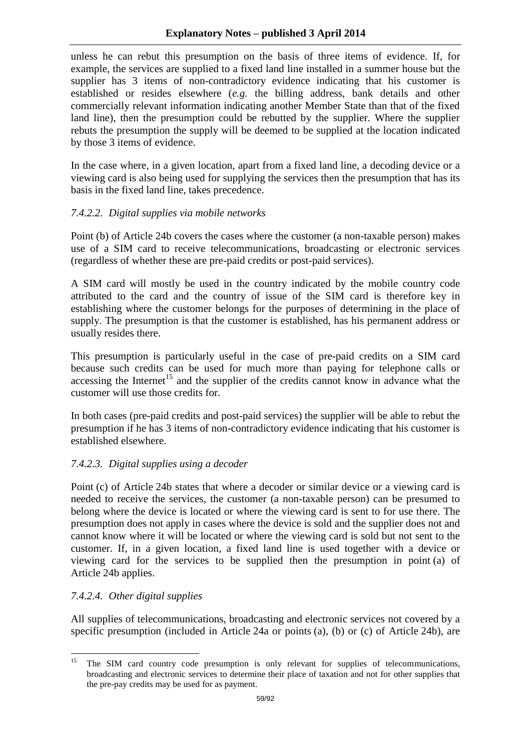unless he can rebut this presumption on the basis of three items of evidence. If, for example, the services are supplied to a fixed land line installed in a summer house but the supplier has 3 items of non-contradictory evidence indicating that his customer is established or resides elsewhere (*e.g.* the billing address, bank details and other commercially relevant information indicating another Member State than that of the fixed land line), then the presumption could be rebutted by the supplier. Where the supplier rebuts the presumption the supply will be deemed to be supplied at the location indicated by those 3 items of evidence.

In the case where, in a given location, apart from a fixed land line, a decoding device or a viewing card is also being used for supplying the services then the presumption that has its basis in the fixed land line, takes precedence.

#### *7.4.2.2. Digital supplies via mobile networks*

Point (b) of Article 24b covers the cases where the customer (a non-taxable person) makes use of a SIM card to receive telecommunications, broadcasting or electronic services (regardless of whether these are pre-paid credits or post-paid services).

A SIM card will mostly be used in the country indicated by the mobile country code attributed to the card and the country of issue of the SIM card is therefore key in establishing where the customer belongs for the purposes of determining in the place of supply. The presumption is that the customer is established, has his permanent address or usually resides there.

This presumption is particularly useful in the case of pre-paid credits on a SIM card because such credits can be used for much more than paying for telephone calls or accessing the Internet[15] and the supplier of the credits cannot know in advance what the customer will use those credits for.

In both cases (pre-paid credits and post-paid services) the supplier will be able to rebut the presumption if he has 3 items of non-contradictory evidence indicating that his customer is established elsewhere.

#### *7.4.2.3. Digital supplies using a decoder*

Point (c) of Article 24b states that where a decoder or similar device or a viewing card is needed to receive the services, the customer (a non-taxable person) can be presumed to belong where the device is located or where the viewing card is sent to for use there. The presumption does not apply in cases where the device is sold and the supplier does not and cannot know where it will be located or where the viewing card is sold but not sent to the customer. If, in a given location, a fixed land line is used together with a device or viewing card for the services to be supplied then the presumption in point (a) of Article 24b applies.

#### *7.4.2.4. Other digital supplies*

All supplies of telecommunications, broadcasting and electronic services not covered by a specific presumption (included in Article 24a or points (a), (b) or (c) of Article 24b), are

---

[15] The SIM card country code presumption is only relevant for supplies of telecommunications, broadcasting and electronic services to determine their place of taxation and not for other supplies that the pre-pay credits may be used for as payment.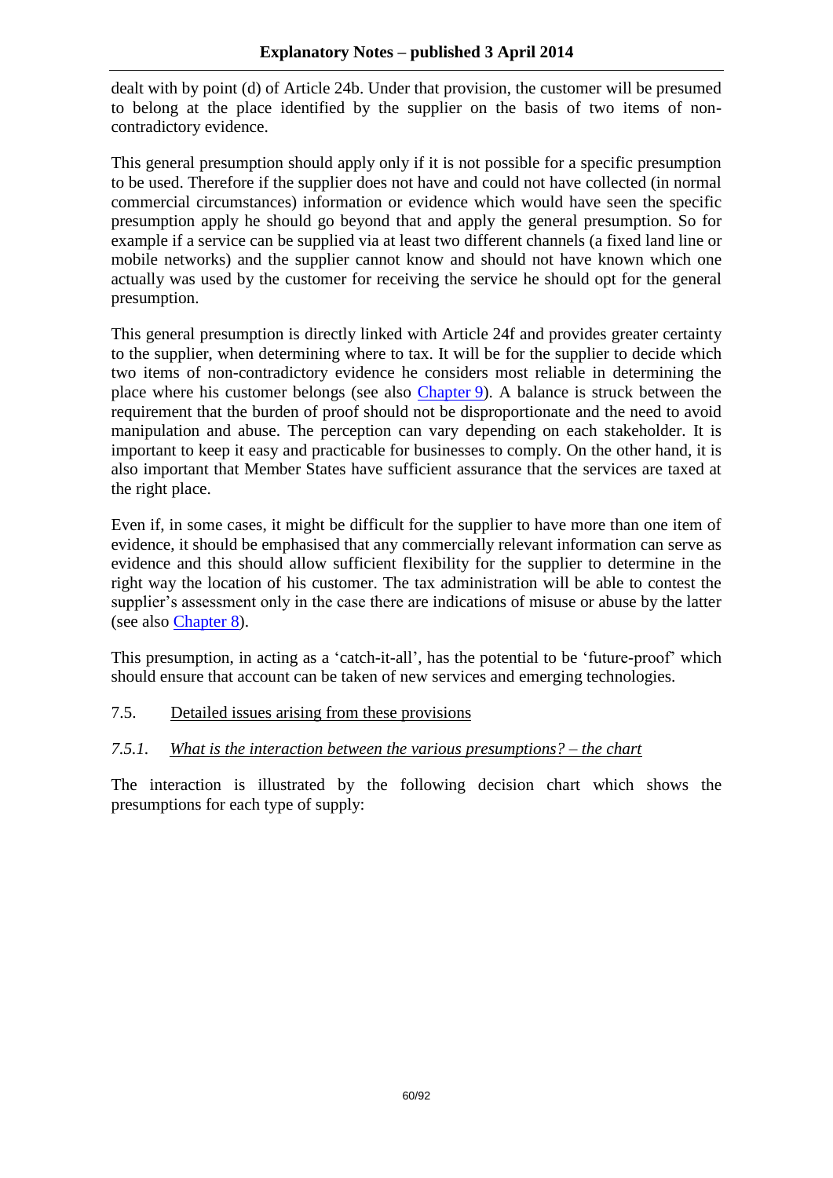dealt with by point (d) of Article 24b. Under that provision, the customer will be presumed to belong at the place identified by the supplier on the basis of two items of non-contradictory evidence.

This general presumption should apply only if it is not possible for a specific presumption to be used. Therefore if the supplier does not have and could not have collected (in normal commercial circumstances) information or evidence which would have seen the specific presumption apply he should go beyond that and apply the general presumption. So for example if a service can be supplied via at least two different channels (a fixed land line or mobile networks) and the supplier cannot know and should not have known which one actually was used by the customer for receiving the service he should opt for the general presumption.

This general presumption is directly linked with Article 24f and provides greater certainty to the supplier, when determining where to tax. It will be for the supplier to decide which two items of non-contradictory evidence he considers most reliable in determining the place where his customer belongs (see also Chapter 9). A balance is struck between the requirement that the burden of proof should not be disproportionate and the need to avoid manipulation and abuse. The perception can vary depending on each stakeholder. It is important to keep it easy and practicable for businesses to comply. On the other hand, it is also important that Member States have sufficient assurance that the services are taxed at the right place.

Even if, in some cases, it might be difficult for the supplier to have more than one item of evidence, it should be emphasised that any commercially relevant information can serve as evidence and this should allow sufficient flexibility for the supplier to determine in the right way the location of his customer. The tax administration will be able to contest the supplier's assessment only in the case there are indications of misuse or abuse by the latter (see also Chapter 8).

This presumption, in acting as a 'catch-it-all', has the potential to be 'future-proof' which should ensure that account can be taken of new services and emerging technologies.

## 7.5. Detailed issues arising from these provisions

### *7.5.1. What is the interaction between the various presumptions? – the chart*

The interaction is illustrated by the following decision chart which shows the presumptions for each type of supply: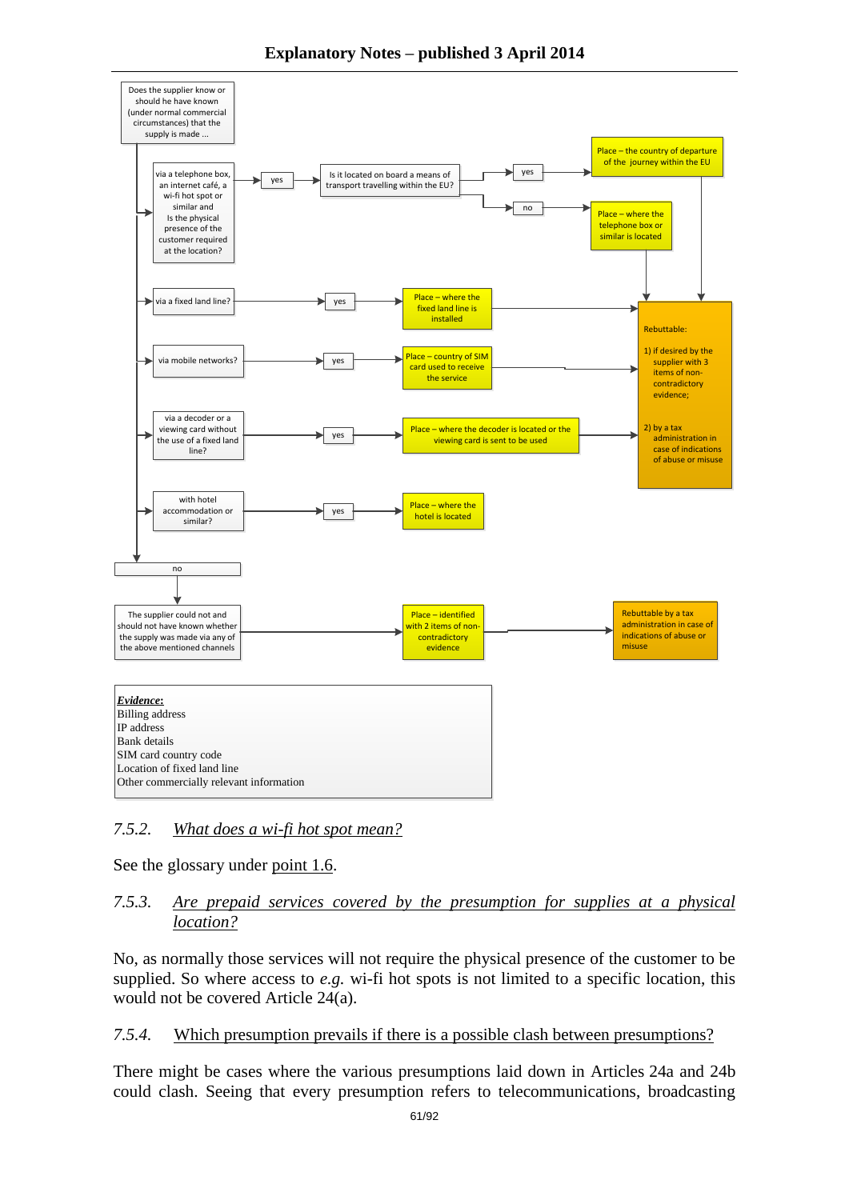Does the supplier know or should he have known (under normal commercial circumstances) that the supply is made ...

- via a telephone box, an internet café, a wi-fi hot spot or similar and Is the physical presence of the customer required at the location? → yes → Is it located on board a means of transport travelling within the EU?
  - yes → Place – the country of departure of the journey within the EU
  - no → Place – where the telephone box or similar is located
- via a fixed land line? → yes → Place – where the fixed land line is installed
- via mobile networks? → yes → Place – country of SIM card used to receive the service
- via a decoder or a viewing card without the use of a fixed land line? → yes → Place – where the decoder is located or the viewing card is sent to be used
- with hotel accommodation or similar? → yes → Place – where the hotel is located

Rebuttable:

1) if desired by the supplier with 3 items of non-contradictory evidence;

2) by a tax administration in case of indications of abuse or misuse

no → The supplier could not and should not have known whether the supply was made via any of the above mentioned channels → Place – identified with 2 items of non-contradictory evidence → Rebuttable by a tax administration in case of indications of abuse or misuse

***Evidence*:**
Billing address
IP address
Bank details
SIM card country code
Location of fixed land line
Other commercially relevant information

### *7.5.2. What does a wi-fi hot spot mean?*

See the glossary under point 1.6.

### *7.5.3. Are prepaid services covered by the presumption for supplies at a physical location?*

No, as normally those services will not require the physical presence of the customer to be supplied. So where access to *e.g.* wi-fi hot spots is not limited to a specific location, this would not be covered Article 24(a).

### *7.5.4. Which presumption prevails if there is a possible clash between presumptions?*

There might be cases where the various presumptions laid down in Articles 24a and 24b could clash. Seeing that every presumption refers to telecommunications, broadcasting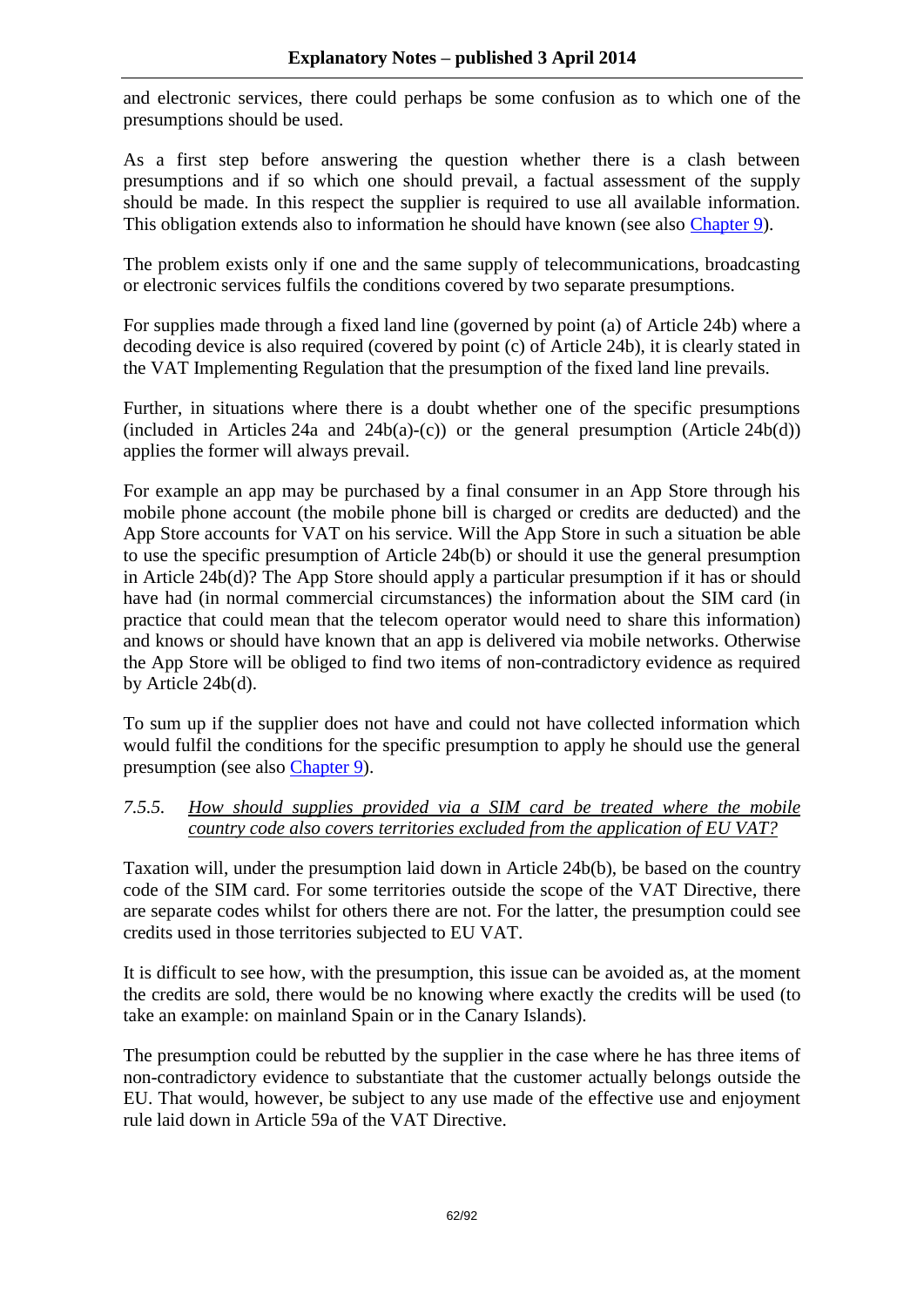and electronic services, there could perhaps be some confusion as to which one of the presumptions should be used.

As a first step before answering the question whether there is a clash between presumptions and if so which one should prevail, a factual assessment of the supply should be made. In this respect the supplier is required to use all available information. This obligation extends also to information he should have known (see also Chapter 9).

The problem exists only if one and the same supply of telecommunications, broadcasting or electronic services fulfils the conditions covered by two separate presumptions.

For supplies made through a fixed land line (governed by point (a) of Article 24b) where a decoding device is also required (covered by point (c) of Article 24b), it is clearly stated in the VAT Implementing Regulation that the presumption of the fixed land line prevails.

Further, in situations where there is a doubt whether one of the specific presumptions (included in Articles 24a and 24b(a)-(c)) or the general presumption (Article 24b(d)) applies the former will always prevail.

For example an app may be purchased by a final consumer in an App Store through his mobile phone account (the mobile phone bill is charged or credits are deducted) and the App Store accounts for VAT on his service. Will the App Store in such a situation be able to use the specific presumption of Article 24b(b) or should it use the general presumption in Article 24b(d)? The App Store should apply a particular presumption if it has or should have had (in normal commercial circumstances) the information about the SIM card (in practice that could mean that the telecom operator would need to share this information) and knows or should have known that an app is delivered via mobile networks. Otherwise the App Store will be obliged to find two items of non-contradictory evidence as required by Article 24b(d).

To sum up if the supplier does not have and could not have collected information which would fulfil the conditions for the specific presumption to apply he should use the general presumption (see also Chapter 9).

### *7.5.5. <u>How should supplies provided via a SIM card be treated where the mobile country code also covers territories excluded from the application of EU VAT?</u>*

Taxation will, under the presumption laid down in Article 24b(b), be based on the country code of the SIM card. For some territories outside the scope of the VAT Directive, there are separate codes whilst for others there are not. For the latter, the presumption could see credits used in those territories subjected to EU VAT.

It is difficult to see how, with the presumption, this issue can be avoided as, at the moment the credits are sold, there would be no knowing where exactly the credits will be used (to take an example: on mainland Spain or in the Canary Islands).

The presumption could be rebutted by the supplier in the case where he has three items of non-contradictory evidence to substantiate that the customer actually belongs outside the EU. That would, however, be subject to any use made of the effective use and enjoyment rule laid down in Article 59a of the VAT Directive.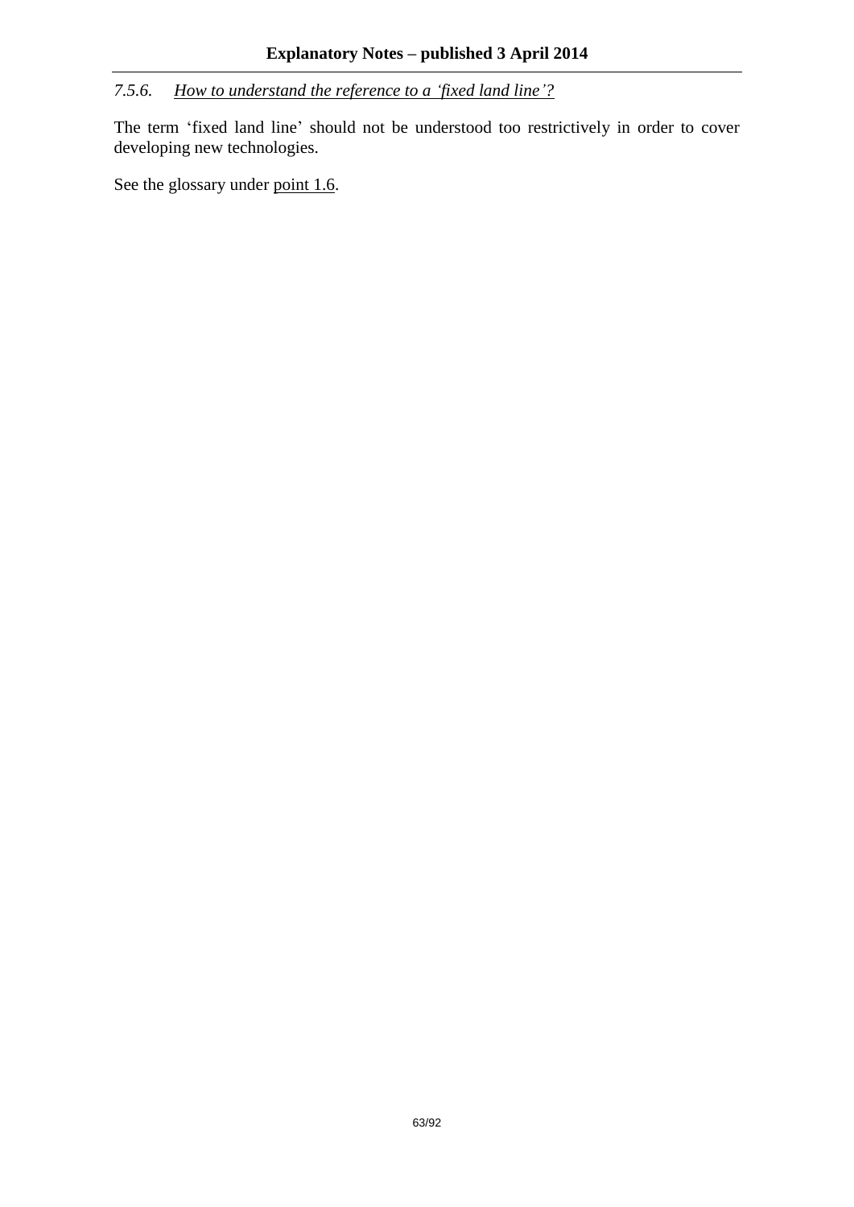### *7.5.6. How to understand the reference to a 'fixed land line'?*

The term 'fixed land line' should not be understood too restrictively in order to cover developing new technologies.

See the glossary under point 1.6.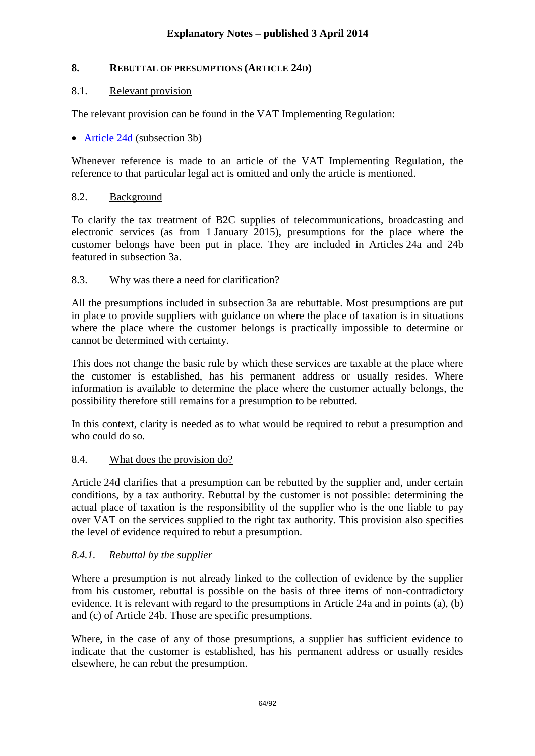## 8. REBUTTAL OF PRESUMPTIONS (ARTICLE 24D)

### 8.1. Relevant provision

The relevant provision can be found in the VAT Implementing Regulation:

- Article 24d (subsection 3b)

Whenever reference is made to an article of the VAT Implementing Regulation, the reference to that particular legal act is omitted and only the article is mentioned.

### 8.2. Background

To clarify the tax treatment of B2C supplies of telecommunications, broadcasting and electronic services (as from 1 January 2015), presumptions for the place where the customer belongs have been put in place. They are included in Articles 24a and 24b featured in subsection 3a.

### 8.3. Why was there a need for clarification?

All the presumptions included in subsection 3a are rebuttable. Most presumptions are put in place to provide suppliers with guidance on where the place of taxation is in situations where the place where the customer belongs is practically impossible to determine or cannot be determined with certainty.

This does not change the basic rule by which these services are taxable at the place where the customer is established, has his permanent address or usually resides. Where information is available to determine the place where the customer actually belongs, the possibility therefore still remains for a presumption to be rebutted.

In this context, clarity is needed as to what would be required to rebut a presumption and who could do so.

### 8.4. What does the provision do?

Article 24d clarifies that a presumption can be rebutted by the supplier and, under certain conditions, by a tax authority. Rebuttal by the customer is not possible: determining the actual place of taxation is the responsibility of the supplier who is the one liable to pay over VAT on the services supplied to the right tax authority. This provision also specifies the level of evidence required to rebut a presumption.

#### *8.4.1. Rebuttal by the supplier*

Where a presumption is not already linked to the collection of evidence by the supplier from his customer, rebuttal is possible on the basis of three items of non-contradictory evidence. It is relevant with regard to the presumptions in Article 24a and in points (a), (b) and (c) of Article 24b. Those are specific presumptions.

Where, in the case of any of those presumptions, a supplier has sufficient evidence to indicate that the customer is established, has his permanent address or usually resides elsewhere, he can rebut the presumption.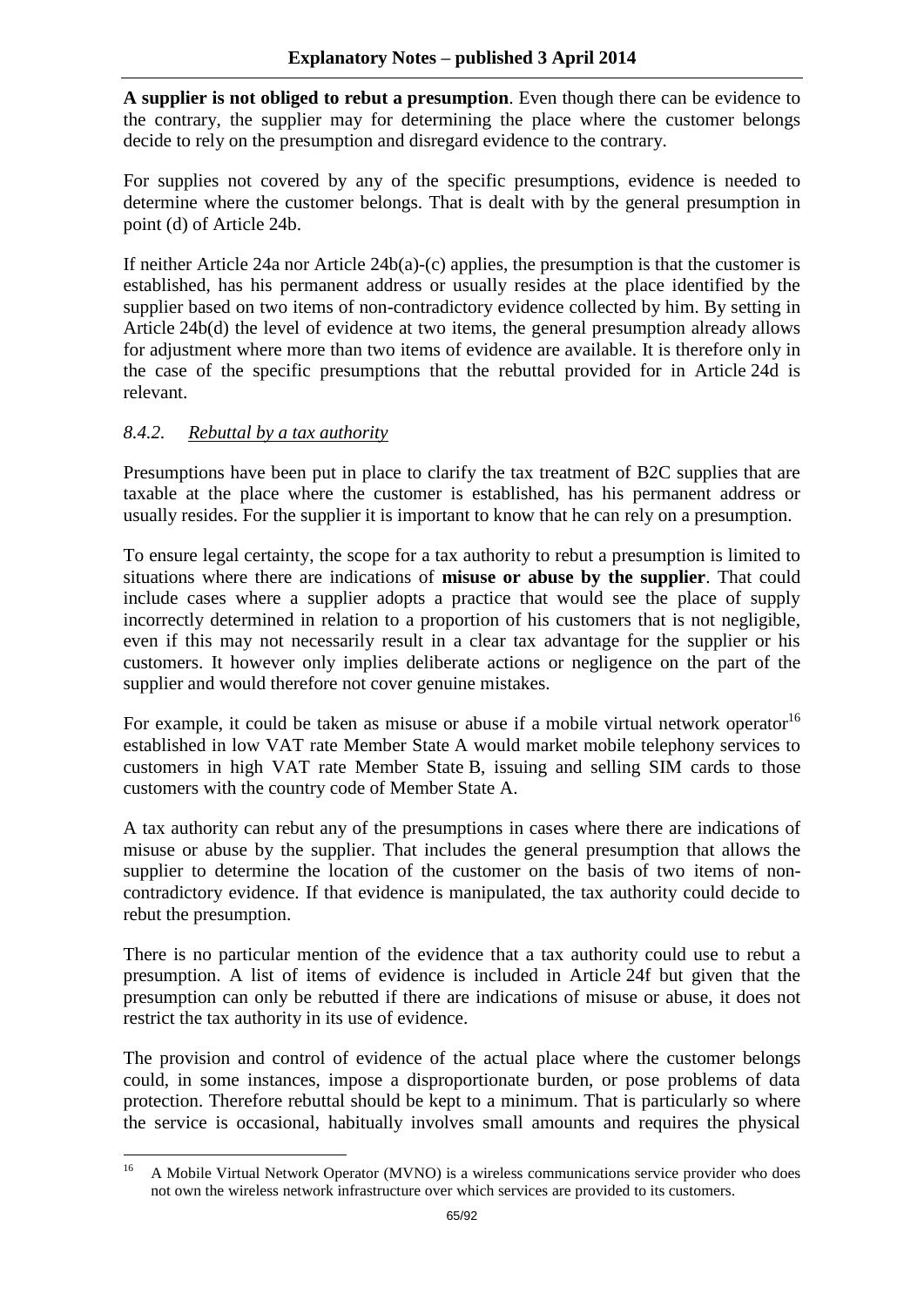**A supplier is not obliged to rebut a presumption**. Even though there can be evidence to the contrary, the supplier may for determining the place where the customer belongs decide to rely on the presumption and disregard evidence to the contrary.

For supplies not covered by any of the specific presumptions, evidence is needed to determine where the customer belongs. That is dealt with by the general presumption in point (d) of Article 24b.

If neither Article 24a nor Article 24b(a)-(c) applies, the presumption is that the customer is established, has his permanent address or usually resides at the place identified by the supplier based on two items of non-contradictory evidence collected by him. By setting in Article 24b(d) the level of evidence at two items, the general presumption already allows for adjustment where more than two items of evidence are available. It is therefore only in the case of the specific presumptions that the rebuttal provided for in Article 24d is relevant.

### *8.4.2. Rebuttal by a tax authority*

Presumptions have been put in place to clarify the tax treatment of B2C supplies that are taxable at the place where the customer is established, has his permanent address or usually resides. For the supplier it is important to know that he can rely on a presumption.

To ensure legal certainty, the scope for a tax authority to rebut a presumption is limited to situations where there are indications of **misuse or abuse by the supplier**. That could include cases where a supplier adopts a practice that would see the place of supply incorrectly determined in relation to a proportion of his customers that is not negligible, even if this may not necessarily result in a clear tax advantage for the supplier or his customers. It however only implies deliberate actions or negligence on the part of the supplier and would therefore not cover genuine mistakes.

For example, it could be taken as misuse or abuse if a mobile virtual network operator[16] established in low VAT rate Member State A would market mobile telephony services to customers in high VAT rate Member State B, issuing and selling SIM cards to those customers with the country code of Member State A.

A tax authority can rebut any of the presumptions in cases where there are indications of misuse or abuse by the supplier. That includes the general presumption that allows the supplier to determine the location of the customer on the basis of two items of non-contradictory evidence. If that evidence is manipulated, the tax authority could decide to rebut the presumption.

There is no particular mention of the evidence that a tax authority could use to rebut a presumption. A list of items of evidence is included in Article 24f but given that the presumption can only be rebutted if there are indications of misuse or abuse, it does not restrict the tax authority in its use of evidence.

The provision and control of evidence of the actual place where the customer belongs could, in some instances, impose a disproportionate burden, or pose problems of data protection. Therefore rebuttal should be kept to a minimum. That is particularly so where the service is occasional, habitually involves small amounts and requires the physical

---

[16] A Mobile Virtual Network Operator (MVNO) is a wireless communications service provider who does not own the wireless network infrastructure over which services are provided to its customers.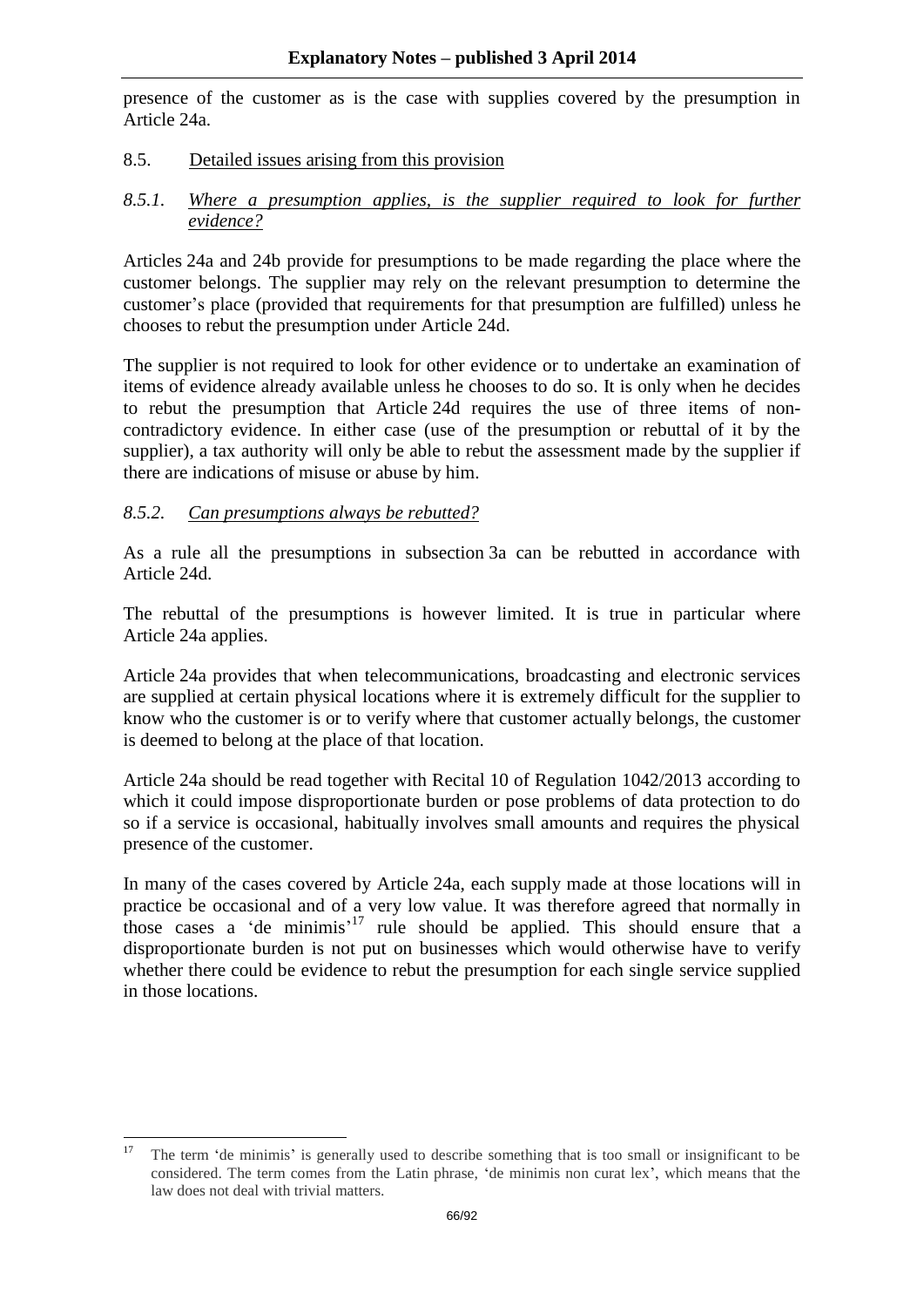presence of the customer as is the case with supplies covered by the presumption in Article 24a.

## 8.5. Detailed issues arising from this provision

### *8.5.1. Where a presumption applies, is the supplier required to look for further evidence?*

Articles 24a and 24b provide for presumptions to be made regarding the place where the customer belongs. The supplier may rely on the relevant presumption to determine the customer's place (provided that requirements for that presumption are fulfilled) unless he chooses to rebut the presumption under Article 24d.

The supplier is not required to look for other evidence or to undertake an examination of items of evidence already available unless he chooses to do so. It is only when he decides to rebut the presumption that Article 24d requires the use of three items of non-contradictory evidence. In either case (use of the presumption or rebuttal of it by the supplier), a tax authority will only be able to rebut the assessment made by the supplier if there are indications of misuse or abuse by him.

### *8.5.2. Can presumptions always be rebutted?*

As a rule all the presumptions in subsection 3a can be rebutted in accordance with Article 24d.

The rebuttal of the presumptions is however limited. It is true in particular where Article 24a applies.

Article 24a provides that when telecommunications, broadcasting and electronic services are supplied at certain physical locations where it is extremely difficult for the supplier to know who the customer is or to verify where that customer actually belongs, the customer is deemed to belong at the place of that location.

Article 24a should be read together with Recital 10 of Regulation 1042/2013 according to which it could impose disproportionate burden or pose problems of data protection to do so if a service is occasional, habitually involves small amounts and requires the physical presence of the customer.

In many of the cases covered by Article 24a, each supply made at those locations will in practice be occasional and of a very low value. It was therefore agreed that normally in those cases a 'de minimis'[17] rule should be applied. This should ensure that a disproportionate burden is not put on businesses which would otherwise have to verify whether there could be evidence to rebut the presumption for each single service supplied in those locations.

---

[17] The term 'de minimis' is generally used to describe something that is too small or insignificant to be considered. The term comes from the Latin phrase, 'de minimis non curat lex', which means that the law does not deal with trivial matters.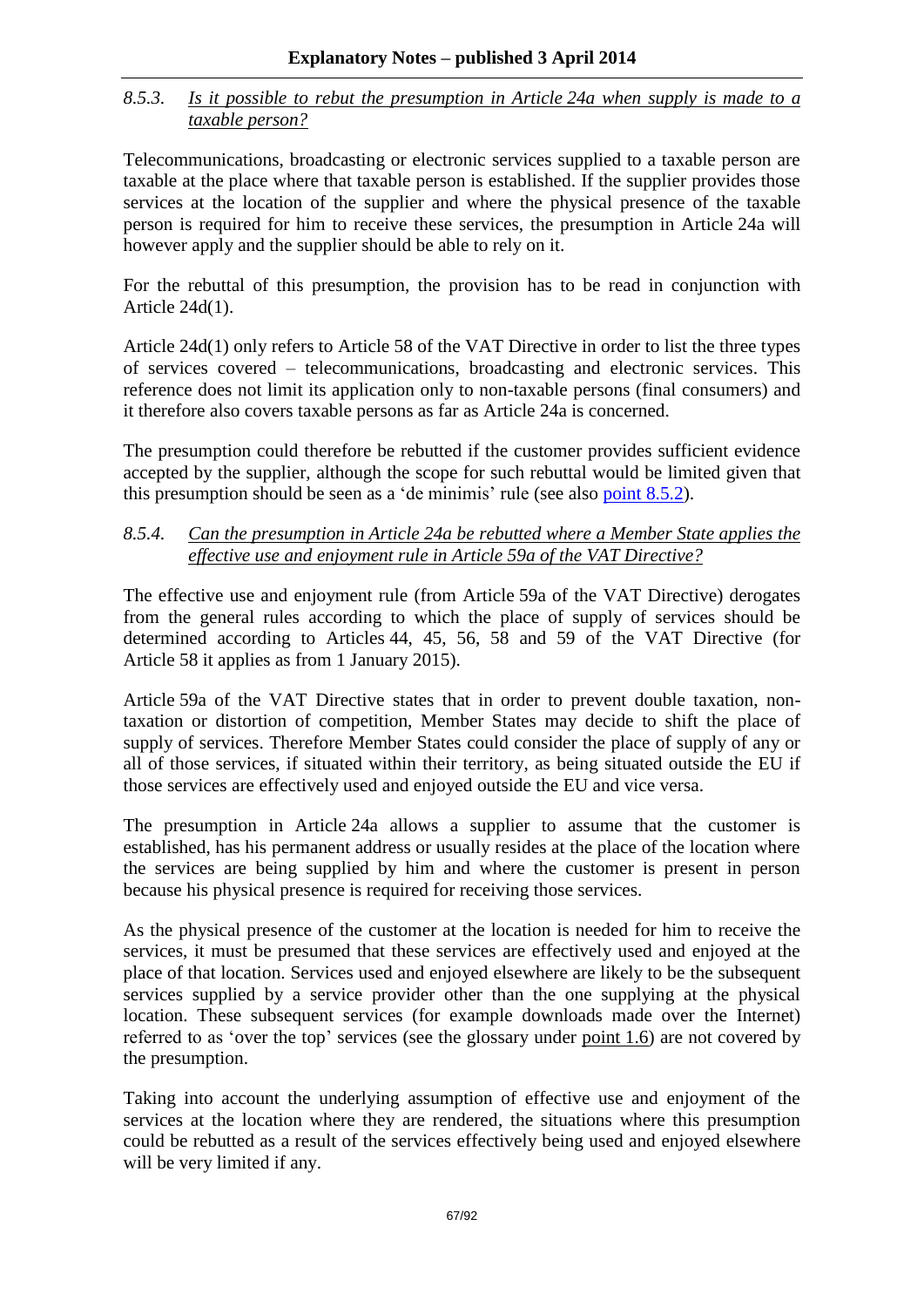### 8.5.3. *Is it possible to rebut the presumption in Article 24a when supply is made to a taxable person?*

Telecommunications, broadcasting or electronic services supplied to a taxable person are taxable at the place where that taxable person is established. If the supplier provides those services at the location of the supplier and where the physical presence of the taxable person is required for him to receive these services, the presumption in Article 24a will however apply and the supplier should be able to rely on it.

For the rebuttal of this presumption, the provision has to be read in conjunction with Article 24d(1).

Article 24d(1) only refers to Article 58 of the VAT Directive in order to list the three types of services covered – telecommunications, broadcasting and electronic services. This reference does not limit its application only to non-taxable persons (final consumers) and it therefore also covers taxable persons as far as Article 24a is concerned.

The presumption could therefore be rebutted if the customer provides sufficient evidence accepted by the supplier, although the scope for such rebuttal would be limited given that this presumption should be seen as a 'de minimis' rule (see also point 8.5.2).

### 8.5.4. *Can the presumption in Article 24a be rebutted where a Member State applies the effective use and enjoyment rule in Article 59a of the VAT Directive?*

The effective use and enjoyment rule (from Article 59a of the VAT Directive) derogates from the general rules according to which the place of supply of services should be determined according to Articles 44, 45, 56, 58 and 59 of the VAT Directive (for Article 58 it applies as from 1 January 2015).

Article 59a of the VAT Directive states that in order to prevent double taxation, non-taxation or distortion of competition, Member States may decide to shift the place of supply of services. Therefore Member States could consider the place of supply of any or all of those services, if situated within their territory, as being situated outside the EU if those services are effectively used and enjoyed outside the EU and vice versa.

The presumption in Article 24a allows a supplier to assume that the customer is established, has his permanent address or usually resides at the place of the location where the services are being supplied by him and where the customer is present in person because his physical presence is required for receiving those services.

As the physical presence of the customer at the location is needed for him to receive the services, it must be presumed that these services are effectively used and enjoyed at the place of that location. Services used and enjoyed elsewhere are likely to be the subsequent services supplied by a service provider other than the one supplying at the physical location. These subsequent services (for example downloads made over the Internet) referred to as 'over the top' services (see the glossary under point 1.6) are not covered by the presumption.

Taking into account the underlying assumption of effective use and enjoyment of the services at the location where they are rendered, the situations where this presumption could be rebutted as a result of the services effectively being used and enjoyed elsewhere will be very limited if any.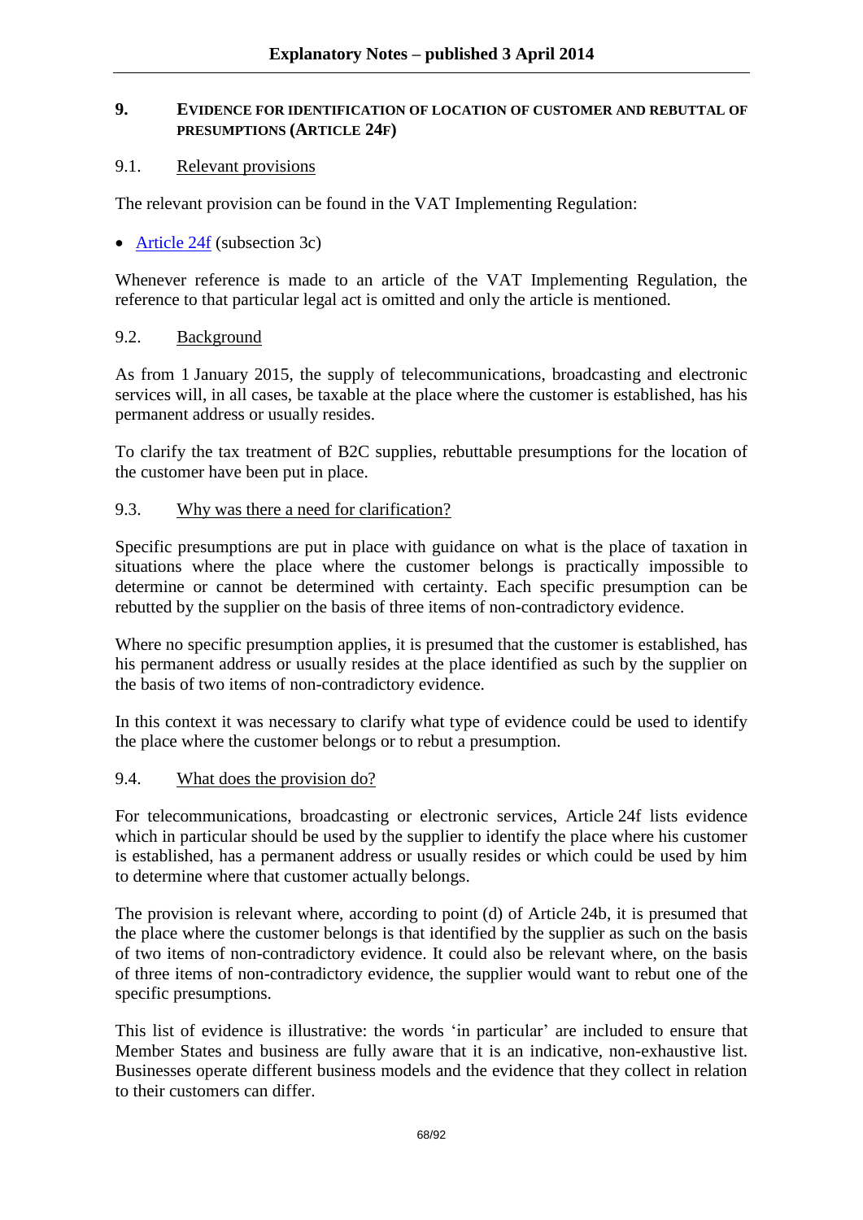## 9. EVIDENCE FOR IDENTIFICATION OF LOCATION OF CUSTOMER AND REBUTTAL OF PRESUMPTIONS (ARTICLE 24F)

### 9.1. Relevant provisions

The relevant provision can be found in the VAT Implementing Regulation:

- Article 24f (subsection 3c)

Whenever reference is made to an article of the VAT Implementing Regulation, the reference to that particular legal act is omitted and only the article is mentioned.

### 9.2. Background

As from 1 January 2015, the supply of telecommunications, broadcasting and electronic services will, in all cases, be taxable at the place where the customer is established, has his permanent address or usually resides.

To clarify the tax treatment of B2C supplies, rebuttable presumptions for the location of the customer have been put in place.

### 9.3. Why was there a need for clarification?

Specific presumptions are put in place with guidance on what is the place of taxation in situations where the place where the customer belongs is practically impossible to determine or cannot be determined with certainty. Each specific presumption can be rebutted by the supplier on the basis of three items of non-contradictory evidence.

Where no specific presumption applies, it is presumed that the customer is established, has his permanent address or usually resides at the place identified as such by the supplier on the basis of two items of non-contradictory evidence.

In this context it was necessary to clarify what type of evidence could be used to identify the place where the customer belongs or to rebut a presumption.

### 9.4. What does the provision do?

For telecommunications, broadcasting or electronic services, Article 24f lists evidence which in particular should be used by the supplier to identify the place where his customer is established, has a permanent address or usually resides or which could be used by him to determine where that customer actually belongs.

The provision is relevant where, according to point (d) of Article 24b, it is presumed that the place where the customer belongs is that identified by the supplier as such on the basis of two items of non-contradictory evidence. It could also be relevant where, on the basis of three items of non-contradictory evidence, the supplier would want to rebut one of the specific presumptions.

This list of evidence is illustrative: the words 'in particular' are included to ensure that Member States and business are fully aware that it is an indicative, non-exhaustive list. Businesses operate different business models and the evidence that they collect in relation to their customers can differ.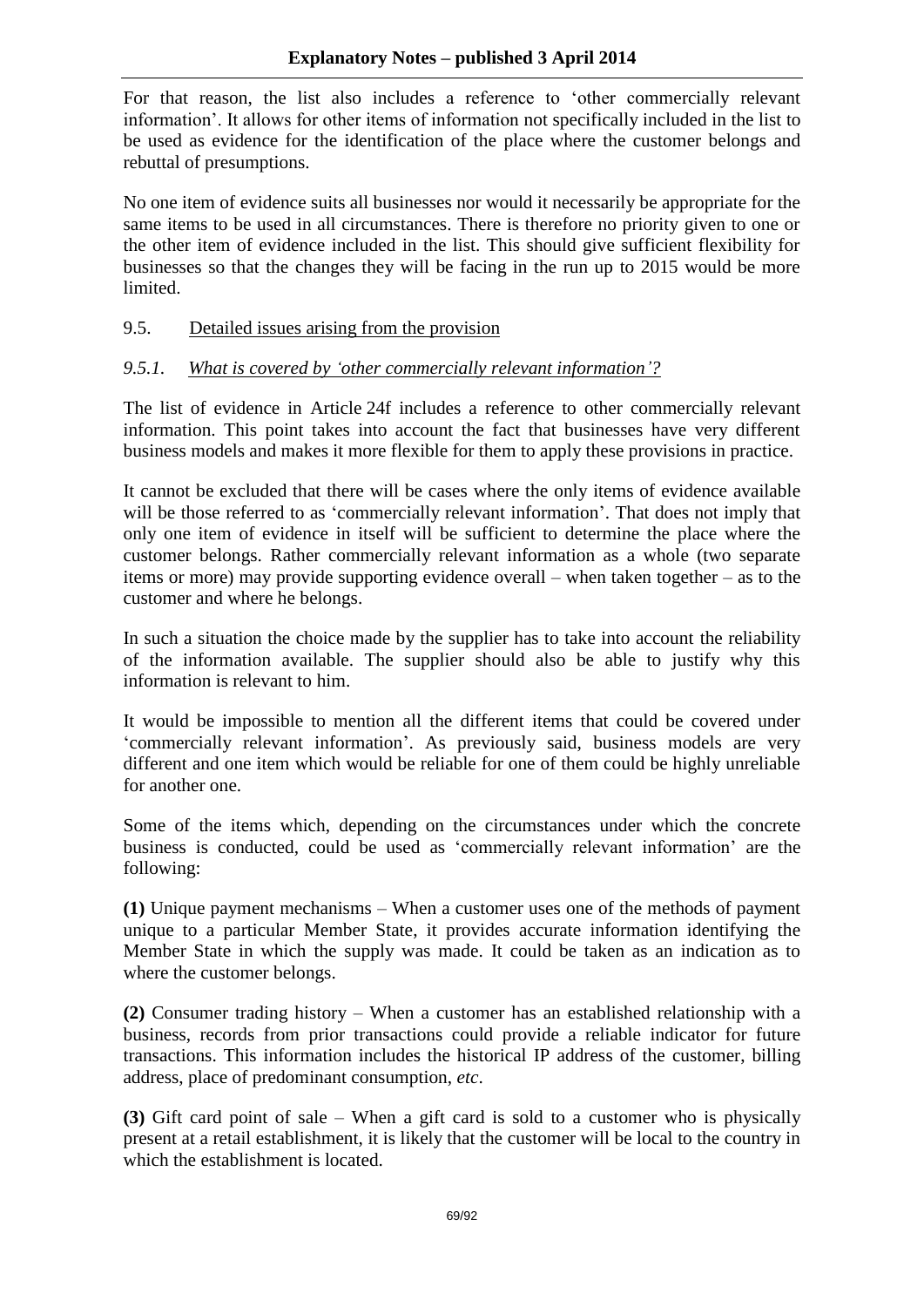For that reason, the list also includes a reference to 'other commercially relevant information'. It allows for other items of information not specifically included in the list to be used as evidence for the identification of the place where the customer belongs and rebuttal of presumptions.

No one item of evidence suits all businesses nor would it necessarily be appropriate for the same items to be used in all circumstances. There is therefore no priority given to one or the other item of evidence included in the list. This should give sufficient flexibility for businesses so that the changes they will be facing in the run up to 2015 would be more limited.

## 9.5. Detailed issues arising from the provision

### *9.5.1. What is covered by 'other commercially relevant information'?*

The list of evidence in Article 24f includes a reference to other commercially relevant information. This point takes into account the fact that businesses have very different business models and makes it more flexible for them to apply these provisions in practice.

It cannot be excluded that there will be cases where the only items of evidence available will be those referred to as 'commercially relevant information'. That does not imply that only one item of evidence in itself will be sufficient to determine the place where the customer belongs. Rather commercially relevant information as a whole (two separate items or more) may provide supporting evidence overall – when taken together – as to the customer and where he belongs.

In such a situation the choice made by the supplier has to take into account the reliability of the information available. The supplier should also be able to justify why this information is relevant to him.

It would be impossible to mention all the different items that could be covered under 'commercially relevant information'. As previously said, business models are very different and one item which would be reliable for one of them could be highly unreliable for another one.

Some of the items which, depending on the circumstances under which the concrete business is conducted, could be used as 'commercially relevant information' are the following:

**(1)** Unique payment mechanisms – When a customer uses one of the methods of payment unique to a particular Member State, it provides accurate information identifying the Member State in which the supply was made. It could be taken as an indication as to where the customer belongs.

**(2)** Consumer trading history – When a customer has an established relationship with a business, records from prior transactions could provide a reliable indicator for future transactions. This information includes the historical IP address of the customer, billing address, place of predominant consumption, *etc*.

**(3)** Gift card point of sale – When a gift card is sold to a customer who is physically present at a retail establishment, it is likely that the customer will be local to the country in which the establishment is located.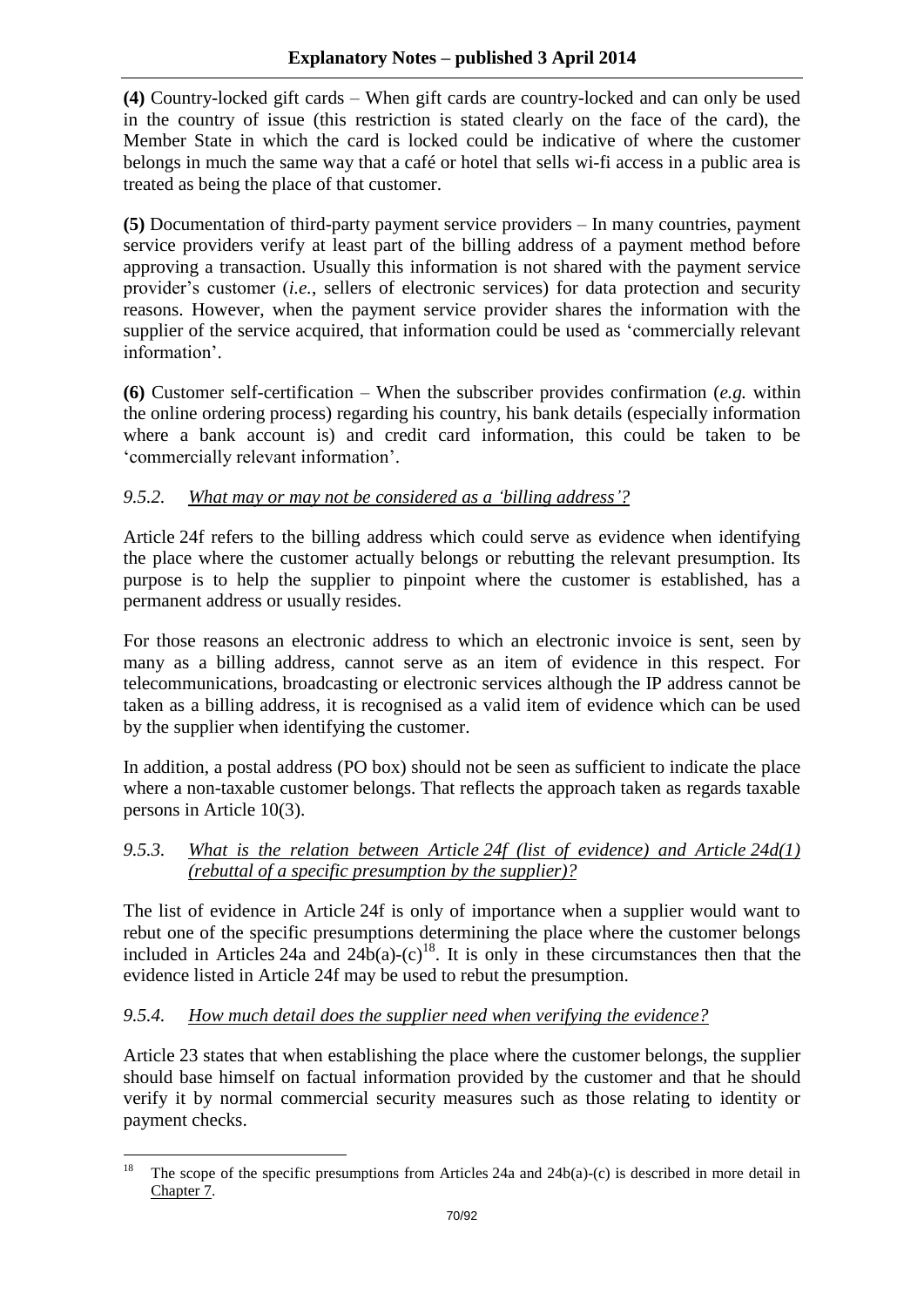**(4)** Country-locked gift cards – When gift cards are country-locked and can only be used in the country of issue (this restriction is stated clearly on the face of the card), the Member State in which the card is locked could be indicative of where the customer belongs in much the same way that a café or hotel that sells wi-fi access in a public area is treated as being the place of that customer.

**(5)** Documentation of third-party payment service providers – In many countries, payment service providers verify at least part of the billing address of a payment method before approving a transaction. Usually this information is not shared with the payment service provider's customer (*i.e.*, sellers of electronic services) for data protection and security reasons. However, when the payment service provider shares the information with the supplier of the service acquired, that information could be used as 'commercially relevant information'.

**(6)** Customer self-certification – When the subscriber provides confirmation (*e.g.* within the online ordering process) regarding his country, his bank details (especially information where a bank account is) and credit card information, this could be taken to be 'commercially relevant information'.

### *9.5.2. What may or may not be considered as a 'billing address'?*

Article 24f refers to the billing address which could serve as evidence when identifying the place where the customer actually belongs or rebutting the relevant presumption. Its purpose is to help the supplier to pinpoint where the customer is established, has a permanent address or usually resides.

For those reasons an electronic address to which an electronic invoice is sent, seen by many as a billing address, cannot serve as an item of evidence in this respect. For telecommunications, broadcasting or electronic services although the IP address cannot be taken as a billing address, it is recognised as a valid item of evidence which can be used by the supplier when identifying the customer.

In addition, a postal address (PO box) should not be seen as sufficient to indicate the place where a non-taxable customer belongs. That reflects the approach taken as regards taxable persons in Article 10(3).

### *9.5.3. What is the relation between Article 24f (list of evidence) and Article 24d(1) (rebuttal of a specific presumption by the supplier)?*

The list of evidence in Article 24f is only of importance when a supplier would want to rebut one of the specific presumptions determining the place where the customer belongs included in Articles 24a and 24b(a)-(c)[18]. It is only in these circumstances then that the evidence listed in Article 24f may be used to rebut the presumption.

### *9.5.4. How much detail does the supplier need when verifying the evidence?*

Article 23 states that when establishing the place where the customer belongs, the supplier should base himself on factual information provided by the customer and that he should verify it by normal commercial security measures such as those relating to identity or payment checks.

---

[18] The scope of the specific presumptions from Articles 24a and 24b(a)-(c) is described in more detail in Chapter 7.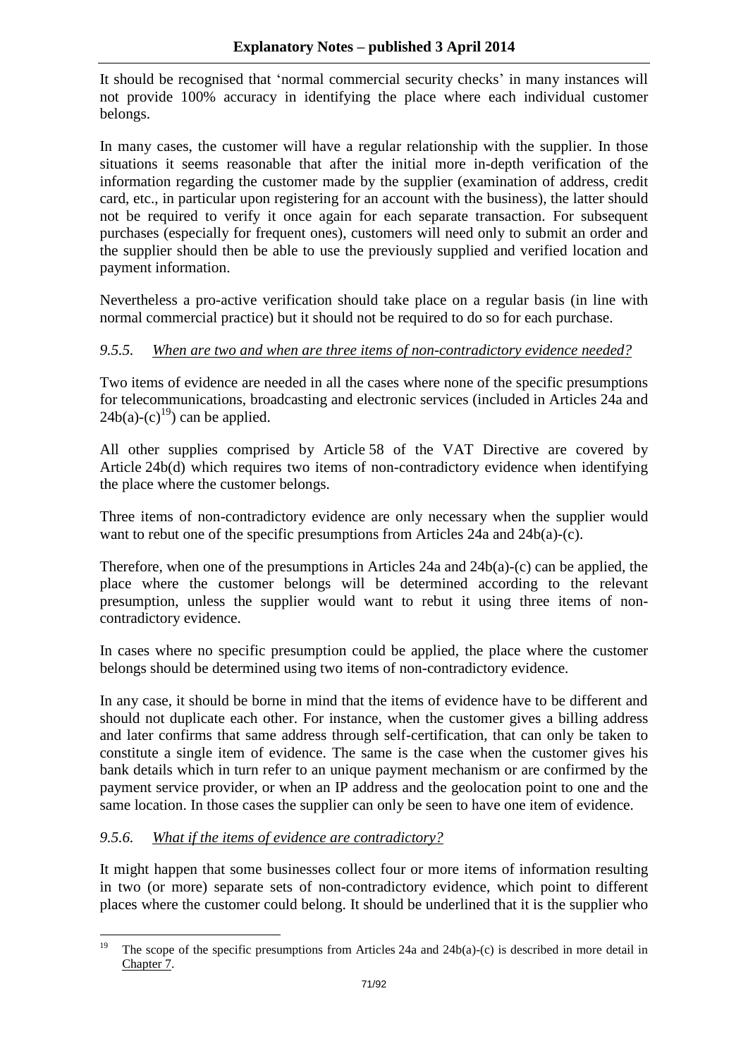It should be recognised that 'normal commercial security checks' in many instances will not provide 100% accuracy in identifying the place where each individual customer belongs.

In many cases, the customer will have a regular relationship with the supplier. In those situations it seems reasonable that after the initial more in-depth verification of the information regarding the customer made by the supplier (examination of address, credit card, etc., in particular upon registering for an account with the business), the latter should not be required to verify it once again for each separate transaction. For subsequent purchases (especially for frequent ones), customers will need only to submit an order and the supplier should then be able to use the previously supplied and verified location and payment information.

Nevertheless a pro-active verification should take place on a regular basis (in line with normal commercial practice) but it should not be required to do so for each purchase.

### *9.5.5. When are two and when are three items of non-contradictory evidence needed?*

Two items of evidence are needed in all the cases where none of the specific presumptions for telecommunications, broadcasting and electronic services (included in Articles 24a and 24b(a)-(c)[19]) can be applied.

All other supplies comprised by Article 58 of the VAT Directive are covered by Article 24b(d) which requires two items of non-contradictory evidence when identifying the place where the customer belongs.

Three items of non-contradictory evidence are only necessary when the supplier would want to rebut one of the specific presumptions from Articles 24a and 24b(a)-(c).

Therefore, when one of the presumptions in Articles 24a and 24b(a)-(c) can be applied, the place where the customer belongs will be determined according to the relevant presumption, unless the supplier would want to rebut it using three items of non-contradictory evidence.

In cases where no specific presumption could be applied, the place where the customer belongs should be determined using two items of non-contradictory evidence.

In any case, it should be borne in mind that the items of evidence have to be different and should not duplicate each other. For instance, when the customer gives a billing address and later confirms that same address through self-certification, that can only be taken to constitute a single item of evidence. The same is the case when the customer gives his bank details which in turn refer to an unique payment mechanism or are confirmed by the payment service provider, or when an IP address and the geolocation point to one and the same location. In those cases the supplier can only be seen to have one item of evidence.

### *9.5.6. What if the items of evidence are contradictory?*

It might happen that some businesses collect four or more items of information resulting in two (or more) separate sets of non-contradictory evidence, which point to different places where the customer could belong. It should be underlined that it is the supplier who

---

[19] The scope of the specific presumptions from Articles 24a and 24b(a)-(c) is described in more detail in Chapter 7.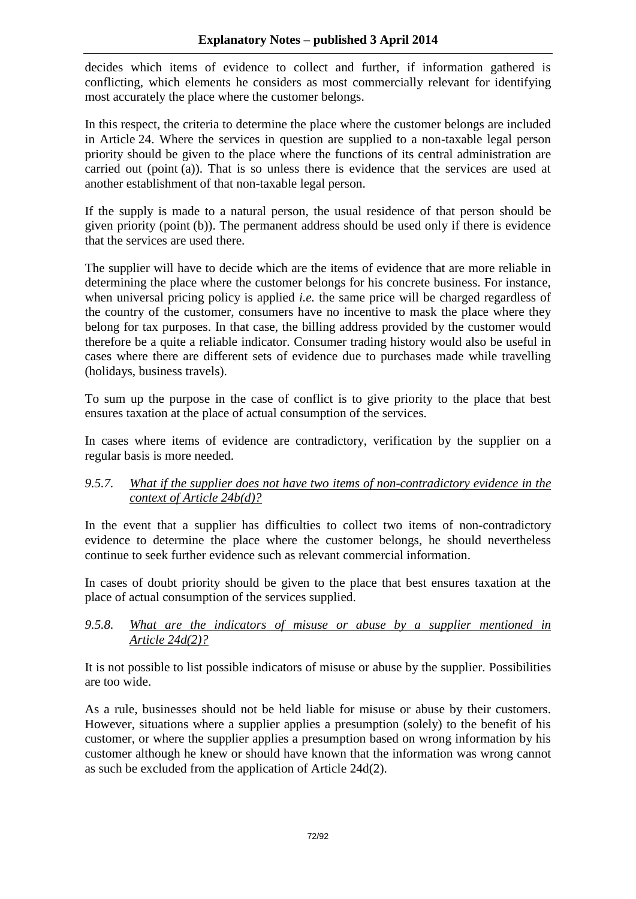decides which items of evidence to collect and further, if information gathered is conflicting, which elements he considers as most commercially relevant for identifying most accurately the place where the customer belongs.

In this respect, the criteria to determine the place where the customer belongs are included in Article 24. Where the services in question are supplied to a non-taxable legal person priority should be given to the place where the functions of its central administration are carried out (point (a)). That is so unless there is evidence that the services are used at another establishment of that non-taxable legal person.

If the supply is made to a natural person, the usual residence of that person should be given priority (point (b)). The permanent address should be used only if there is evidence that the services are used there.

The supplier will have to decide which are the items of evidence that are more reliable in determining the place where the customer belongs for his concrete business. For instance, when universal pricing policy is applied *i.e.* the same price will be charged regardless of the country of the customer, consumers have no incentive to mask the place where they belong for tax purposes. In that case, the billing address provided by the customer would therefore be a quite a reliable indicator. Consumer trading history would also be useful in cases where there are different sets of evidence due to purchases made while travelling (holidays, business travels).

To sum up the purpose in the case of conflict is to give priority to the place that best ensures taxation at the place of actual consumption of the services.

In cases where items of evidence are contradictory, verification by the supplier on a regular basis is more needed.

#### *9.5.7. What if the supplier does not have two items of non-contradictory evidence in the context of Article 24b(d)?*

In the event that a supplier has difficulties to collect two items of non-contradictory evidence to determine the place where the customer belongs, he should nevertheless continue to seek further evidence such as relevant commercial information.

In cases of doubt priority should be given to the place that best ensures taxation at the place of actual consumption of the services supplied.

#### *9.5.8. What are the indicators of misuse or abuse by a supplier mentioned in Article 24d(2)?*

It is not possible to list possible indicators of misuse or abuse by the supplier. Possibilities are too wide.

As a rule, businesses should not be held liable for misuse or abuse by their customers. However, situations where a supplier applies a presumption (solely) to the benefit of his customer, or where the supplier applies a presumption based on wrong information by his customer although he knew or should have known that the information was wrong cannot as such be excluded from the application of Article 24d(2).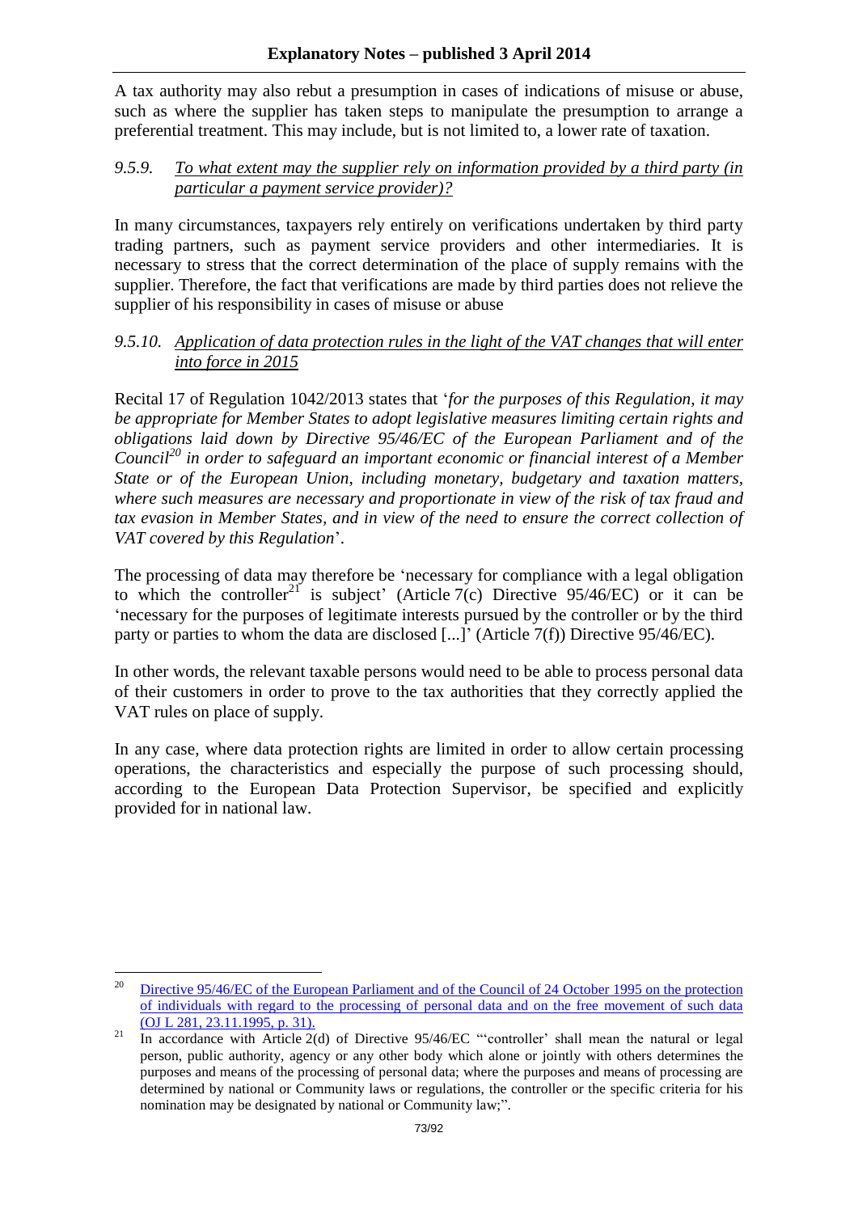A tax authority may also rebut a presumption in cases of indications of misuse or abuse, such as where the supplier has taken steps to manipulate the presumption to arrange a preferential treatment. This may include, but is not limited to, a lower rate of taxation.

### 9.5.9. *To what extent may the supplier rely on information provided by a third party (in particular a payment service provider)?*

In many circumstances, taxpayers rely entirely on verifications undertaken by third party trading partners, such as payment service providers and other intermediaries. It is necessary to stress that the correct determination of the place of supply remains with the supplier. Therefore, the fact that verifications are made by third parties does not relieve the supplier of his responsibility in cases of misuse or abuse

### 9.5.10. *Application of data protection rules in the light of the VAT changes that will enter into force in 2015*

Recital 17 of Regulation 1042/2013 states that '*for the purposes of this Regulation, it may be appropriate for Member States to adopt legislative measures limiting certain rights and obligations laid down by Directive 95/46/EC of the European Parliament and of the Council*[20] *in order to safeguard an important economic or financial interest of a Member State or of the European Union, including monetary, budgetary and taxation matters, where such measures are necessary and proportionate in view of the risk of tax fraud and tax evasion in Member States, and in view of the need to ensure the correct collection of VAT covered by this Regulation*'.

The processing of data may therefore be 'necessary for compliance with a legal obligation to which the controller[21] is subject' (Article 7(c) Directive 95/46/EC) or it can be 'necessary for the purposes of legitimate interests pursued by the controller or by the third party or parties to whom the data are disclosed [...]' (Article 7(f)) Directive 95/46/EC).

In other words, the relevant taxable persons would need to be able to process personal data of their customers in order to prove to the tax authorities that they correctly applied the VAT rules on place of supply.

In any case, where data protection rights are limited in order to allow certain processing operations, the characteristics and especially the purpose of such processing should, according to the European Data Protection Supervisor, be specified and explicitly provided for in national law.

---

[20] Directive 95/46/EC of the European Parliament and of the Council of 24 October 1995 on the protection of individuals with regard to the processing of personal data and on the free movement of such data (OJ L 281, 23.11.1995, p. 31).

[21] In accordance with Article 2(d) of Directive 95/46/EC "'controller' shall mean the natural or legal person, public authority, agency or any other body which alone or jointly with others determines the purposes and means of the processing of personal data; where the purposes and means of processing are determined by national or Community laws or regulations, the controller or the specific criteria for his nomination may be designated by national or Community law;".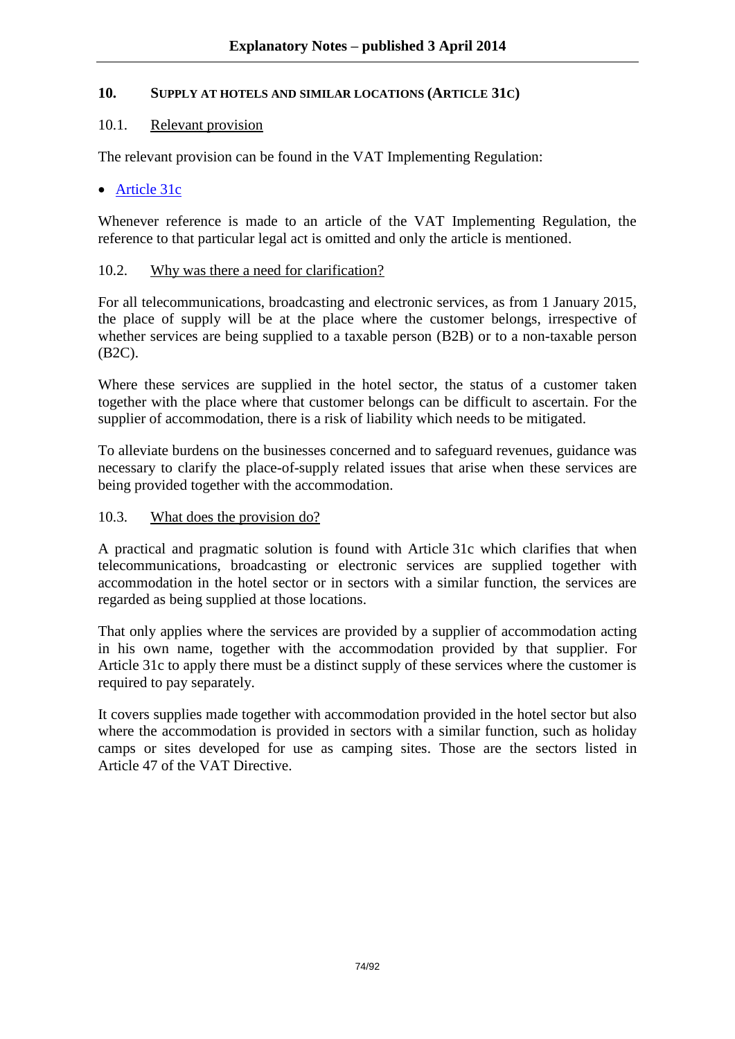## 10. SUPPLY AT HOTELS AND SIMILAR LOCATIONS (ARTICLE 31C)

### 10.1. Relevant provision

The relevant provision can be found in the VAT Implementing Regulation:

- Article 31c

Whenever reference is made to an article of the VAT Implementing Regulation, the reference to that particular legal act is omitted and only the article is mentioned.

### 10.2. Why was there a need for clarification?

For all telecommunications, broadcasting and electronic services, as from 1 January 2015, the place of supply will be at the place where the customer belongs, irrespective of whether services are being supplied to a taxable person (B2B) or to a non-taxable person (B2C).

Where these services are supplied in the hotel sector, the status of a customer taken together with the place where that customer belongs can be difficult to ascertain. For the supplier of accommodation, there is a risk of liability which needs to be mitigated.

To alleviate burdens on the businesses concerned and to safeguard revenues, guidance was necessary to clarify the place-of-supply related issues that arise when these services are being provided together with the accommodation.

### 10.3. What does the provision do?

A practical and pragmatic solution is found with Article 31c which clarifies that when telecommunications, broadcasting or electronic services are supplied together with accommodation in the hotel sector or in sectors with a similar function, the services are regarded as being supplied at those locations.

That only applies where the services are provided by a supplier of accommodation acting in his own name, together with the accommodation provided by that supplier. For Article 31c to apply there must be a distinct supply of these services where the customer is required to pay separately.

It covers supplies made together with accommodation provided in the hotel sector but also where the accommodation is provided in sectors with a similar function, such as holiday camps or sites developed for use as camping sites. Those are the sectors listed in Article 47 of the VAT Directive.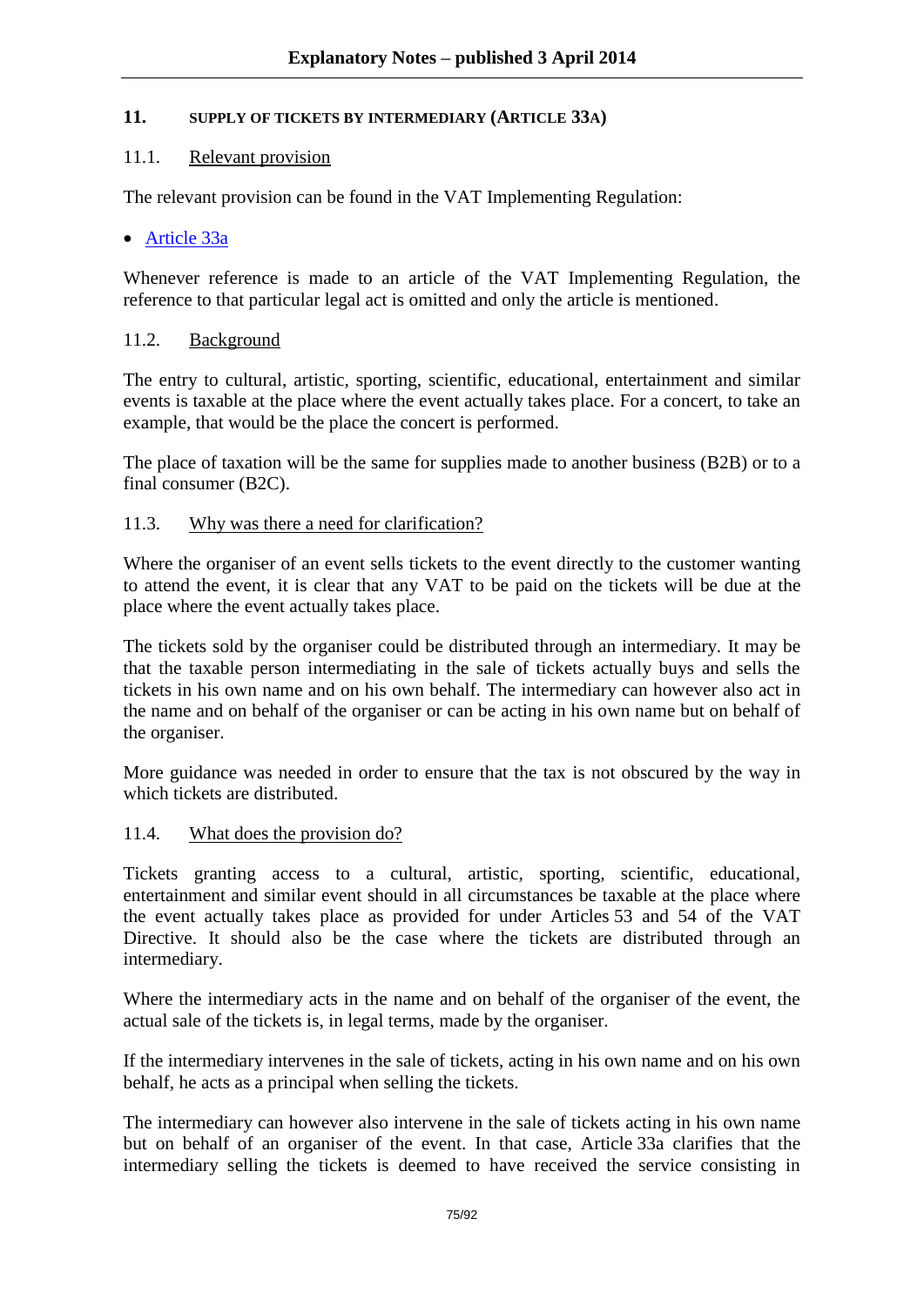## 11. SUPPLY OF TICKETS BY INTERMEDIARY (ARTICLE 33A)

### 11.1. Relevant provision

The relevant provision can be found in the VAT Implementing Regulation:

- Article 33a

Whenever reference is made to an article of the VAT Implementing Regulation, the reference to that particular legal act is omitted and only the article is mentioned.

### 11.2. Background

The entry to cultural, artistic, sporting, scientific, educational, entertainment and similar events is taxable at the place where the event actually takes place. For a concert, to take an example, that would be the place the concert is performed.

The place of taxation will be the same for supplies made to another business (B2B) or to a final consumer (B2C).

### 11.3. Why was there a need for clarification?

Where the organiser of an event sells tickets to the event directly to the customer wanting to attend the event, it is clear that any VAT to be paid on the tickets will be due at the place where the event actually takes place.

The tickets sold by the organiser could be distributed through an intermediary. It may be that the taxable person intermediating in the sale of tickets actually buys and sells the tickets in his own name and on his own behalf. The intermediary can however also act in the name and on behalf of the organiser or can be acting in his own name but on behalf of the organiser.

More guidance was needed in order to ensure that the tax is not obscured by the way in which tickets are distributed.

### 11.4. What does the provision do?

Tickets granting access to a cultural, artistic, sporting, scientific, educational, entertainment and similar event should in all circumstances be taxable at the place where the event actually takes place as provided for under Articles 53 and 54 of the VAT Directive. It should also be the case where the tickets are distributed through an intermediary.

Where the intermediary acts in the name and on behalf of the organiser of the event, the actual sale of the tickets is, in legal terms, made by the organiser.

If the intermediary intervenes in the sale of tickets, acting in his own name and on his own behalf, he acts as a principal when selling the tickets.

The intermediary can however also intervene in the sale of tickets acting in his own name but on behalf of an organiser of the event. In that case, Article 33a clarifies that the intermediary selling the tickets is deemed to have received the service consisting in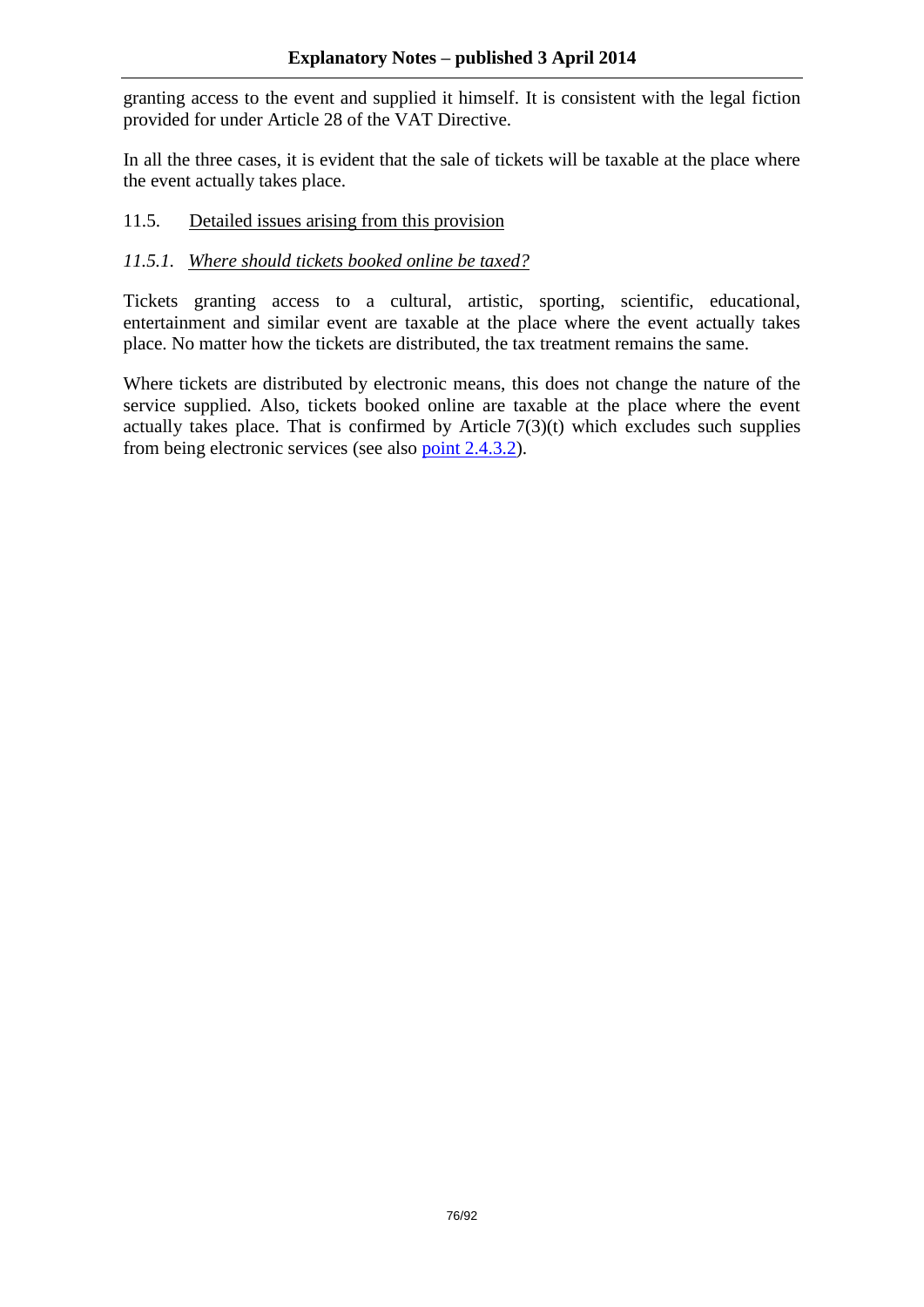granting access to the event and supplied it himself. It is consistent with the legal fiction provided for under Article 28 of the VAT Directive.

In all the three cases, it is evident that the sale of tickets will be taxable at the place where the event actually takes place.

## 11.5. Detailed issues arising from this provision

### *11.5.1. Where should tickets booked online be taxed?*

Tickets granting access to a cultural, artistic, sporting, scientific, educational, entertainment and similar event are taxable at the place where the event actually takes place. No matter how the tickets are distributed, the tax treatment remains the same.

Where tickets are distributed by electronic means, this does not change the nature of the service supplied. Also, tickets booked online are taxable at the place where the event actually takes place. That is confirmed by Article 7(3)(t) which excludes such supplies from being electronic services (see also point 2.4.3.2).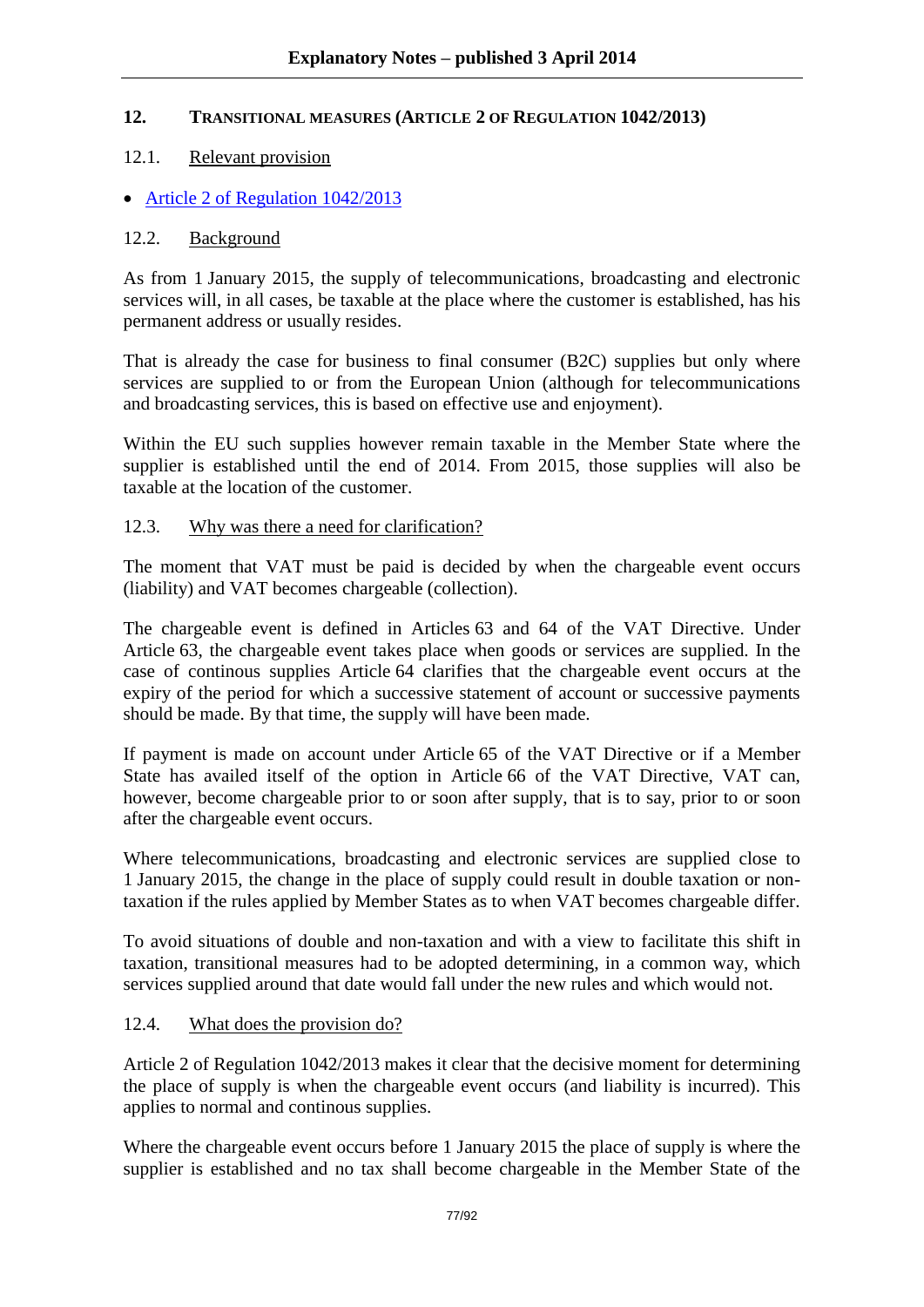## 12. TRANSITIONAL MEASURES (ARTICLE 2 OF REGULATION 1042/2013)

### 12.1. Relevant provision

- Article 2 of Regulation 1042/2013

### 12.2. Background

As from 1 January 2015, the supply of telecommunications, broadcasting and electronic services will, in all cases, be taxable at the place where the customer is established, has his permanent address or usually resides.

That is already the case for business to final consumer (B2C) supplies but only where services are supplied to or from the European Union (although for telecommunications and broadcasting services, this is based on effective use and enjoyment).

Within the EU such supplies however remain taxable in the Member State where the supplier is established until the end of 2014. From 2015, those supplies will also be taxable at the location of the customer.

### 12.3. Why was there a need for clarification?

The moment that VAT must be paid is decided by when the chargeable event occurs (liability) and VAT becomes chargeable (collection).

The chargeable event is defined in Articles 63 and 64 of the VAT Directive. Under Article 63, the chargeable event takes place when goods or services are supplied. In the case of continous supplies Article 64 clarifies that the chargeable event occurs at the expiry of the period for which a successive statement of account or successive payments should be made. By that time, the supply will have been made.

If payment is made on account under Article 65 of the VAT Directive or if a Member State has availed itself of the option in Article 66 of the VAT Directive, VAT can, however, become chargeable prior to or soon after supply, that is to say, prior to or soon after the chargeable event occurs.

Where telecommunications, broadcasting and electronic services are supplied close to 1 January 2015, the change in the place of supply could result in double taxation or non-taxation if the rules applied by Member States as to when VAT becomes chargeable differ.

To avoid situations of double and non-taxation and with a view to facilitate this shift in taxation, transitional measures had to be adopted determining, in a common way, which services supplied around that date would fall under the new rules and which would not.

### 12.4. What does the provision do?

Article 2 of Regulation 1042/2013 makes it clear that the decisive moment for determining the place of supply is when the chargeable event occurs (and liability is incurred). This applies to normal and continous supplies.

Where the chargeable event occurs before 1 January 2015 the place of supply is where the supplier is established and no tax shall become chargeable in the Member State of the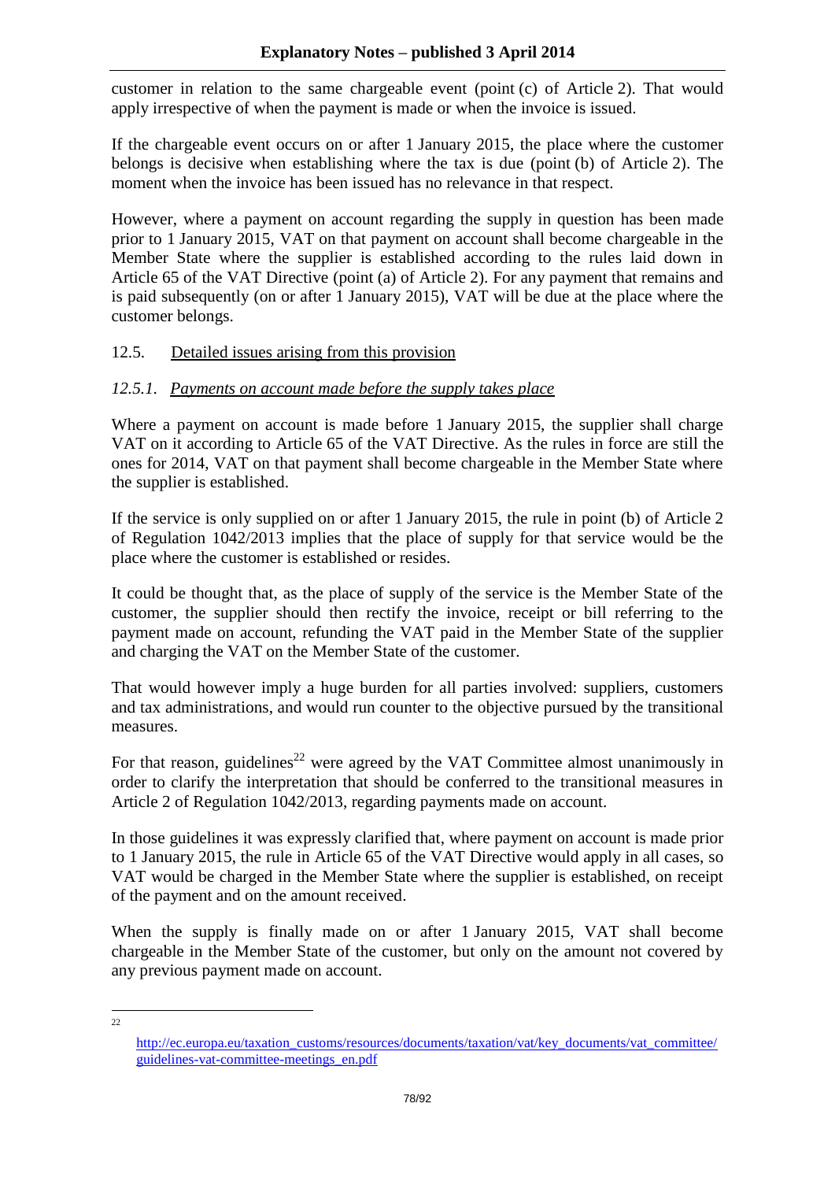customer in relation to the same chargeable event (point (c) of Article 2). That would apply irrespective of when the payment is made or when the invoice is issued.

If the chargeable event occurs on or after 1 January 2015, the place where the customer belongs is decisive when establishing where the tax is due (point (b) of Article 2). The moment when the invoice has been issued has no relevance in that respect.

However, where a payment on account regarding the supply in question has been made prior to 1 January 2015, VAT on that payment on account shall become chargeable in the Member State where the supplier is established according to the rules laid down in Article 65 of the VAT Directive (point (a) of Article 2). For any payment that remains and is paid subsequently (on or after 1 January 2015), VAT will be due at the place where the customer belongs.

### 12.5. Detailed issues arising from this provision

#### *12.5.1. Payments on account made before the supply takes place*

Where a payment on account is made before 1 January 2015, the supplier shall charge VAT on it according to Article 65 of the VAT Directive. As the rules in force are still the ones for 2014, VAT on that payment shall become chargeable in the Member State where the supplier is established.

If the service is only supplied on or after 1 January 2015, the rule in point (b) of Article 2 of Regulation 1042/2013 implies that the place of supply for that service would be the place where the customer is established or resides.

It could be thought that, as the place of supply of the service is the Member State of the customer, the supplier should then rectify the invoice, receipt or bill referring to the payment made on account, refunding the VAT paid in the Member State of the supplier and charging the VAT on the Member State of the customer.

That would however imply a huge burden for all parties involved: suppliers, customers and tax administrations, and would run counter to the objective pursued by the transitional measures.

For that reason, guidelines[22] were agreed by the VAT Committee almost unanimously in order to clarify the interpretation that should be conferred to the transitional measures in Article 2 of Regulation 1042/2013, regarding payments made on account.

In those guidelines it was expressly clarified that, where payment on account is made prior to 1 January 2015, the rule in Article 65 of the VAT Directive would apply in all cases, so VAT would be charged in the Member State where the supplier is established, on receipt of the payment and on the amount received.

When the supply is finally made on or after 1 January 2015, VAT shall become chargeable in the Member State of the customer, but only on the amount not covered by any previous payment made on account.

---

[22] http://ec.europa.eu/taxation_customs/resources/documents/taxation/vat/key_documents/vat_committee/guidelines-vat-committee-meetings_en.pdf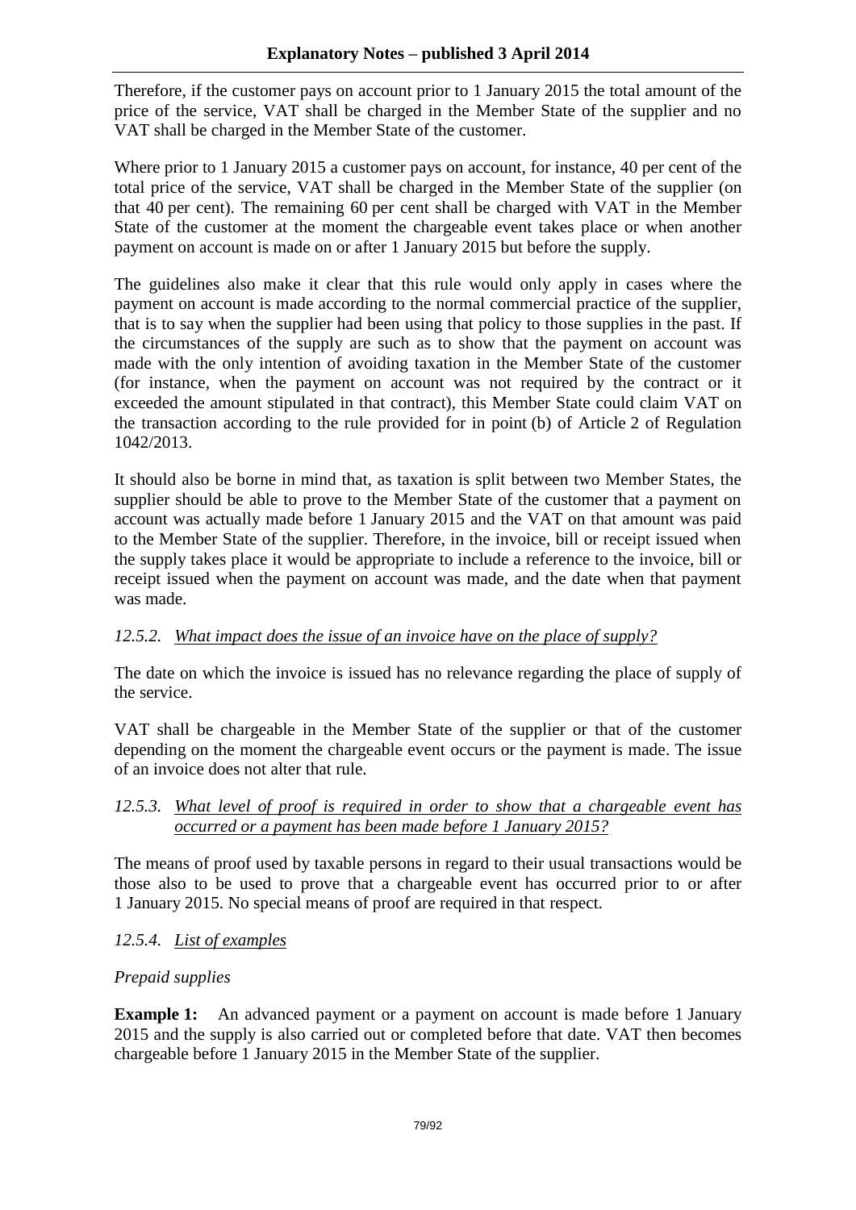Therefore, if the customer pays on account prior to 1 January 2015 the total amount of the price of the service, VAT shall be charged in the Member State of the supplier and no VAT shall be charged in the Member State of the customer.

Where prior to 1 January 2015 a customer pays on account, for instance, 40 per cent of the total price of the service, VAT shall be charged in the Member State of the supplier (on that 40 per cent). The remaining 60 per cent shall be charged with VAT in the Member State of the customer at the moment the chargeable event takes place or when another payment on account is made on or after 1 January 2015 but before the supply.

The guidelines also make it clear that this rule would only apply in cases where the payment on account is made according to the normal commercial practice of the supplier, that is to say when the supplier had been using that policy to those supplies in the past. If the circumstances of the supply are such as to show that the payment on account was made with the only intention of avoiding taxation in the Member State of the customer (for instance, when the payment on account was not required by the contract or it exceeded the amount stipulated in that contract), this Member State could claim VAT on the transaction according to the rule provided for in point (b) of Article 2 of Regulation 1042/2013.

It should also be borne in mind that, as taxation is split between two Member States, the supplier should be able to prove to the Member State of the customer that a payment on account was actually made before 1 January 2015 and the VAT on that amount was paid to the Member State of the supplier. Therefore, in the invoice, bill or receipt issued when the supply takes place it would be appropriate to include a reference to the invoice, bill or receipt issued when the payment on account was made, and the date when that payment was made.

### *12.5.2. What impact does the issue of an invoice have on the place of supply?*

The date on which the invoice is issued has no relevance regarding the place of supply of the service.

VAT shall be chargeable in the Member State of the supplier or that of the customer depending on the moment the chargeable event occurs or the payment is made. The issue of an invoice does not alter that rule.

### *12.5.3. What level of proof is required in order to show that a chargeable event has occurred or a payment has been made before 1 January 2015?*

The means of proof used by taxable persons in regard to their usual transactions would be those also to be used to prove that a chargeable event has occurred prior to or after 1 January 2015. No special means of proof are required in that respect.

### *12.5.4. List of examples*

*Prepaid supplies*

**Example 1:** An advanced payment or a payment on account is made before 1 January 2015 and the supply is also carried out or completed before that date. VAT then becomes chargeable before 1 January 2015 in the Member State of the supplier.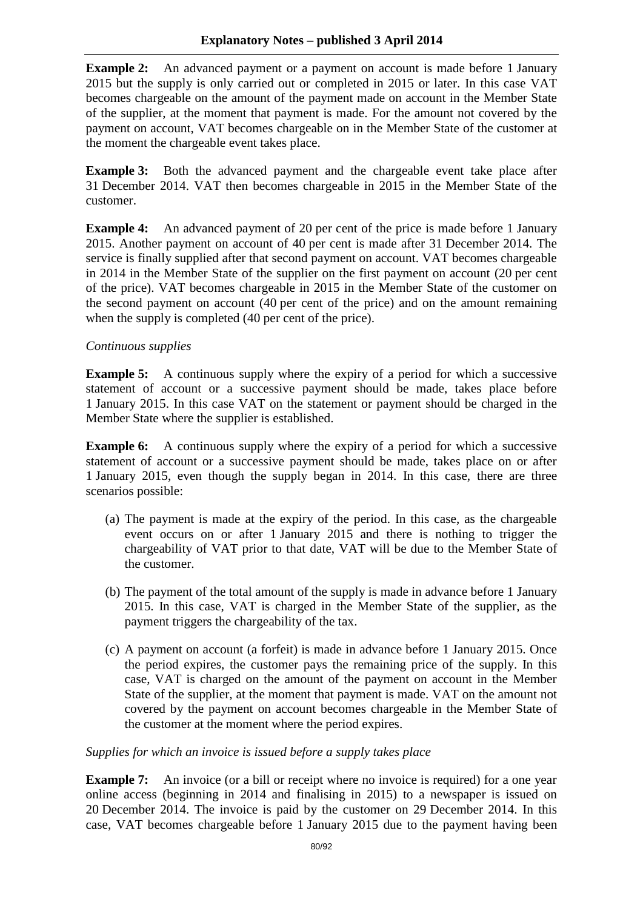**Example 2:** An advanced payment or a payment on account is made before 1 January 2015 but the supply is only carried out or completed in 2015 or later. In this case VAT becomes chargeable on the amount of the payment made on account in the Member State of the supplier, at the moment that payment is made. For the amount not covered by the payment on account, VAT becomes chargeable on in the Member State of the customer at the moment the chargeable event takes place.

**Example 3:** Both the advanced payment and the chargeable event take place after 31 December 2014. VAT then becomes chargeable in 2015 in the Member State of the customer.

**Example 4:** An advanced payment of 20 per cent of the price is made before 1 January 2015. Another payment on account of 40 per cent is made after 31 December 2014. The service is finally supplied after that second payment on account. VAT becomes chargeable in 2014 in the Member State of the supplier on the first payment on account (20 per cent of the price). VAT becomes chargeable in 2015 in the Member State of the customer on the second payment on account (40 per cent of the price) and on the amount remaining when the supply is completed (40 per cent of the price).

*Continuous supplies*

**Example 5:** A continuous supply where the expiry of a period for which a successive statement of account or a successive payment should be made, takes place before 1 January 2015. In this case VAT on the statement or payment should be charged in the Member State where the supplier is established.

**Example 6:** A continuous supply where the expiry of a period for which a successive statement of account or a successive payment should be made, takes place on or after 1 January 2015, even though the supply began in 2014. In this case, there are three scenarios possible:

(a) The payment is made at the expiry of the period. In this case, as the chargeable event occurs on or after 1 January 2015 and there is nothing to trigger the chargeability of VAT prior to that date, VAT will be due to the Member State of the customer.

(b) The payment of the total amount of the supply is made in advance before 1 January 2015. In this case, VAT is charged in the Member State of the supplier, as the payment triggers the chargeability of the tax.

(c) A payment on account (a forfeit) is made in advance before 1 January 2015. Once the period expires, the customer pays the remaining price of the supply. In this case, VAT is charged on the amount of the payment on account in the Member State of the supplier, at the moment that payment is made. VAT on the amount not covered by the payment on account becomes chargeable in the Member State of the customer at the moment where the period expires.

*Supplies for which an invoice is issued before a supply takes place*

**Example 7:** An invoice (or a bill or receipt where no invoice is required) for a one year online access (beginning in 2014 and finalising in 2015) to a newspaper is issued on 20 December 2014. The invoice is paid by the customer on 29 December 2014. In this case, VAT becomes chargeable before 1 January 2015 due to the payment having been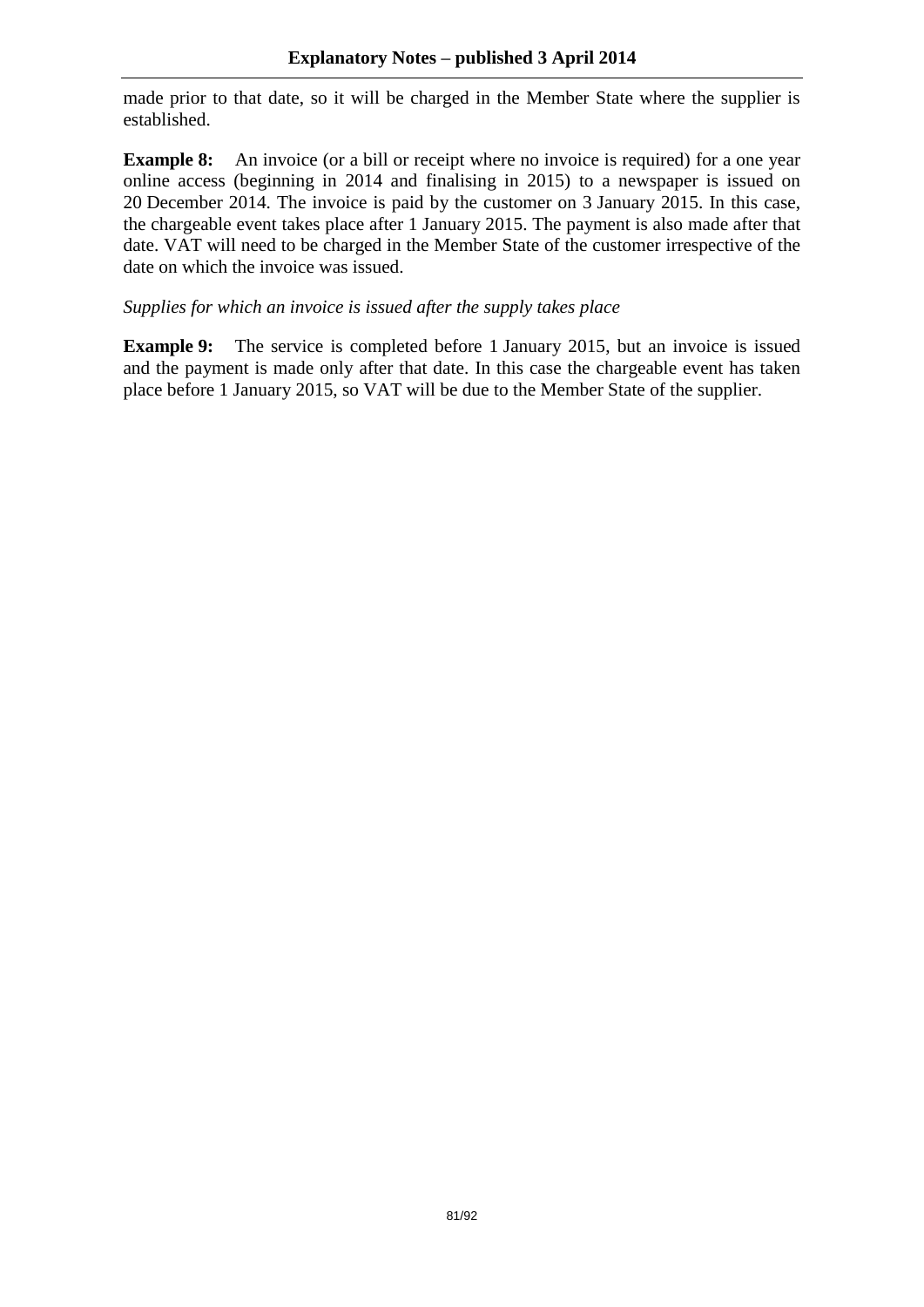made prior to that date, so it will be charged in the Member State where the supplier is established.

**Example 8:** An invoice (or a bill or receipt where no invoice is required) for a one year online access (beginning in 2014 and finalising in 2015) to a newspaper is issued on 20 December 2014. The invoice is paid by the customer on 3 January 2015. In this case, the chargeable event takes place after 1 January 2015. The payment is also made after that date. VAT will need to be charged in the Member State of the customer irrespective of the date on which the invoice was issued.

*Supplies for which an invoice is issued after the supply takes place*

**Example 9:** The service is completed before 1 January 2015, but an invoice is issued and the payment is made only after that date. In this case the chargeable event has taken place before 1 January 2015, so VAT will be due to the Member State of the supplier.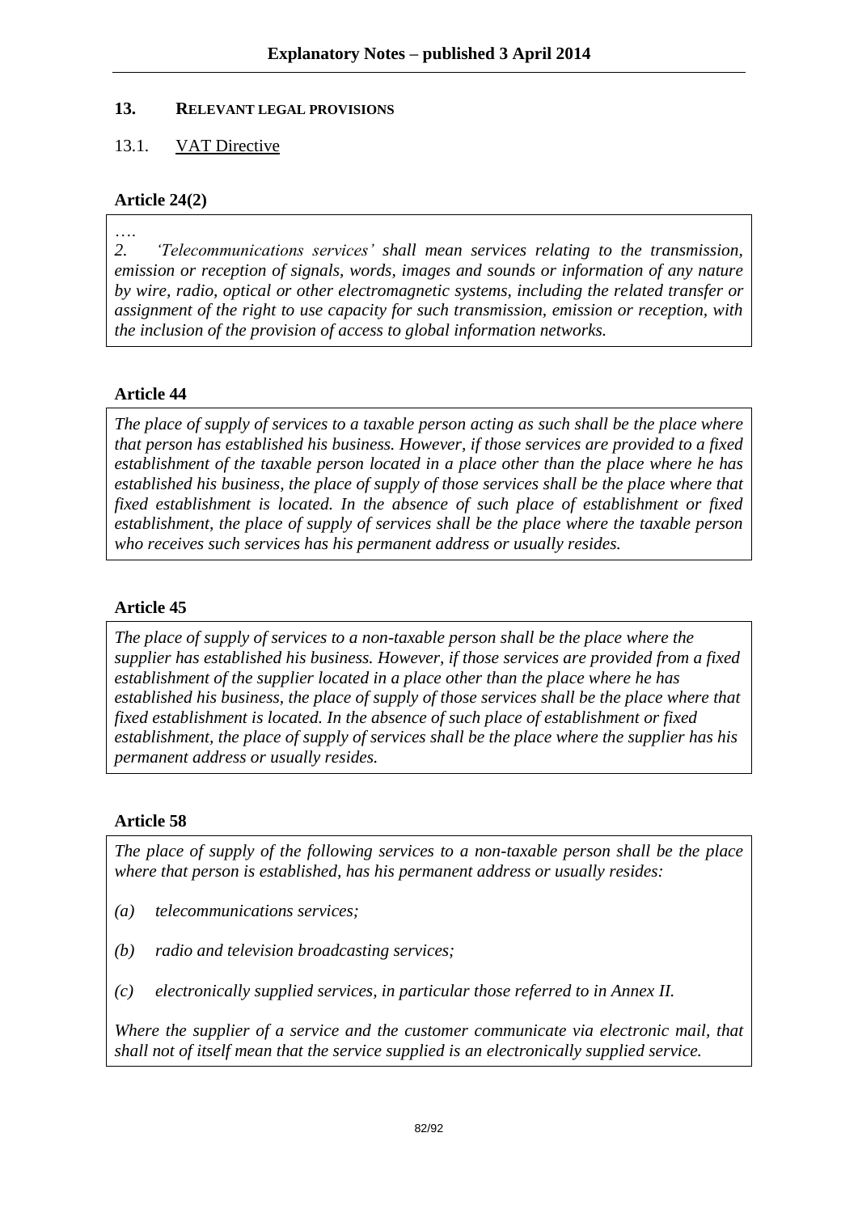## 13. RELEVANT LEGAL PROVISIONS

### 13.1. VATDirective

**Article 24(2)**

*….*

*2. 'Telecommunications services' shall mean services relating to the transmission, emission or reception of signals, words, images and sounds or information of any nature by wire, radio, optical or other electromagnetic systems, including the related transfer or assignment of the right to use capacity for such transmission, emission or reception, with the inclusion of the provision of access to global information networks.*

**Article 44**

*The place of supply of services to a taxable person acting as such shall be the place where that person has established his business. However, if those services are provided to a fixed establishment of the taxable person located in a place other than the place where he has established his business, the place of supply of those services shall be the place where that fixed establishment is located. In the absence of such place of establishment or fixed establishment, the place of supply of services shall be the place where the taxable person who receives such services has his permanent address or usually resides.*

**Article 45**

*The place of supply of services to a non-taxable person shall be the place where the supplier has established his business. However, if those services are provided from a fixed establishment of the supplier located in a place other than the place where he has established his business, the place of supply of those services shall be the place where that fixed establishment is located. In the absence of such place of establishment or fixed establishment, the place of supply of services shall be the place where the supplier has his permanent address or usually resides.*

**Article 58**

*The place of supply of the following services to a non-taxable person shall be the place where that person is established, has his permanent address or usually resides:*

*(a) telecommunications services;*

*(b) radio and television broadcasting services;*

*(c) electronically supplied services, in particular those referred to in Annex II.*

*Where the supplier of a service and the customer communicate via electronic mail, that shall not of itself mean that the service supplied is an electronically supplied service.*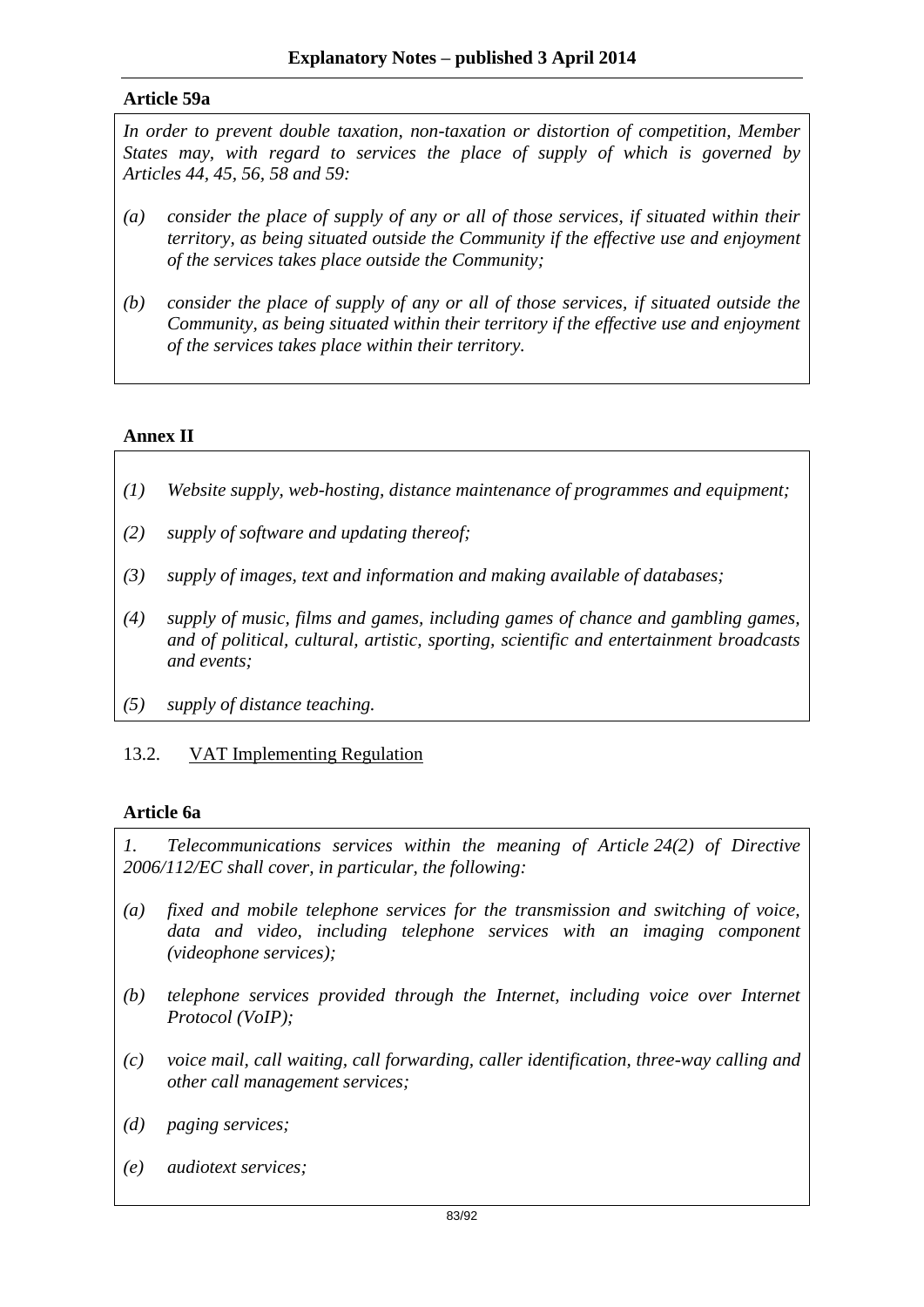**Article 59a**

*In order to prevent double taxation, non-taxation or distortion of competition, Member States may, with regard to services the place of supply of which is governed by Articles 44, 45, 56, 58 and 59:*

*(a) consider the place of supply of any or all of those services, if situated within their territory, as being situated outside the Community if the effective use and enjoyment of the services takes place outside the Community;*

*(b) consider the place of supply of any or all of those services, if situated outside the Community, as being situated within their territory if the effective use and enjoyment of the services takes place within their territory.*

**Annex II**

*(1) Website supply, web-hosting, distance maintenance of programmes and equipment;*

*(2) supply of software and updating thereof;*

*(3) supply of images, text and information and making available of databases;*

*(4) supply of music, films and games, including games of chance and gambling games, and of political, cultural, artistic, sporting, scientific and entertainment broadcasts and events;*

*(5) supply of distance teaching.*

## 13.2. VAT Implementing Regulation

**Article 6a**

*1. Telecommunications services within the meaning of Article 24(2) of Directive 2006/112/EC shall cover, in particular, the following:*

*(a) fixed and mobile telephone services for the transmission and switching of voice, data and video, including telephone services with an imaging component (videophone services);*

*(b) telephone services provided through the Internet, including voice over Internet Protocol (VoIP);*

*(c) voice mail, call waiting, call forwarding, caller identification, three-way calling and other call management services;*

*(d) paging services;*

*(e) audiotext services;*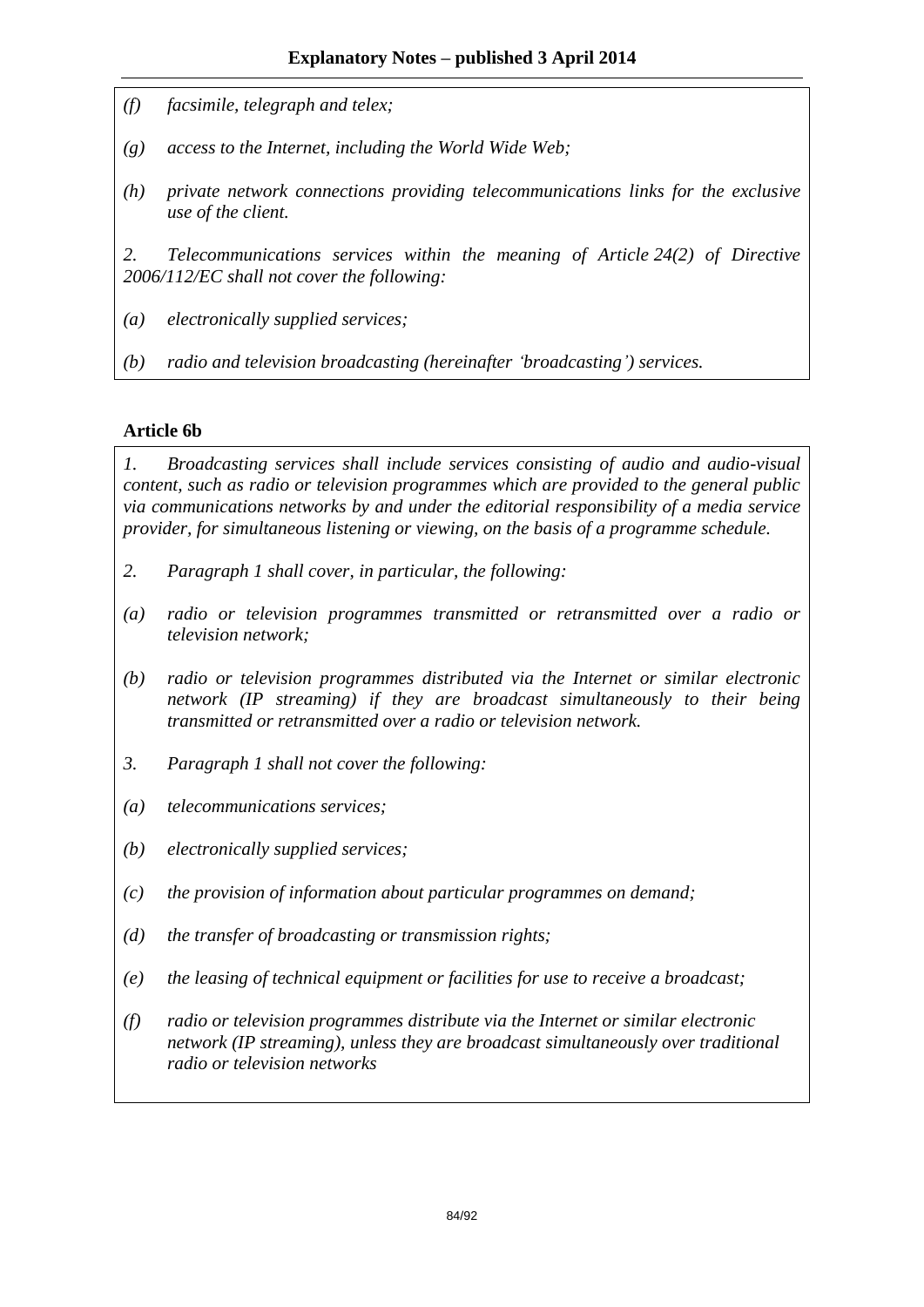*(f) facsimile, telegraph and telex;*

*(g) access to the Internet, including the World Wide Web;*

*(h) private network connections providing telecommunications links for the exclusive use of the client.*

*2. Telecommunications services within the meaning of Article 24(2) of Directive 2006/112/EC shall not cover the following:*

*(a) electronically supplied services;*

*(b) radio and television broadcasting (hereinafter 'broadcasting') services.*

**Article 6b**

*1. Broadcasting services shall include services consisting of audio and audio-visual content, such as radio or television programmes which are provided to the general public via communications networks by and under the editorial responsibility of a media service provider, for simultaneous listening or viewing, on the basis of a programme schedule.*

*2. Paragraph 1 shall cover, in particular, the following:*

*(a) radio or television programmes transmitted or retransmitted over a radio or television network;*

*(b) radio or television programmes distributed via the Internet or similar electronic network (IP streaming) if they are broadcast simultaneously to their being transmitted or retransmitted over a radio or television network.*

*3. Paragraph 1 shall not cover the following:*

*(a) telecommunications services;*

*(b) electronically supplied services;*

*(c) the provision of information about particular programmes on demand;*

*(d) the transfer of broadcasting or transmission rights;*

*(e) the leasing of technical equipment or facilities for use to receive a broadcast;*

*(f) radio or television programmes distribute via the Internet or similar electronic network (IP streaming), unless they are broadcast simultaneously over traditional radio or television networks*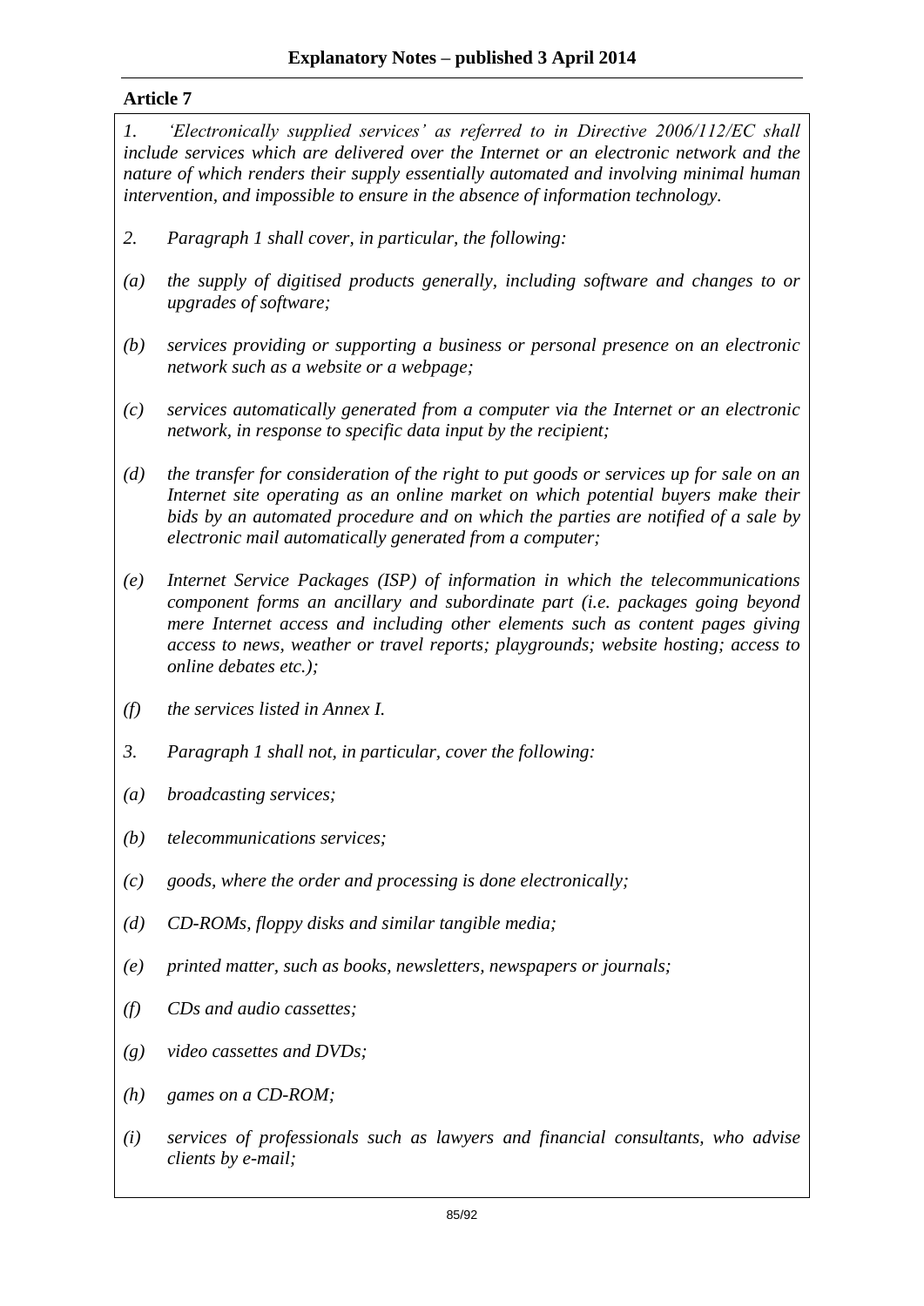## Article 7

*1. 'Electronically supplied services' as referred to in Directive 2006/112/EC shall include services which are delivered over the Internet or an electronic network and the nature of which renders their supply essentially automated and involving minimal human intervention, and impossible to ensure in the absence of information technology.*

*2. Paragraph 1 shall cover, in particular, the following:*

*(a) the supply of digitised products generally, including software and changes to or upgrades of software;*

*(b) services providing or supporting a business or personal presence on an electronic network such as a website or a webpage;*

*(c) services automatically generated from a computer via the Internet or an electronic network, in response to specific data input by the recipient;*

*(d) the transfer for consideration of the right to put goods or services up for sale on an Internet site operating as an online market on which potential buyers make their bids by an automated procedure and on which the parties are notified of a sale by electronic mail automatically generated from a computer;*

*(e) Internet Service Packages (ISP) of information in which the telecommunications component forms an ancillary and subordinate part (i.e. packages going beyond mere Internet access and including other elements such as content pages giving access to news, weather or travel reports; playgrounds; website hosting; access to online debates etc.);*

*(f) the services listed in Annex I.*

*3. Paragraph 1 shall not, in particular, cover the following:*

*(a) broadcasting services;*

*(b) telecommunications services;*

*(c) goods, where the order and processing is done electronically;*

*(d) CD-ROMs, floppy disks and similar tangible media;*

*(e) printed matter, such as books, newsletters, newspapers or journals;*

*(f) CDs and audio cassettes;*

*(g) video cassettes and DVDs;*

*(h) games on a CD-ROM;*

*(i) services of professionals such as lawyers and financial consultants, who advise clients by e-mail;*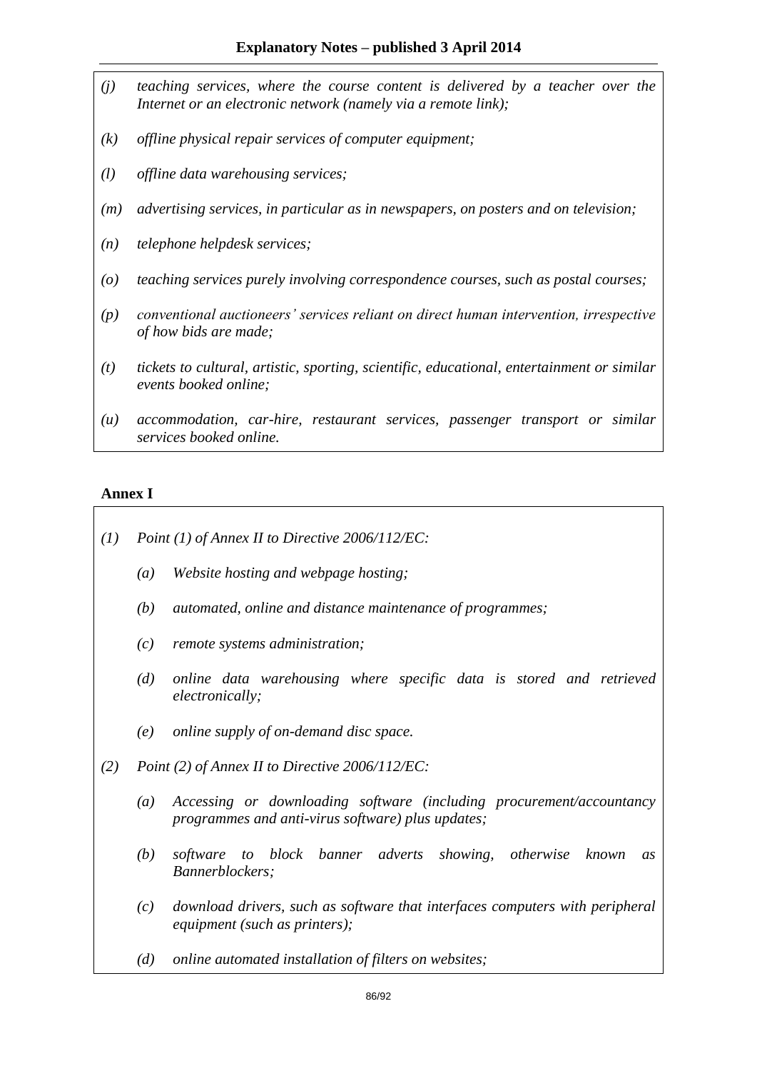*(j)* *teaching services, where the course content is delivered by a teacher over the Internet or an electronic network (namely via a remote link);*

*(k)* *offline physical repair services of computer equipment;*

*(l)* *offline data warehousing services;*

*(m)* *advertising services, in particular as in newspapers, on posters and on television;*

*(n)* *telephone helpdesk services;*

*(o)* *teaching services purely involving correspondence courses, such as postal courses;*

*(p)* *conventional auctioneers' services reliant on direct human intervention, irrespective of how bids are made;*

*(t)* *tickets to cultural, artistic, sporting, scientific, educational, entertainment or similar events booked online;*

*(u)* *accommodation, car-hire, restaurant services, passenger transport or similar services booked online.*

**Annex I**

*(1)* *Point (1) of Annex II to Directive 2006/112/EC:*

- *(a)* *Website hosting and webpage hosting;*
- *(b)* *automated, online and distance maintenance of programmes;*
- *(c)* *remote systems administration;*
- *(d)* *online data warehousing where specific data is stored and retrieved electronically;*
- *(e)* *online supply of on-demand disc space.*

*(2)* *Point (2) of Annex II to Directive 2006/112/EC:*

- *(a)* *Accessing or downloading software (including procurement/accountancy programmes and anti-virus software) plus updates;*
- *(b)* *software to block banner adverts showing, otherwise known as Bannerblockers;*
- *(c)* *download drivers, such as software that interfaces computers with peripheral equipment (such as printers);*
- *(d)* *online automated installation of filters on websites;*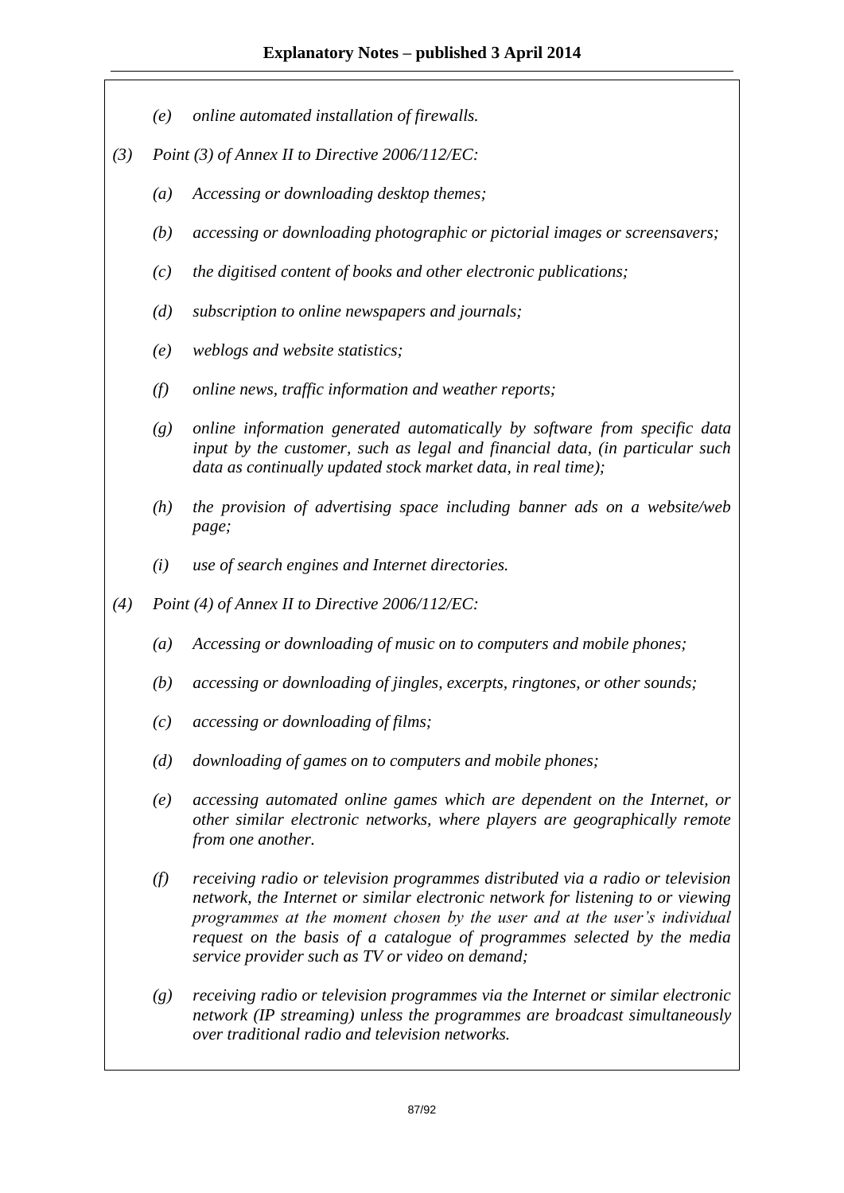*(e) online automated installation of firewalls.*

*(3) Point (3) of Annex II to Directive 2006/112/EC:*

*(a) Accessing or downloading desktop themes;*

*(b) accessing or downloading photographic or pictorial images or screensavers;*

*(c) the digitised content of books and other electronic publications;*

*(d) subscription to online newspapers and journals;*

*(e) weblogs and website statistics;*

*(f) online news, traffic information and weather reports;*

*(g) online information generated automatically by software from specific data input by the customer, such as legal and financial data, (in particular such data as continually updated stock market data, in real time);*

*(h) the provision of advertising space including banner ads on a website/web page;*

*(i) use of search engines and Internet directories.*

*(4) Point (4) of Annex II to Directive 2006/112/EC:*

*(a) Accessing or downloading of music on to computers and mobile phones;*

*(b) accessing or downloading of jingles, excerpts, ringtones, or other sounds;*

*(c) accessing or downloading of films;*

*(d) downloading of games on to computers and mobile phones;*

*(e) accessing automated online games which are dependent on the Internet, or other similar electronic networks, where players are geographically remote from one another.*

*(f) receiving radio or television programmes distributed via a radio or television network, the Internet or similar electronic network for listening to or viewing programmes at the moment chosen by the user and at the user's individual request on the basis of a catalogue of programmes selected by the media service provider such as TV or video on demand;*

*(g) receiving radio or television programmes via the Internet or similar electronic network (IP streaming) unless the programmes are broadcast simultaneously over traditional radio and television networks.*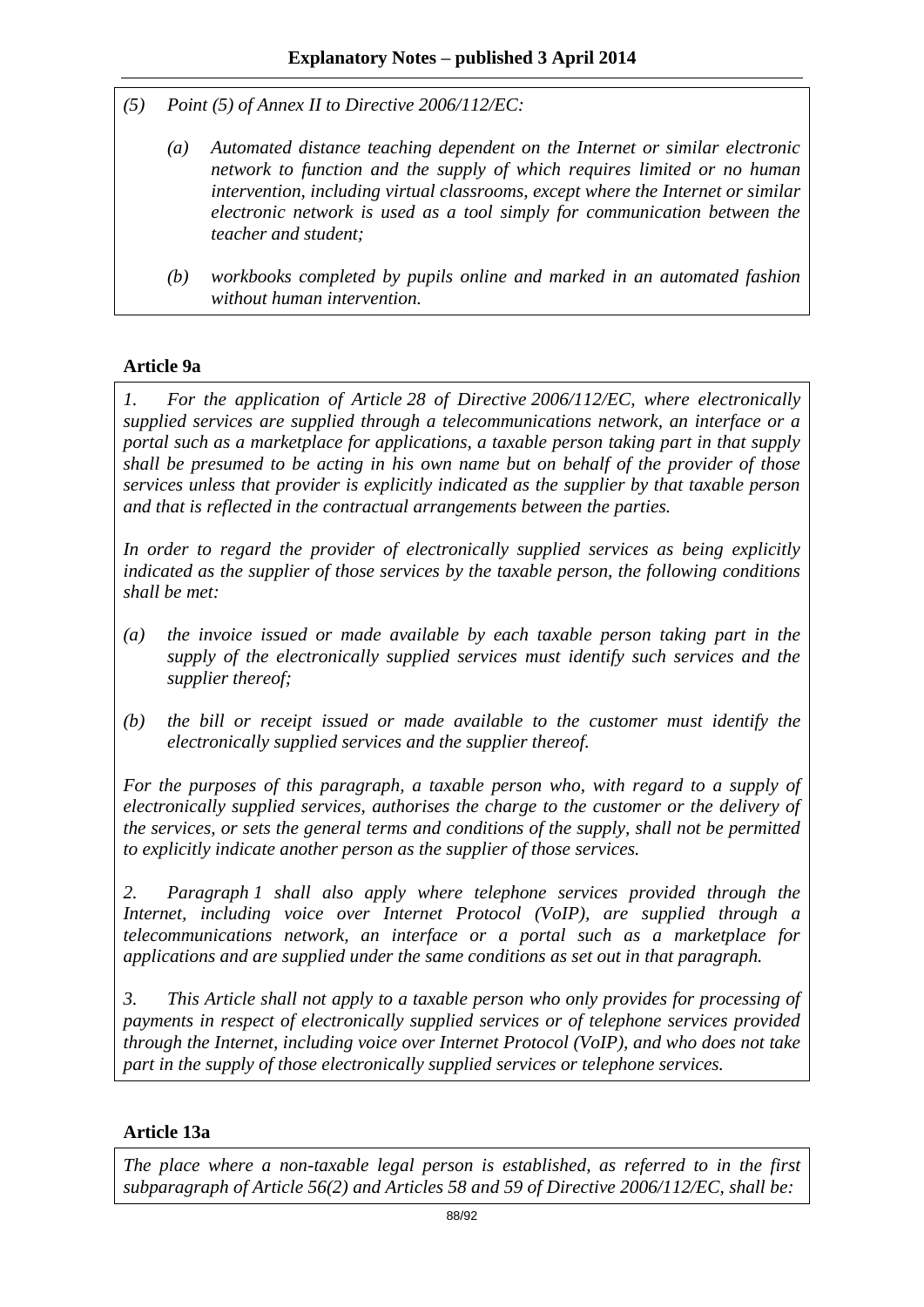*(5) Point (5) of Annex II to Directive 2006/112/EC:*

*(a) Automated distance teaching dependent on the Internet or similar electronic network to function and the supply of which requires limited or no human intervention, including virtual classrooms, except where the Internet or similar electronic network is used as a tool simply for communication between the teacher and student;*

*(b) workbooks completed by pupils online and marked in an automated fashion without human intervention.*

**Article 9a**

*1. For the application of Article 28 of Directive 2006/112/EC, where electronically supplied services are supplied through a telecommunications network, an interface or a portal such as a marketplace for applications, a taxable person taking part in that supply shall be presumed to be acting in his own name but on behalf of the provider of those services unless that provider is explicitly indicated as the supplier by that taxable person and that is reflected in the contractual arrangements between the parties.*

*In order to regard the provider of electronically supplied services as being explicitly indicated as the supplier of those services by the taxable person, the following conditions shall be met:*

*(a) the invoice issued or made available by each taxable person taking part in the supply of the electronically supplied services must identify such services and the supplier thereof;*

*(b) the bill or receipt issued or made available to the customer must identify the electronically supplied services and the supplier thereof.*

*For the purposes of this paragraph, a taxable person who, with regard to a supply of electronically supplied services, authorises the charge to the customer or the delivery of the services, or sets the general terms and conditions of the supply, shall not be permitted to explicitly indicate another person as the supplier of those services.*

*2. Paragraph 1 shall also apply where telephone services provided through the Internet, including voice over Internet Protocol (VoIP), are supplied through a telecommunications network, an interface or a portal such as a marketplace for applications and are supplied under the same conditions as set out in that paragraph.*

*3. This Article shall not apply to a taxable person who only provides for processing of payments in respect of electronically supplied services or of telephone services provided through the Internet, including voice over Internet Protocol (VoIP), and who does not take part in the supply of those electronically supplied services or telephone services.*

**Article 13a**

*The place where a non-taxable legal person is established, as referred to in the first subparagraph of Article 56(2) and Articles 58 and 59 of Directive 2006/112/EC, shall be:*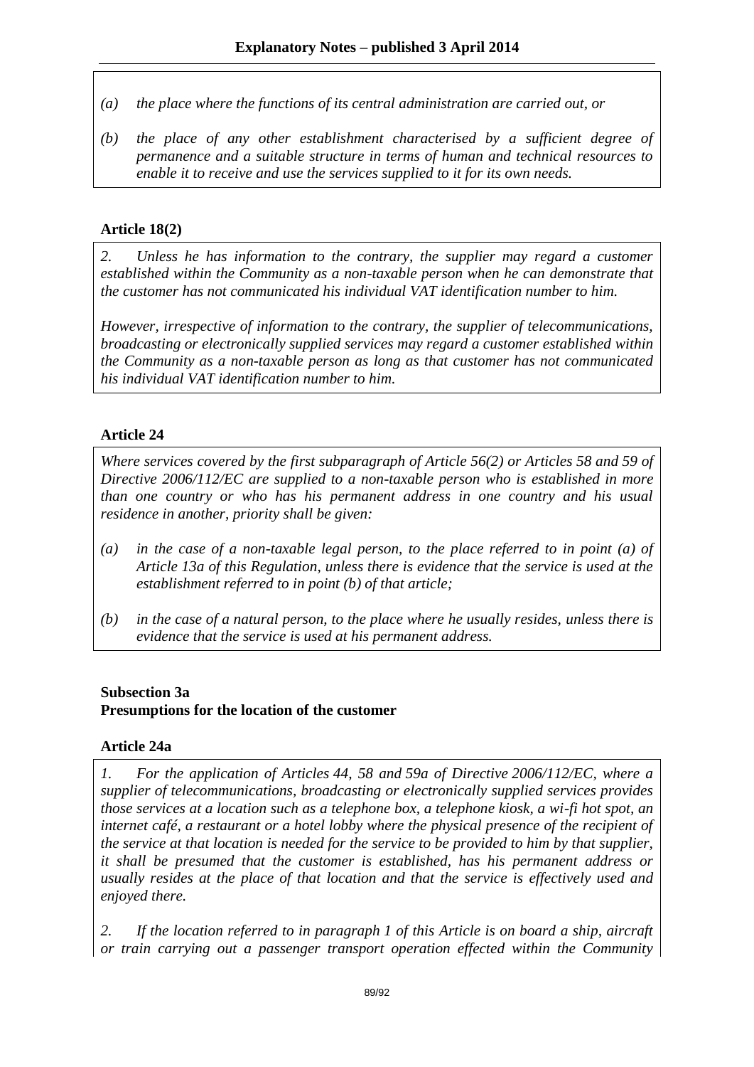*(a) the place where the functions of its central administration are carried out, or*

*(b) the place of any other establishment characterised by a sufficient degree of permanence and a suitable structure in terms of human and technical resources to enable it to receive and use the services supplied to it for its own needs.*

**Article 18(2)**

*2. Unless he has information to the contrary, the supplier may regard a customer established within the Community as a non-taxable person when he can demonstrate that the customer has not communicated his individual VAT identification number to him.*

*However, irrespective of information to the contrary, the supplier of telecommunications, broadcasting or electronically supplied services may regard a customer established within the Community as a non-taxable person as long as that customer has not communicated his individual VAT identification number to him.*

**Article 24**

*Where services covered by the first subparagraph of Article 56(2) or Articles 58 and 59 of Directive 2006/112/EC are supplied to a non-taxable person who is established in more than one country or who has his permanent address in one country and his usual residence in another, priority shall be given:*

*(a) in the case of a non-taxable legal person, to the place referred to in point (a) of Article 13a of this Regulation, unless there is evidence that the service is used at the establishment referred to in point (b) of that article;*

*(b) in the case of a natural person, to the place where he usually resides, unless there is evidence that the service is used at his permanent address.*

**Subsection 3a**
**Presumptions for the location of the customer**

**Article 24a**

*1. For the application of Articles 44, 58 and 59a of Directive 2006/112/EC, where a supplier of telecommunications, broadcasting or electronically supplied services provides those services at a location such as a telephone box, a telephone kiosk, a wi-fi hot spot, an internet café, a restaurant or a hotel lobby where the physical presence of the recipient of the service at that location is needed for the service to be provided to him by that supplier, it shall be presumed that the customer is established, has his permanent address or usually resides at the place of that location and that the service is effectively used and enjoyed there.*

*2. If the location referred to in paragraph 1 of this Article is on board a ship, aircraft or train carrying out a passenger transport operation effected within the Community*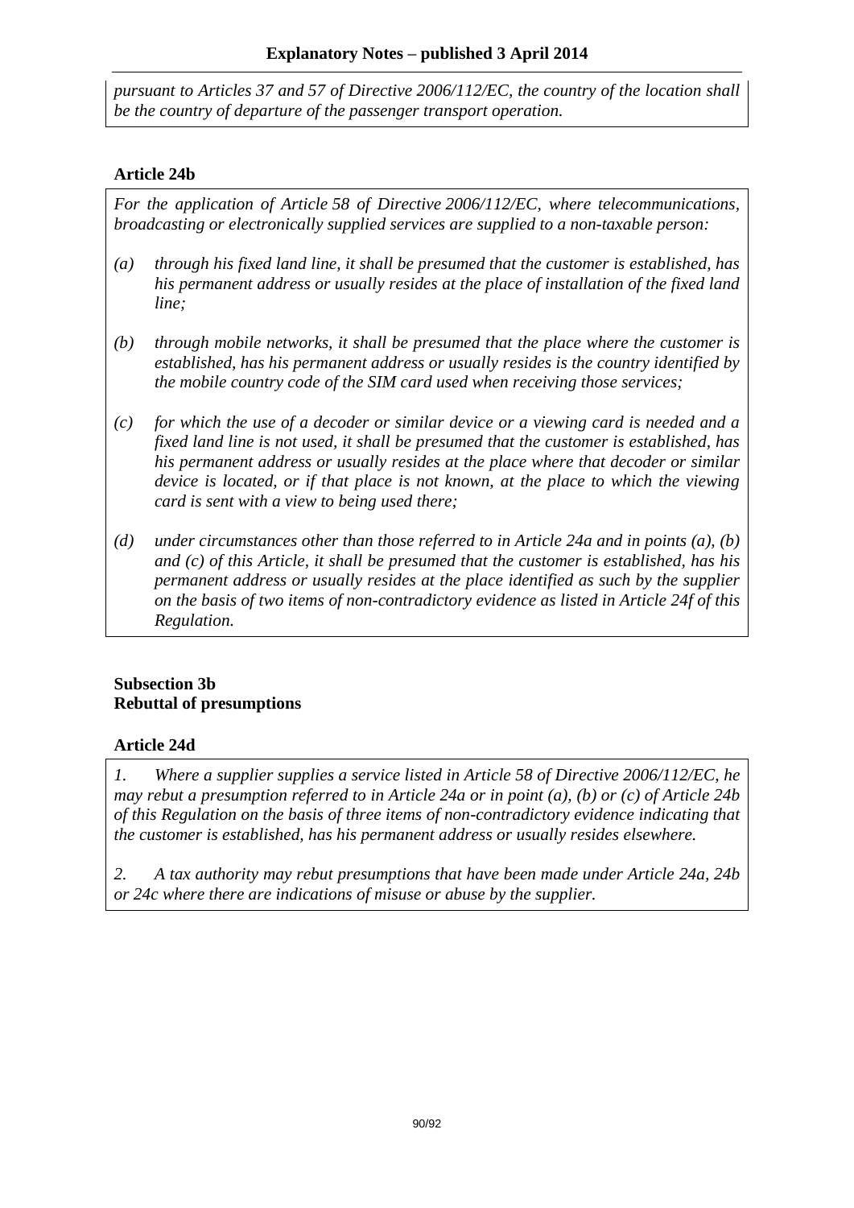*pursuant to Articles 37 and 57 of Directive 2006/112/EC, the country of the location shall be the country of departure of the passenger transport operation.*

### Article 24b

*For the application of Article 58 of Directive 2006/112/EC, where telecommunications, broadcasting or electronically supplied services are supplied to a non-taxable person:*

*(a) through his fixed land line, it shall be presumed that the customer is established, has his permanent address or usually resides at the place of installation of the fixed land line;*

*(b) through mobile networks, it shall be presumed that the place where the customer is established, has his permanent address or usually resides is the country identified by the mobile country code of the SIM card used when receiving those services;*

*(c) for which the use of a decoder or similar device or a viewing card is needed and a fixed land line is not used, it shall be presumed that the customer is established, has his permanent address or usually resides at the place where that decoder or similar device is located, or if that place is not known, at the place to which the viewing card is sent with a view to being used there;*

*(d) under circumstances other than those referred to in Article 24a and in points (a), (b) and (c) of this Article, it shall be presumed that the customer is established, has his permanent address or usually resides at the place identified as such by the supplier on the basis of two items of non-contradictory evidence as listed in Article 24f of this Regulation.*

### Subsection 3b
### Rebuttal of presumptions

### Article 24d

*1. Where a supplier supplies a service listed in Article 58 of Directive 2006/112/EC, he may rebut a presumption referred to in Article 24a or in point (a), (b) or (c) of Article 24b of this Regulation on the basis of three items of non-contradictory evidence indicating that the customer is established, has his permanent address or usually resides elsewhere.*

*2. A tax authority may rebut presumptions that have been made under Article 24a, 24b or 24c where there are indications of misuse or abuse by the supplier.*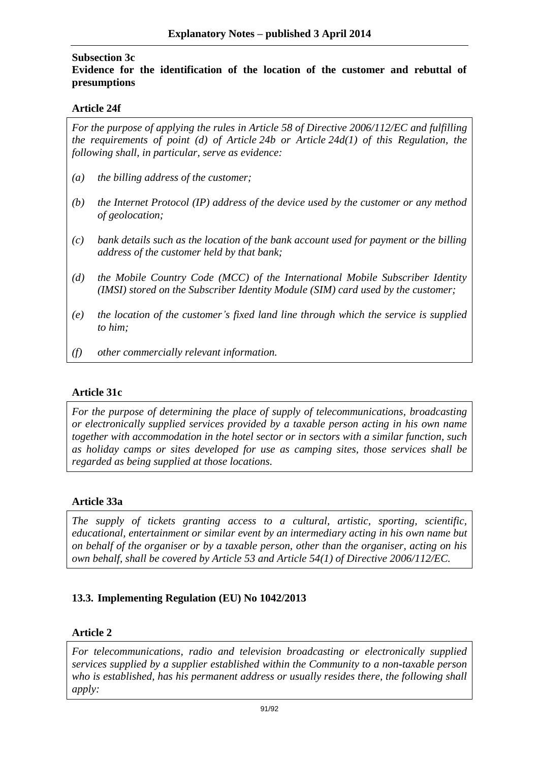**Subsection 3c**

**Evidence for the identification of the location of the customer and rebuttal of presumptions**

**Article 24f**

*For the purpose of applying the rules in Article 58 of Directive 2006/112/EC and fulfilling the requirements of point (d) of Article 24b or Article 24d(1) of this Regulation, the following shall, in particular, serve as evidence:*

*(a) the billing address of the customer;*

*(b) the Internet Protocol (IP) address of the device used by the customer or any method of geolocation;*

*(c) bank details such as the location of the bank account used for payment or the billing address of the customer held by that bank;*

*(d) the Mobile Country Code (MCC) of the International Mobile Subscriber Identity (IMSI) stored on the Subscriber Identity Module (SIM) card used by the customer;*

*(e) the location of the customer's fixed land line through which the service is supplied to him;*

*(f) other commercially relevant information.*

**Article 31c**

*For the purpose of determining the place of supply of telecommunications, broadcasting or electronically supplied services provided by a taxable person acting in his own name together with accommodation in the hotel sector or in sectors with a similar function, such as holiday camps or sites developed for use as camping sites, those services shall be regarded as being supplied at those locations.*

**Article 33a**

*The supply of tickets granting access to a cultural, artistic, sporting, scientific, educational, entertainment or similar event by an intermediary acting in his own name but on behalf of the organiser or by a taxable person, other than the organiser, acting on his own behalf, shall be covered by Article 53 and Article 54(1) of Directive 2006/112/EC.*

## 13.3. Implementing Regulation (EU) No 1042/2013

**Article 2**

*For telecommunications, radio and television broadcasting or electronically supplied services supplied by a supplier established within the Community to a non-taxable person who is established, has his permanent address or usually resides there, the following shall apply:*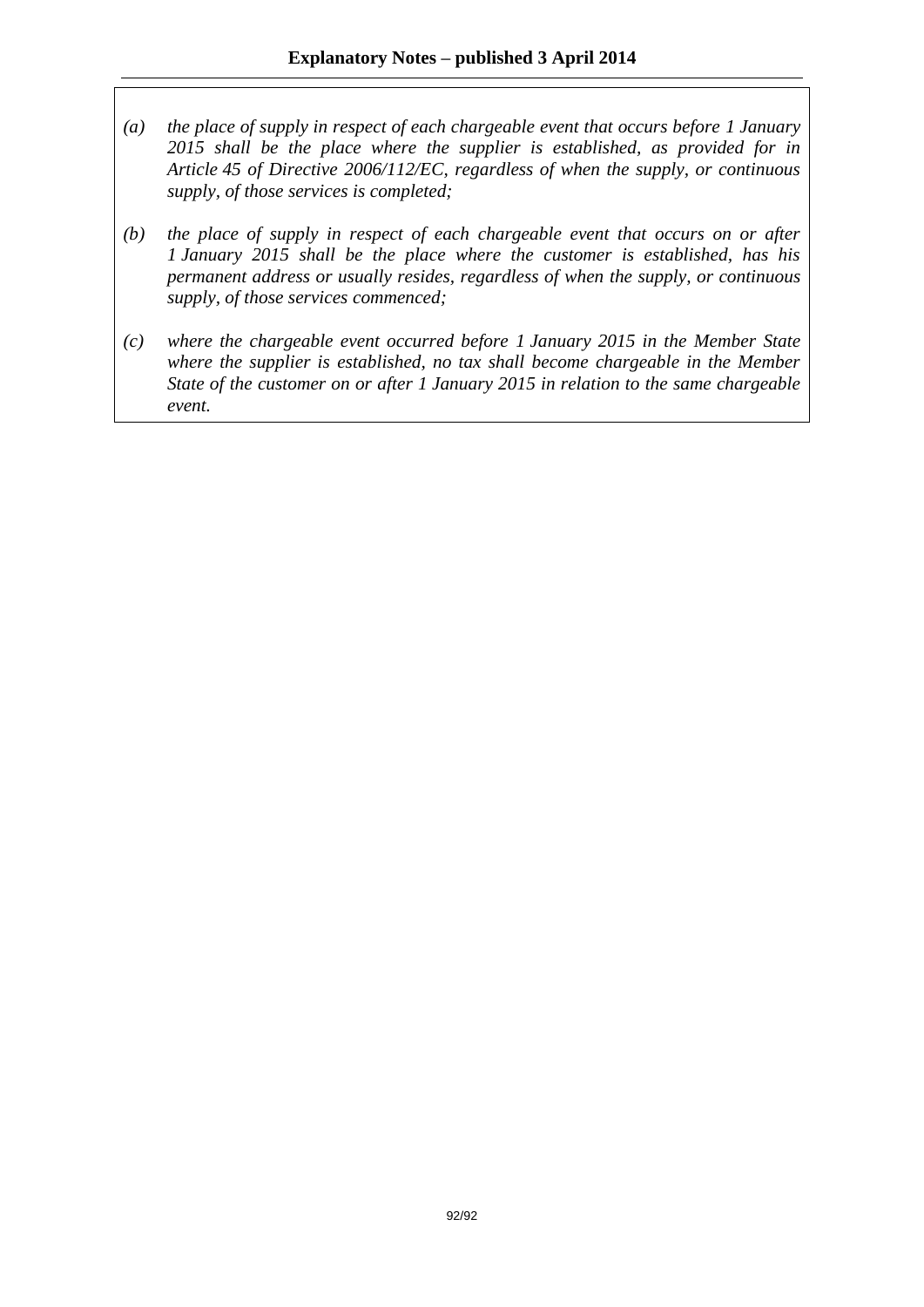*(a) the place of supply in respect of each chargeable event that occurs before 1 January 2015 shall be the place where the supplier is established, as provided for in Article 45 of Directive 2006/112/EC, regardless of when the supply, or continuous supply, of those services is completed;*

*(b) the place of supply in respect of each chargeable event that occurs on or after 1 January 2015 shall be the place where the customer is established, has his permanent address or usually resides, regardless of when the supply, or continuous supply, of those services commenced;*

*(c) where the chargeable event occurred before 1 January 2015 in the Member State where the supplier is established, no tax shall become chargeable in the Member State of the customer on or after 1 January 2015 in relation to the same chargeable event.*